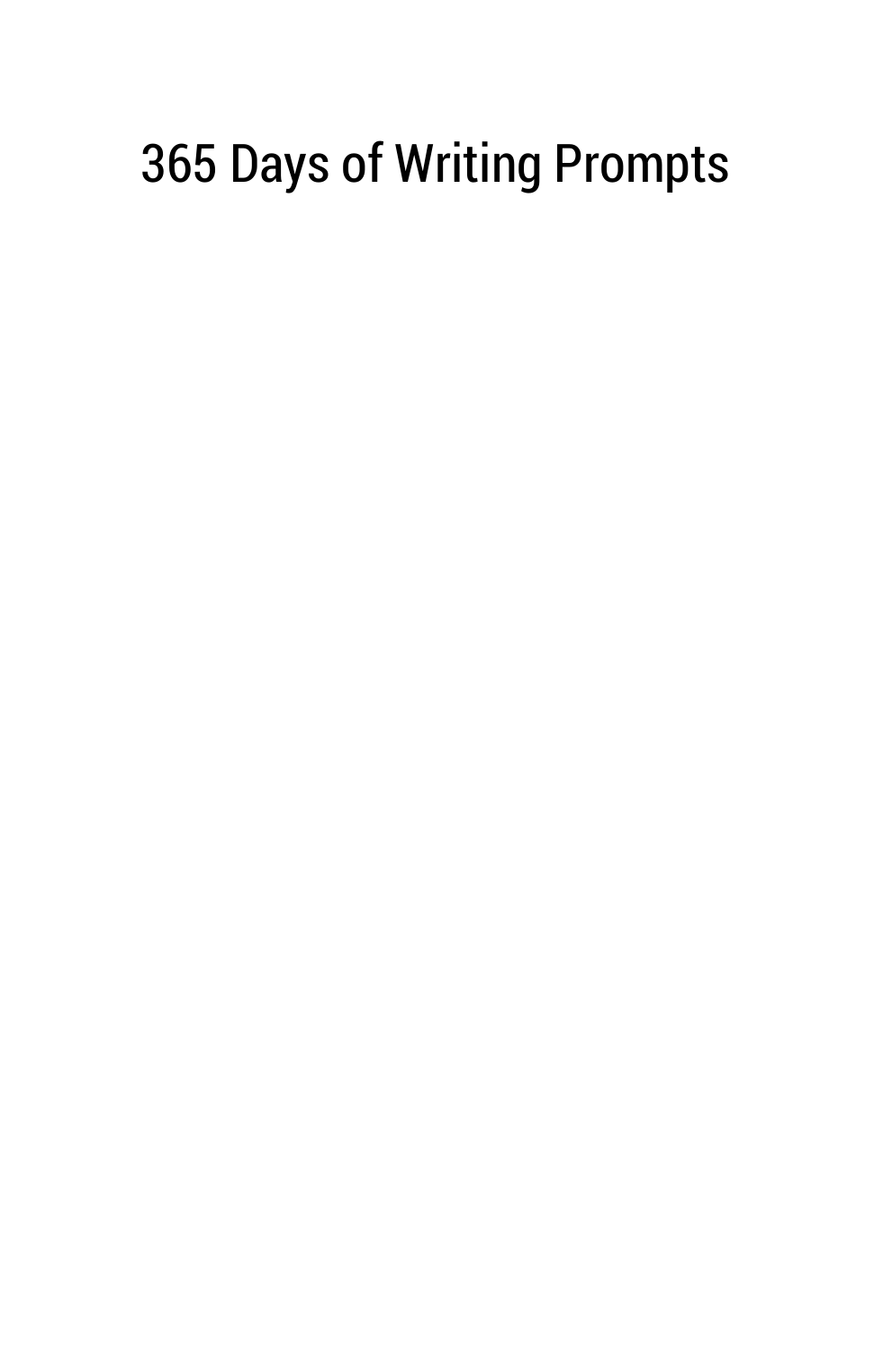# 365 Days of Writing Prompts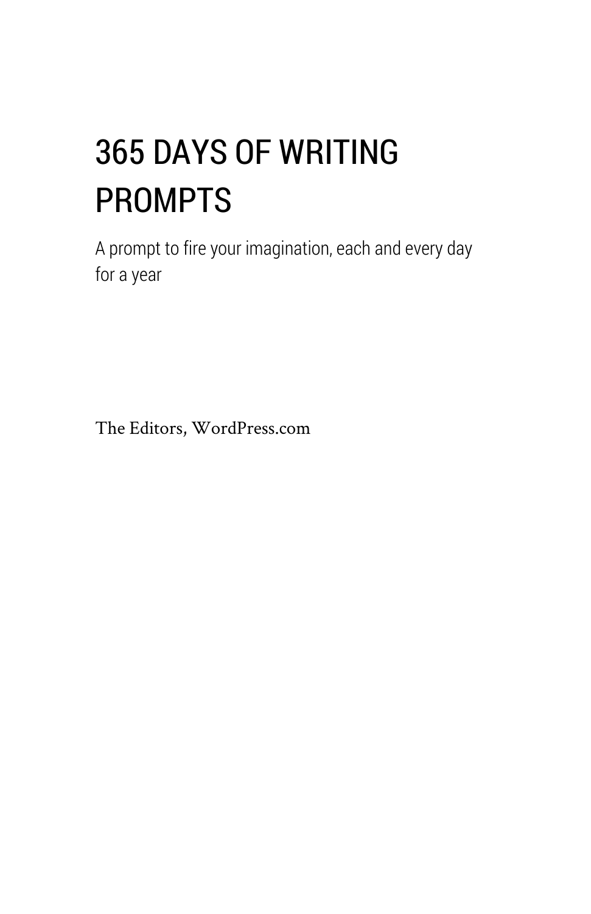# 365 DAYS OF WRITING PROMPTS

A prompt to fire your imagination, each and every day for a year

The Editors, WordPress.com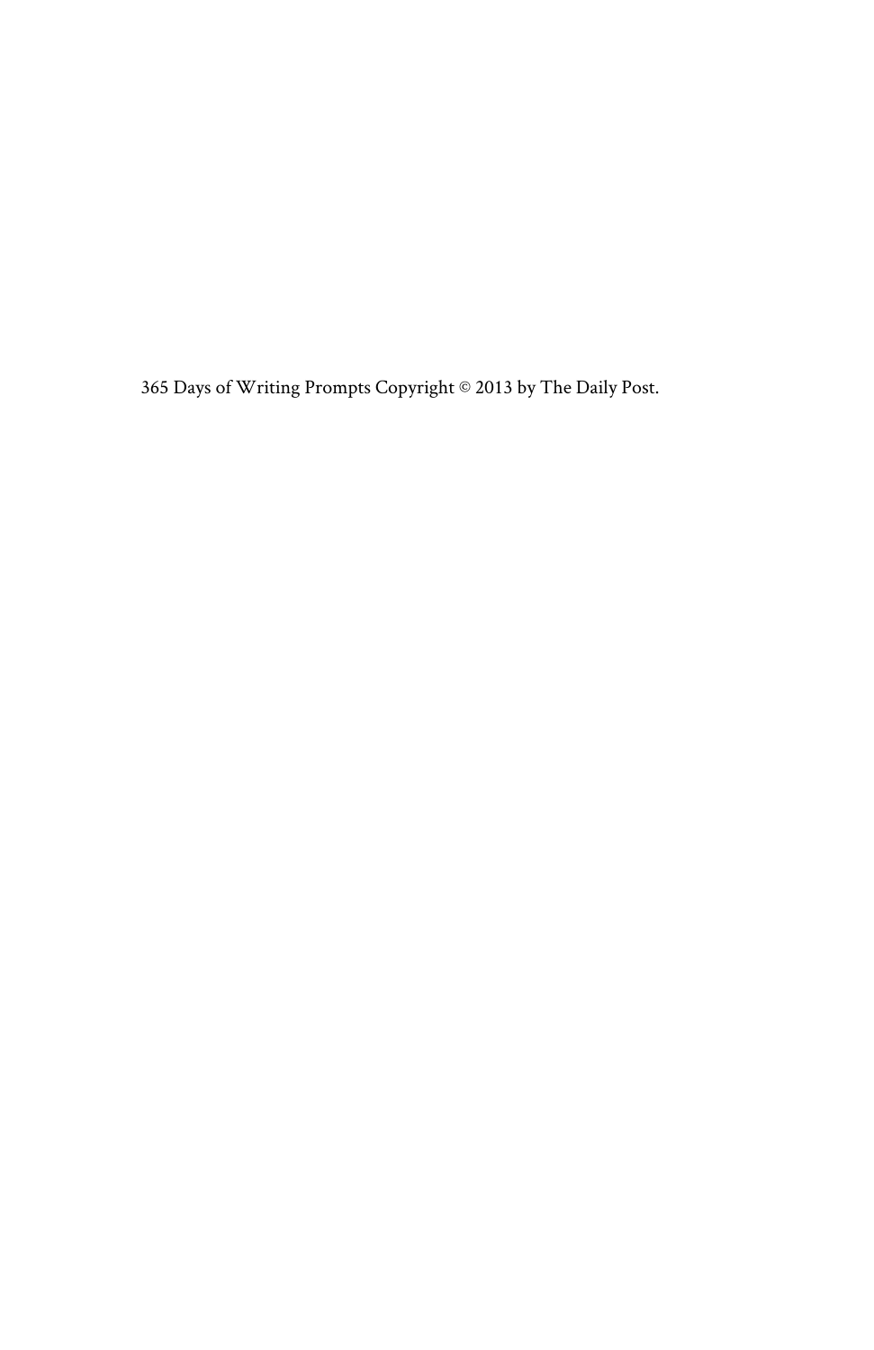365 Days of Writing Prompts Copyright © 2013 by The Daily Post.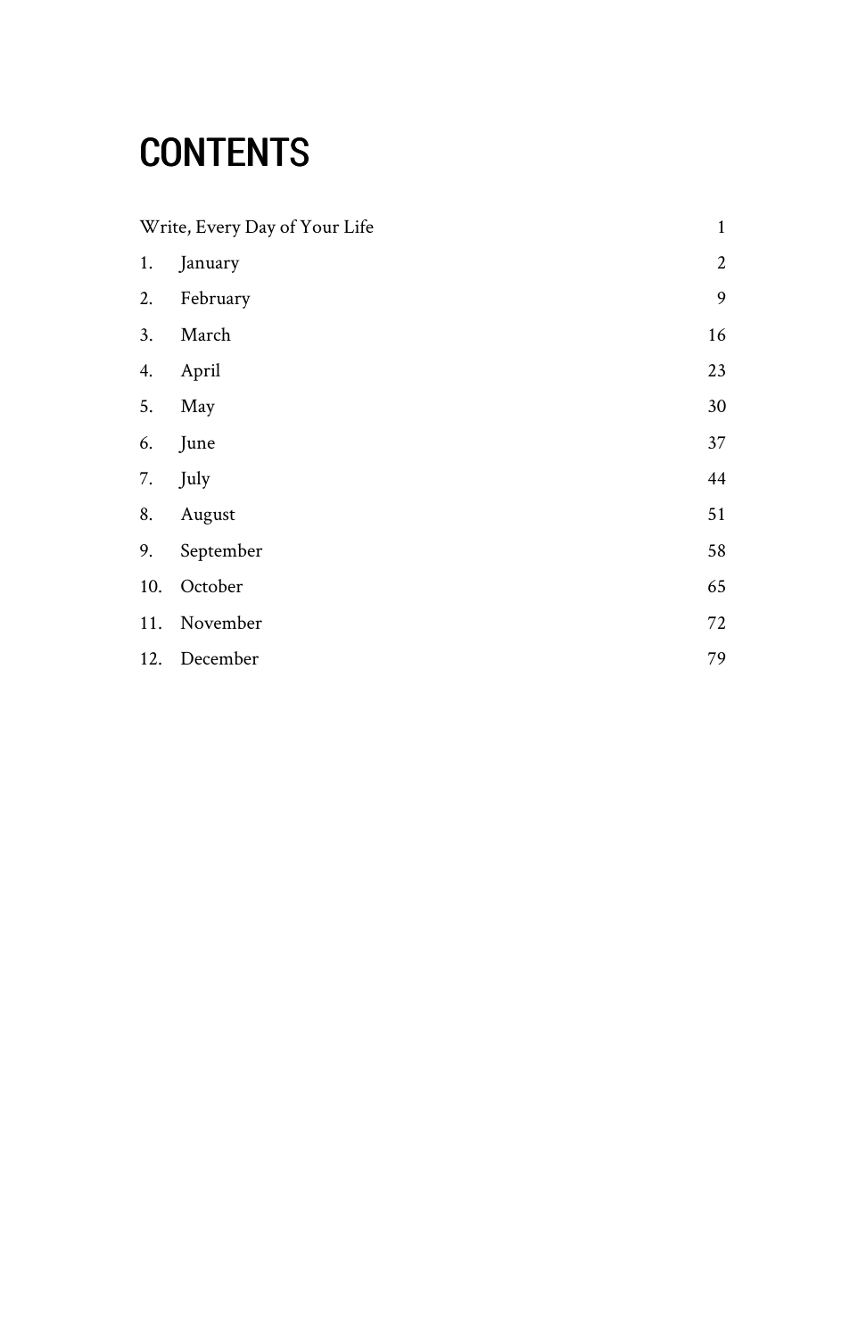# CONTENTS

| | | |
|---|---|---|
| Write, Every Day of Your Life | | 1 |
| 1. | January | 2 |
| 2. | February | 9 |
| 3. | March | 16 |
| 4. | April | 23 |
| 5. | May | 30 |
| 6. | June | 37 |
| 7. | July | 44 |
| 8. | August | 51 |
| 9. | September | 58 |
| 10. | October | 65 |
| 11. | November | 72 |
| 12. | December | 79 |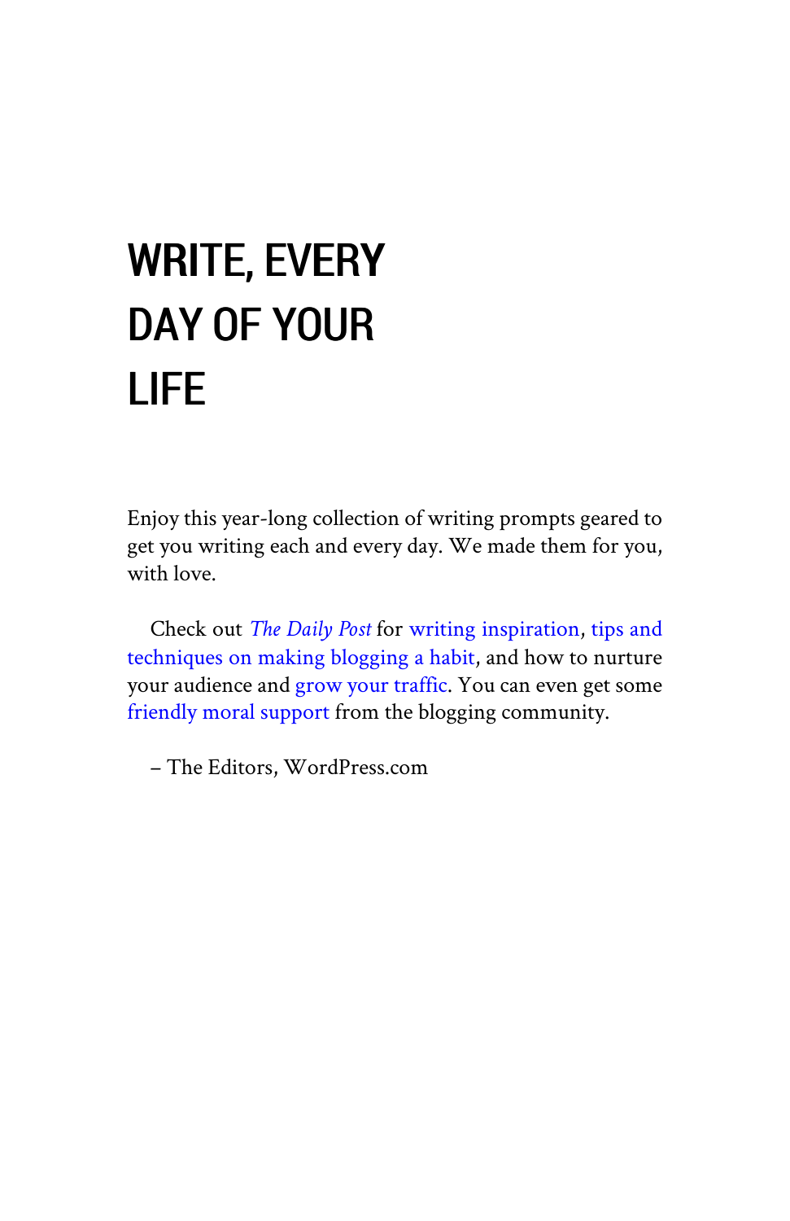# WRITE, EVERY DAY OF YOUR LIFE

Enjoy this year-long collection of writing prompts geared to get you writing each and every day. We made them for you, with love.

Check out *The Daily Post* for writing inspiration, tips and techniques on making blogging a habit, and how to nurture your audience and grow your traffic. You can even get some friendly moral support from the blogging community.

– The Editors, WordPress.com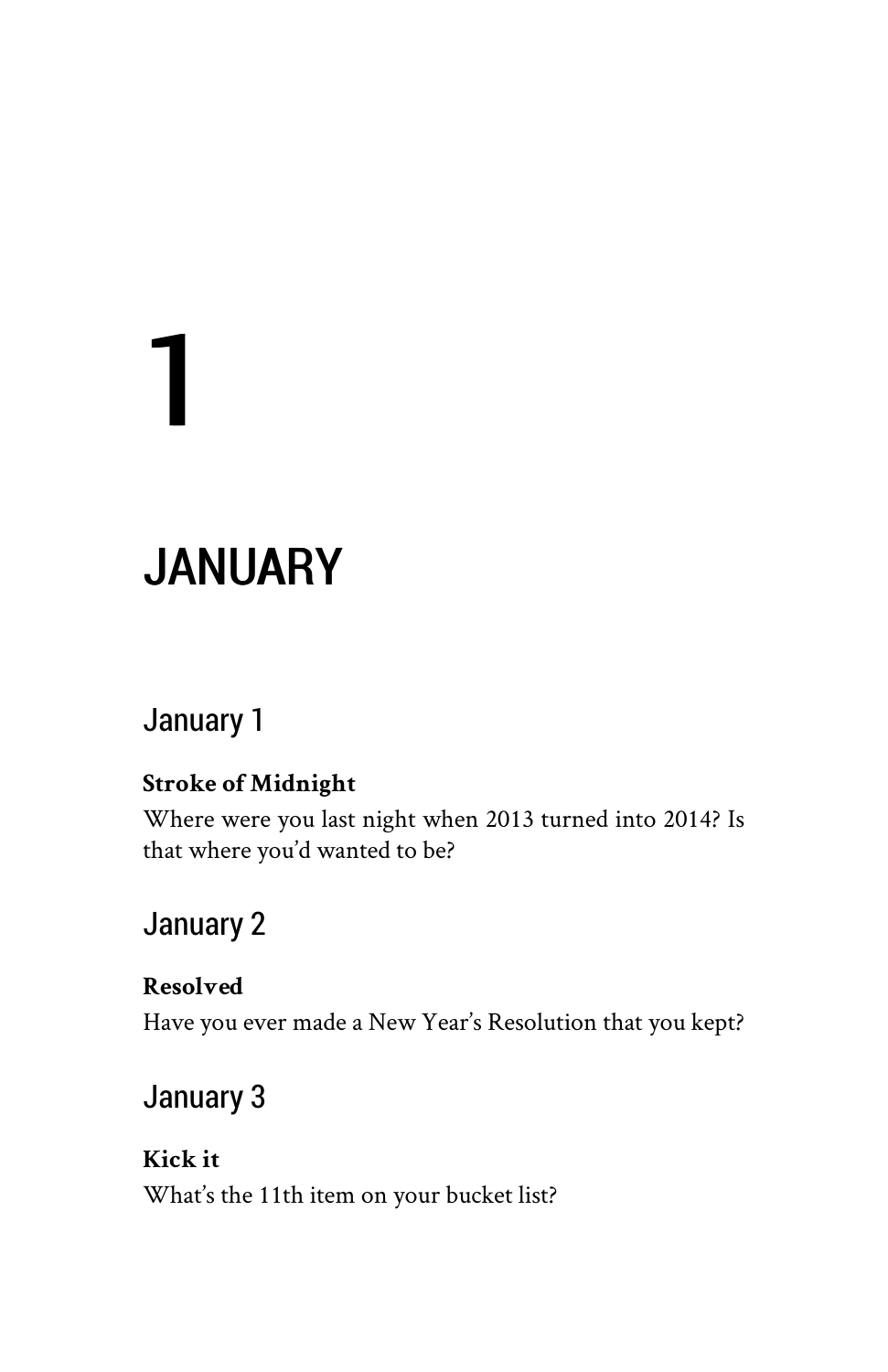# 1

# JANUARY

## January 1

**Stroke of Midnight**

Where were you last night when 2013 turned into 2014? Is that where you'd wanted to be?

## January 2

**Resolved**

Have you ever made a New Year's Resolution that you kept?

## January 3

**Kick it**

What's the 11th item on your bucket list?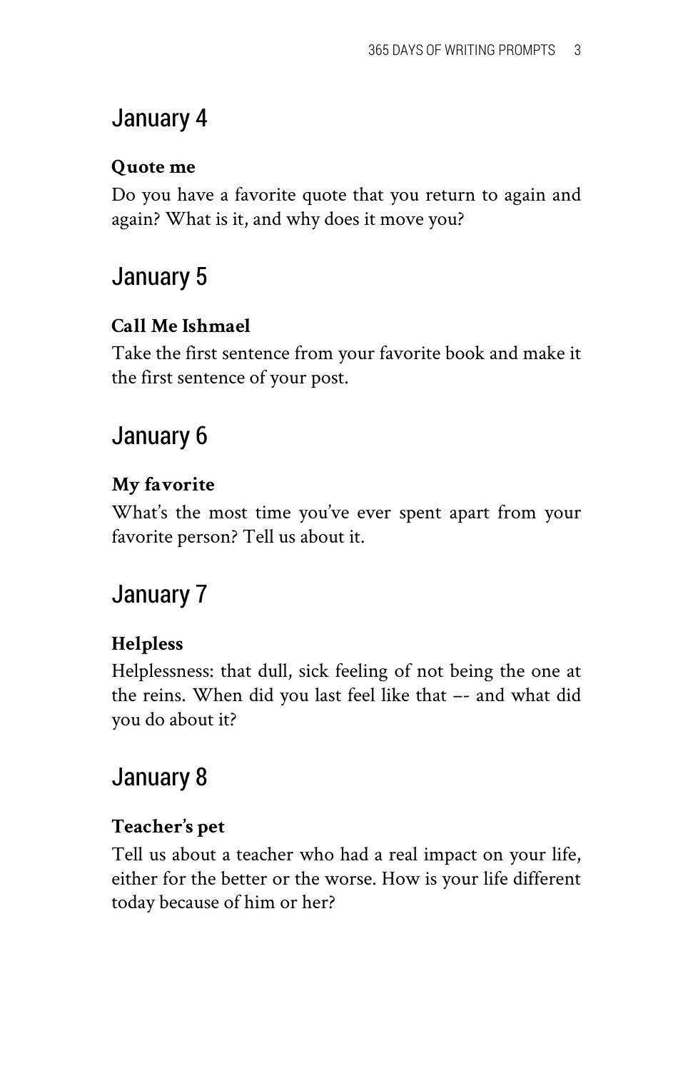## January 4

**Quote me**

Do you have a favorite quote that you return to again and again? What is it, and why does it move you?

## January 5

**Call Me Ishmael**

Take the first sentence from your favorite book and make it the first sentence of your post.

## January 6

**My favorite**

What's the most time you've ever spent apart from your favorite person? Tell us about it.

## January 7

**Helpless**

Helplessness: that dull, sick feeling of not being the one at the reins. When did you last feel like that –- and what did you do about it?

## January 8

**Teacher's pet**

Tell us about a teacher who had a real impact on your life, either for the better or the worse. How is your life different today because of him or her?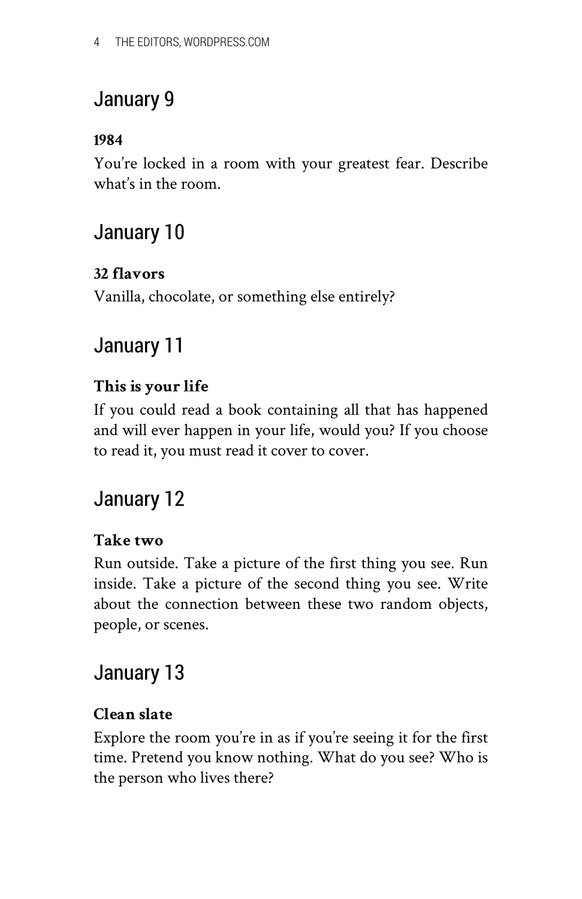## January 9

**1984**

You're locked in a room with your greatest fear. Describe what's in the room.

## January 10

**32 flavors**

Vanilla, chocolate, or something else entirely?

## January 11

**This is your life**

If you could read a book containing all that has happened and will ever happen in your life, would you? If you choose to read it, you must read it cover to cover.

## January 12

**Take two**

Run outside. Take a picture of the first thing you see. Run inside. Take a picture of the second thing you see. Write about the connection between these two random objects, people, or scenes.

## January 13

**Clean slate**

Explore the room you're in as if you're seeing it for the first time. Pretend you know nothing. What do you see? Who is the person who lives there?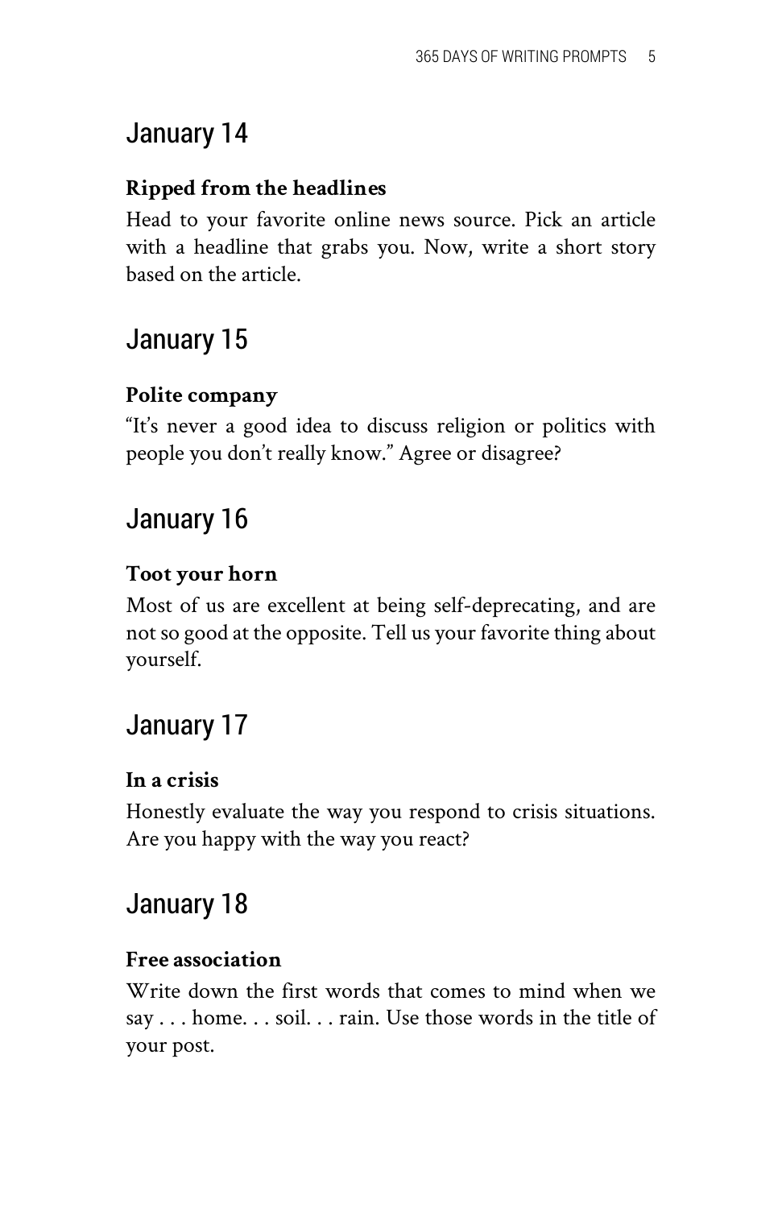## January 14

**Ripped from the headlines**

Head to your favorite online news source. Pick an article with a headline that grabs you. Now, write a short story based on the article.

## January 15

**Polite company**

“It’s never a good idea to discuss religion or politics with people you don’t really know.” Agree or disagree?

## January 16

**Toot your horn**

Most of us are excellent at being self-deprecating, and are not so good at the opposite. Tell us your favorite thing about yourself.

## January 17

**In a crisis**

Honestly evaluate the way you respond to crisis situations. Are you happy with the way you react?

## January 18

**Free association**

Write down the first words that comes to mind when we say . . . home. . . soil. . . rain. Use those words in the title of your post.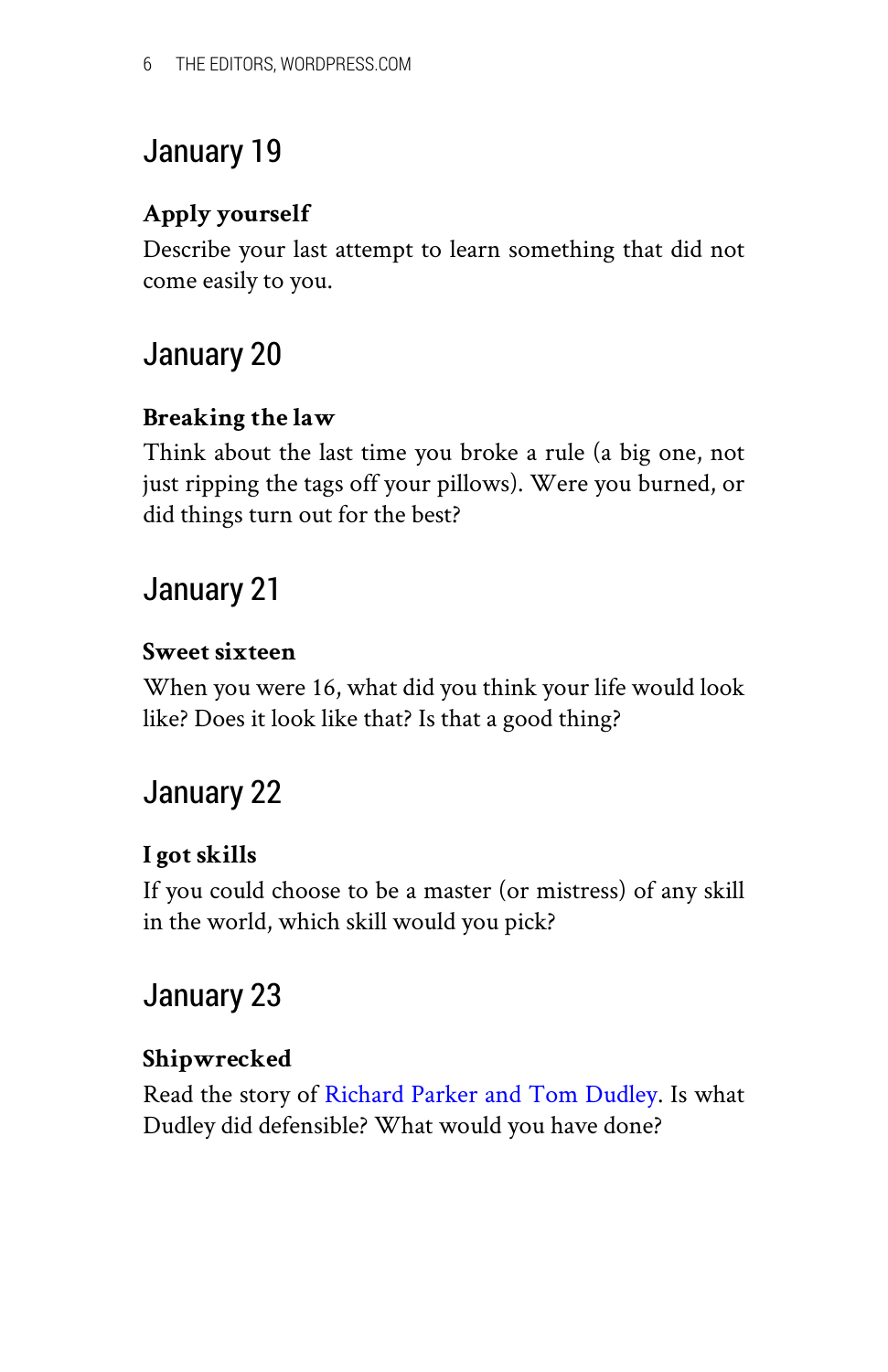## January 19

**Apply yourself**

Describe your last attempt to learn something that did not come easily to you.

## January 20

**Breaking the law**

Think about the last time you broke a rule (a big one, not just ripping the tags off your pillows). Were you burned, or did things turn out for the best?

## January 21

**Sweet sixteen**

When you were 16, what did you think your life would look like? Does it look like that? Is that a good thing?

## January 22

**I got skills**

If you could choose to be a master (or mistress) of any skill in the world, which skill would you pick?

## January 23

**Shipwrecked**

Read the story of Richard Parker and Tom Dudley. Is what Dudley did defensible? What would you have done?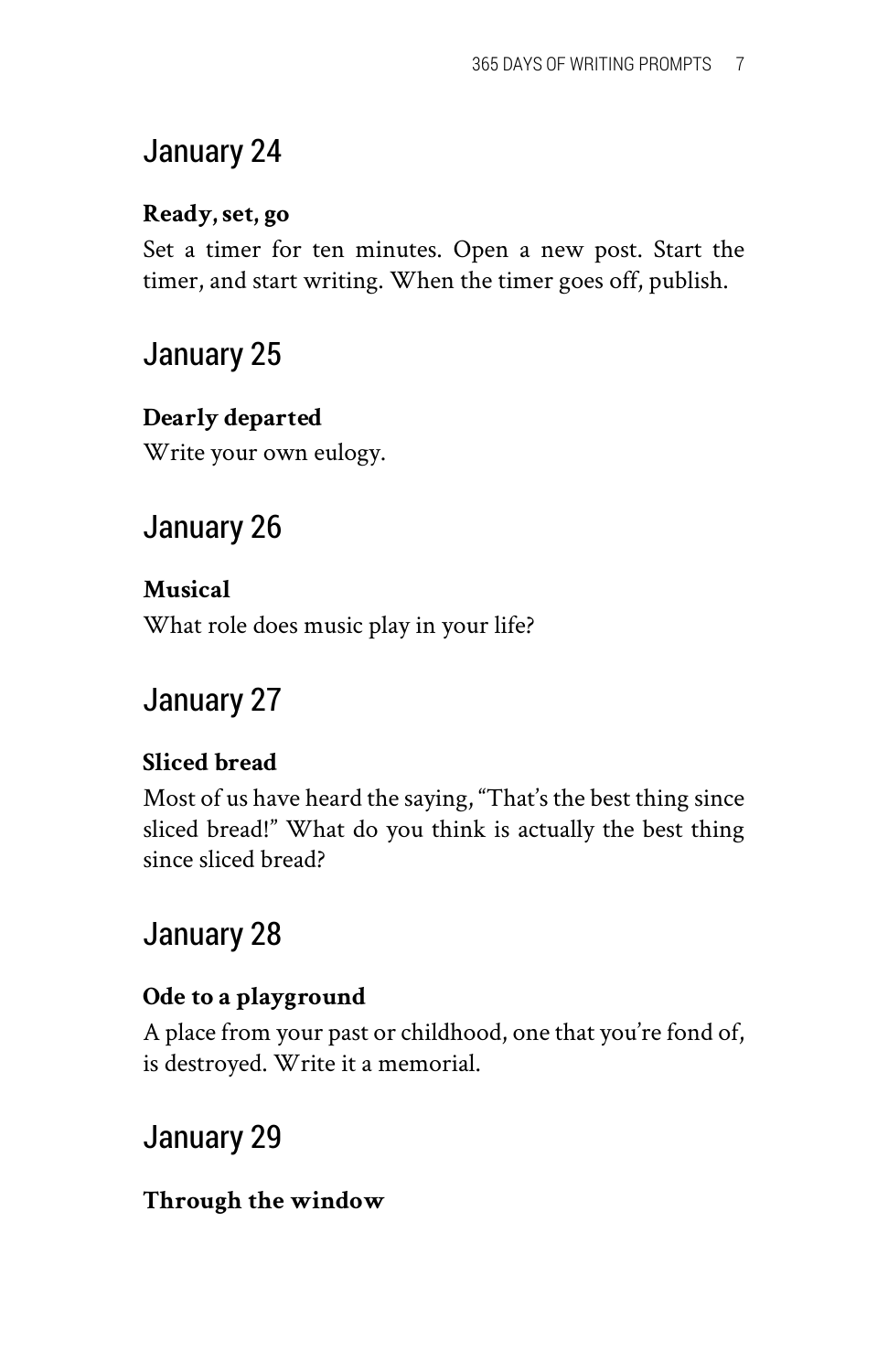## January 24

**Ready, set, go**

Set a timer for ten minutes. Open a new post. Start the timer, and start writing. When the timer goes off, publish.

## January 25

**Dearly departed**

Write your own eulogy.

## January 26

**Musical**

What role does music play in your life?

## January 27

**Sliced bread**

Most of us have heard the saying, “That’s the best thing since sliced bread!” What do you think is actually the best thing since sliced bread?

## January 28

**Ode to a playground**

A place from your past or childhood, one that you’re fond of, is destroyed. Write it a memorial.

## January 29

**Through the window**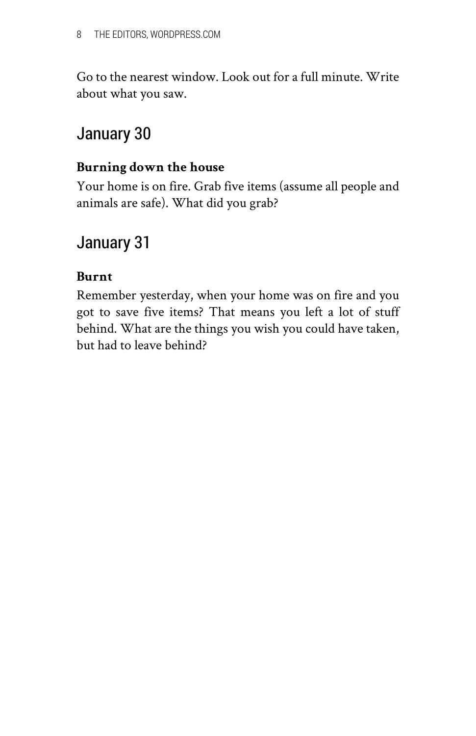Go to the nearest window. Look out for a full minute. Write about what you saw.

## January 30

**Burning down the house**

Your home is on fire. Grab five items (assume all people and animals are safe). What did you grab?

## January 31

**Burnt**

Remember yesterday, when your home was on fire and you got to save five items? That means you left a lot of stuff behind. What are the things you wish you could have taken, but had to leave behind?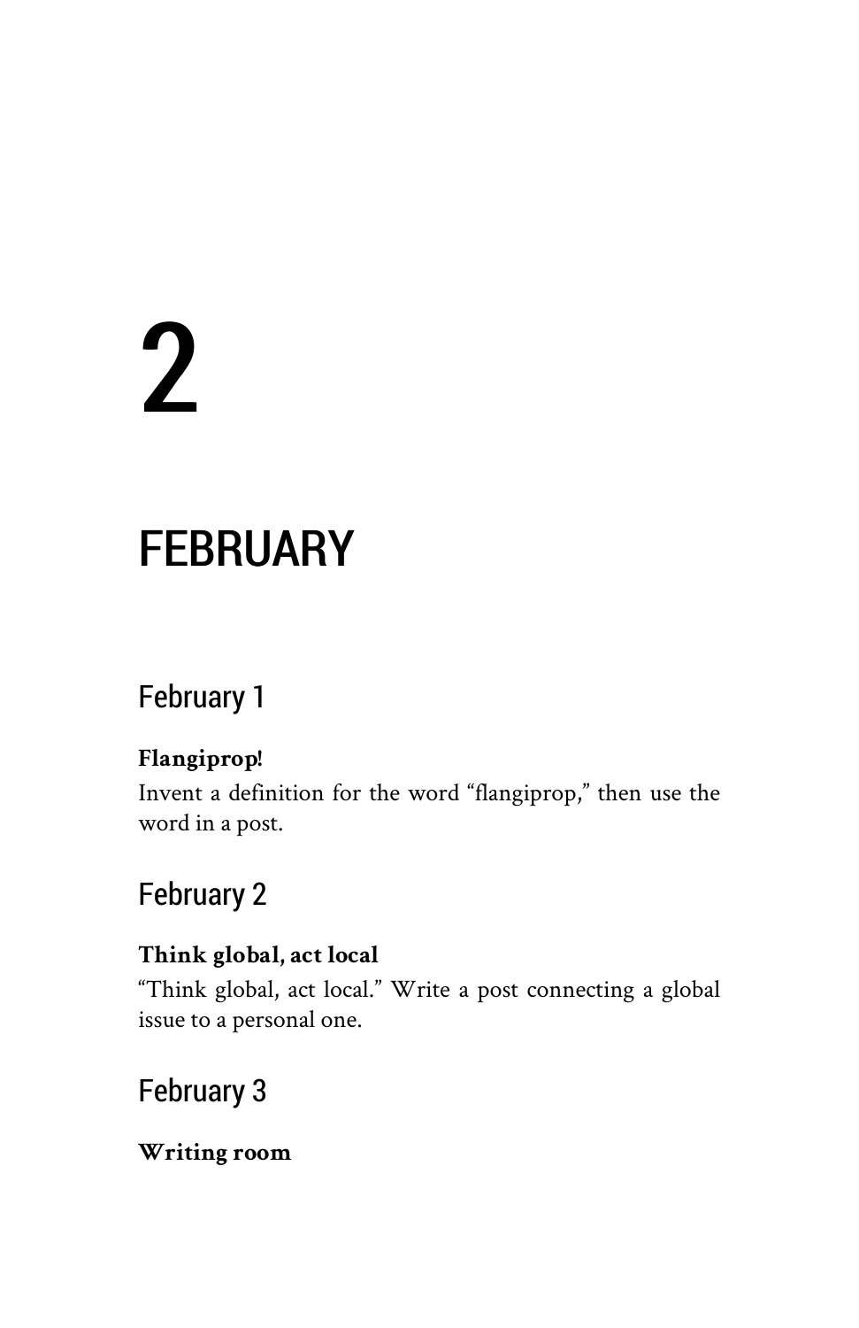# 2

# FEBRUARY

## February 1

**Flangiprop!**

Invent a definition for the word “flangiprop,” then use the word in a post.

## February 2

**Think global, act local**

“Think global, act local.” Write a post connecting a global issue to a personal one.

## February 3

**Writing room**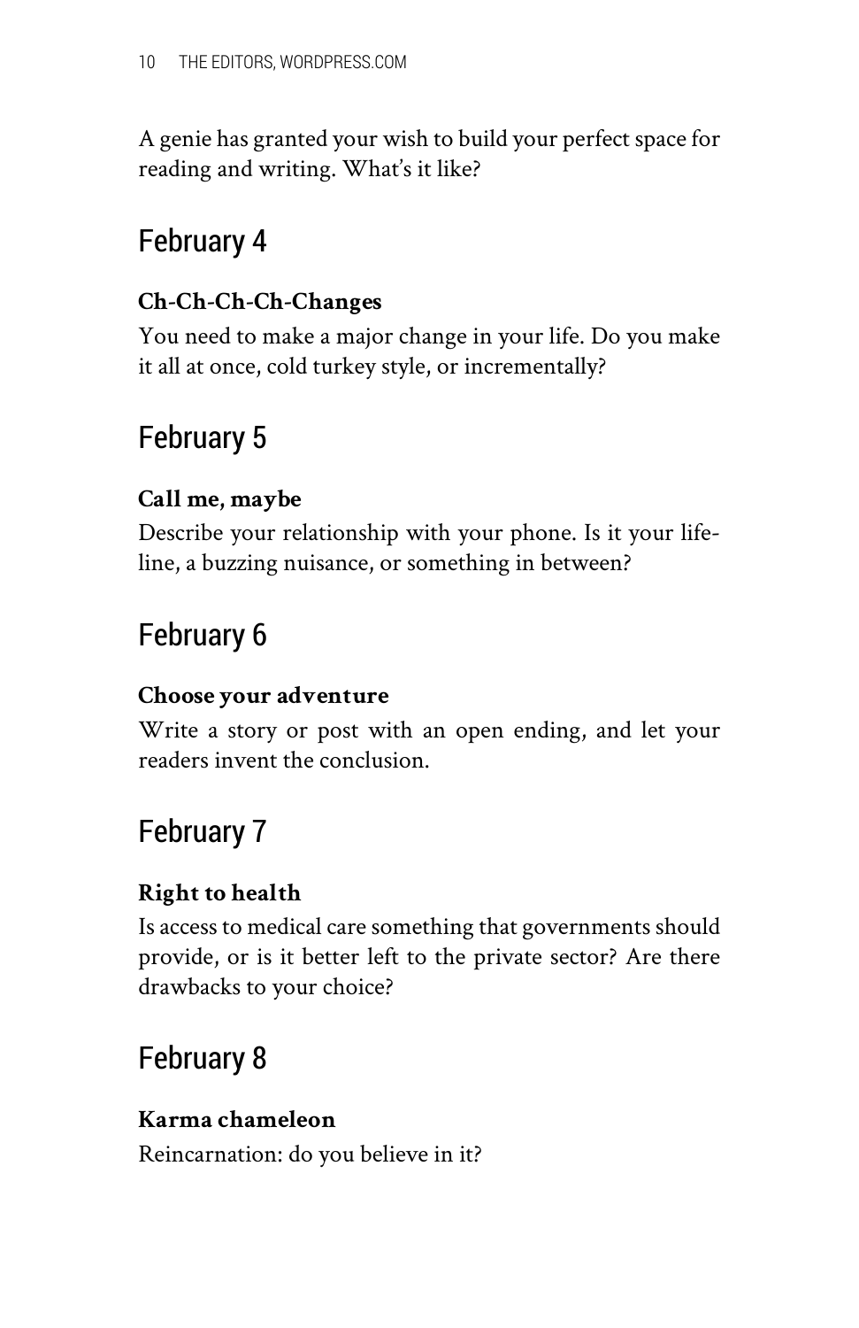A genie has granted your wish to build your perfect space for reading and writing. What's it like?

## February 4

**Ch-Ch-Ch-Ch-Changes**

You need to make a major change in your life. Do you make it all at once, cold turkey style, or incrementally?

## February 5

**Call me, maybe**

Describe your relationship with your phone. Is it your lifeline, a buzzing nuisance, or something in between?

## February 6

**Choose your adventure**

Write a story or post with an open ending, and let your readers invent the conclusion.

## February 7

**Right to health**

Is access to medical care something that governments should provide, or is it better left to the private sector? Are there drawbacks to your choice?

## February 8

**Karma chameleon**

Reincarnation: do you believe in it?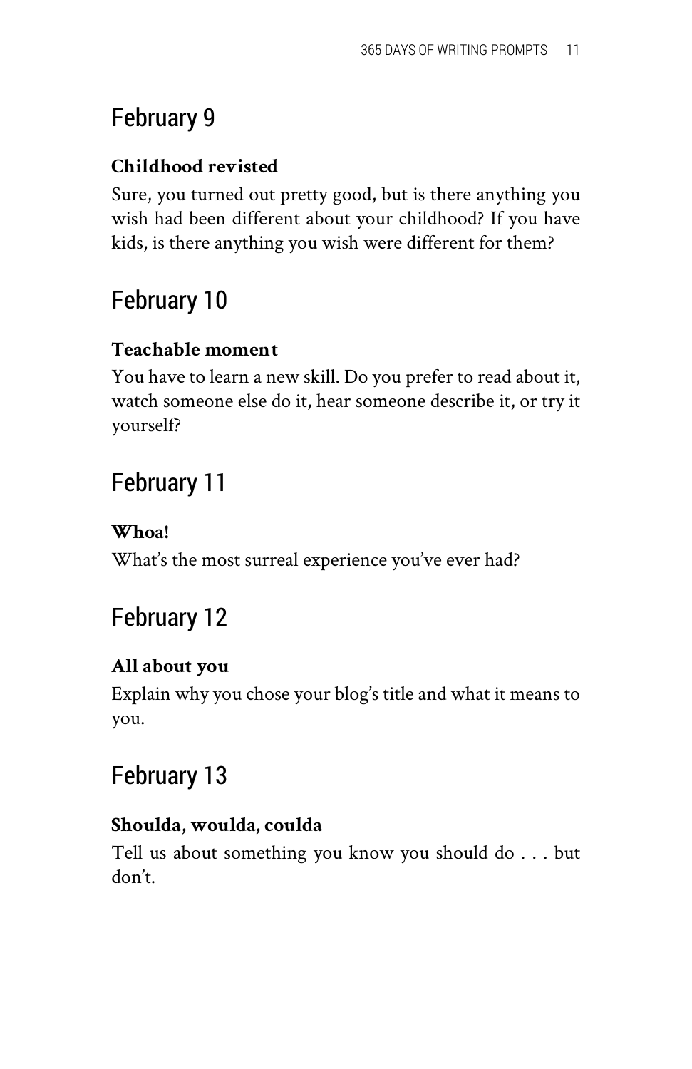## February 9

**Childhood revisted**

Sure, you turned out pretty good, but is there anything you wish had been different about your childhood? If you have kids, is there anything you wish were different for them?

## February 10

**Teachable moment**

You have to learn a new skill. Do you prefer to read about it, watch someone else do it, hear someone describe it, or try it yourself?

## February 11

**Whoa!**

What's the most surreal experience you've ever had?

## February 12

**All about you**

Explain why you chose your blog's title and what it means to you.

## February 13

**Shoulda, woulda, coulda**

Tell us about something you know you should do . . . but don't.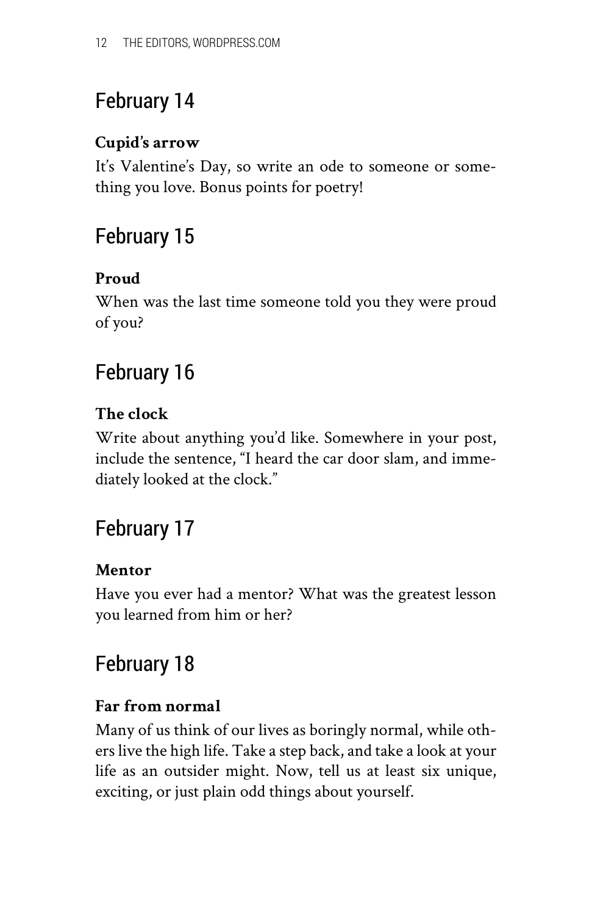## February 14

**Cupid's arrow**

It's Valentine's Day, so write an ode to someone or something you love. Bonus points for poetry!

## February 15

**Proud**

When was the last time someone told you they were proud of you?

## February 16

**The clock**

Write about anything you'd like. Somewhere in your post, include the sentence, "I heard the car door slam, and immediately looked at the clock."

## February 17

**Mentor**

Have you ever had a mentor? What was the greatest lesson you learned from him or her?

## February 18

**Far from normal**

Many of us think of our lives as boringly normal, while others live the high life. Take a step back, and take a look at your life as an outsider might. Now, tell us at least six unique, exciting, or just plain odd things about yourself.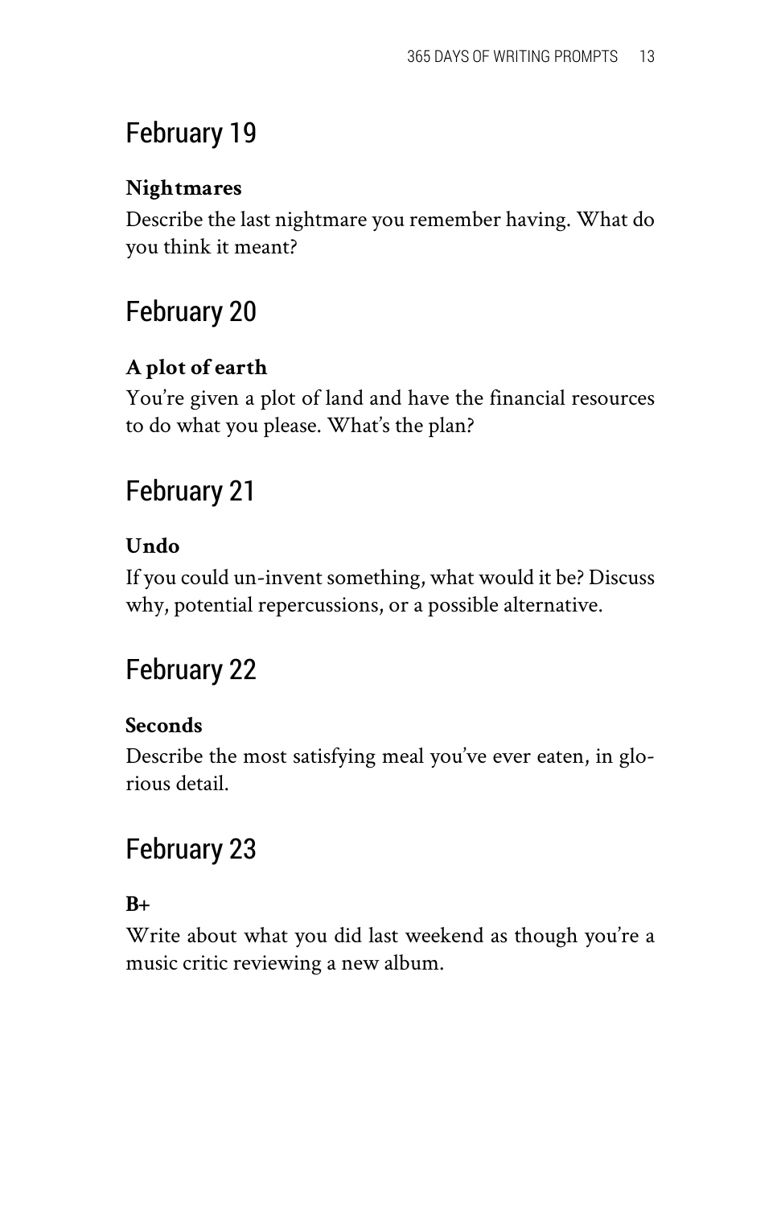## February 19

**Nightmares**

Describe the last nightmare you remember having. What do you think it meant?

## February 20

**A plot of earth**

You're given a plot of land and have the financial resources to do what you please. What's the plan?

## February 21

**Undo**

If you could un-invent something, what would it be? Discuss why, potential repercussions, or a possible alternative.

## February 22

**Seconds**

Describe the most satisfying meal you've ever eaten, in glorious detail.

## February 23

**B+**

Write about what you did last weekend as though you're a music critic reviewing a new album.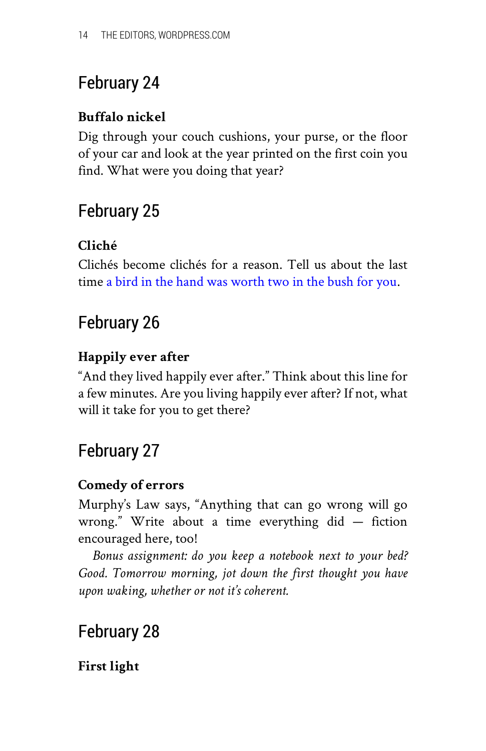## February 24

**Buffalo nickel**

Dig through your couch cushions, your purse, or the floor of your car and look at the year printed on the first coin you find. What were you doing that year?

## February 25

**Cliché**

Clichés become clichés for a reason. Tell us about the last time a bird in the hand was worth two in the bush for you.

## February 26

**Happily ever after**

"And they lived happily ever after." Think about this line for a few minutes. Are you living happily ever after? If not, what will it take for you to get there?

## February 27

**Comedy of errors**

Murphy's Law says, "Anything that can go wrong will go wrong." Write about a time everything did — fiction encouraged here, too!

*Bonus assignment: do you keep a notebook next to your bed? Good. Tomorrow morning, jot down the first thought you have upon waking, whether or not it's coherent.*

## February 28

**First light**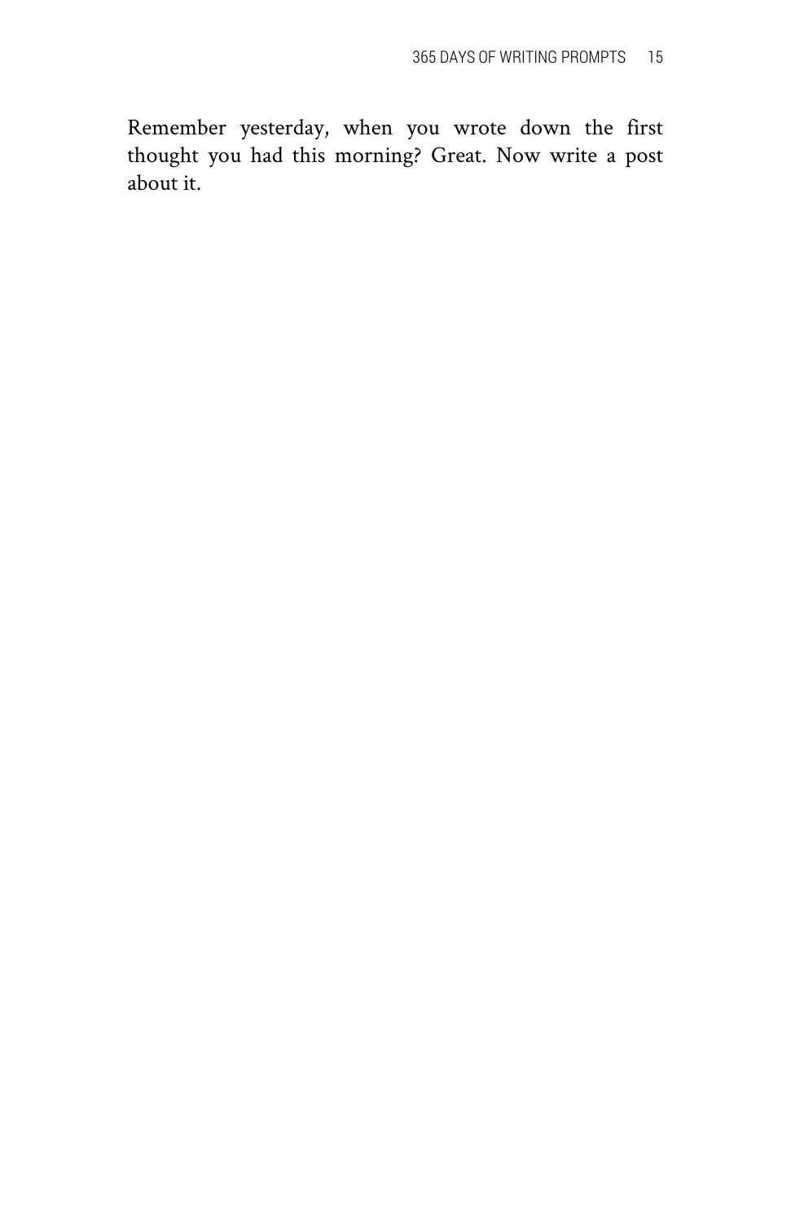Remember yesterday, when you wrote down the first thought you had this morning? Great. Now write a post about it.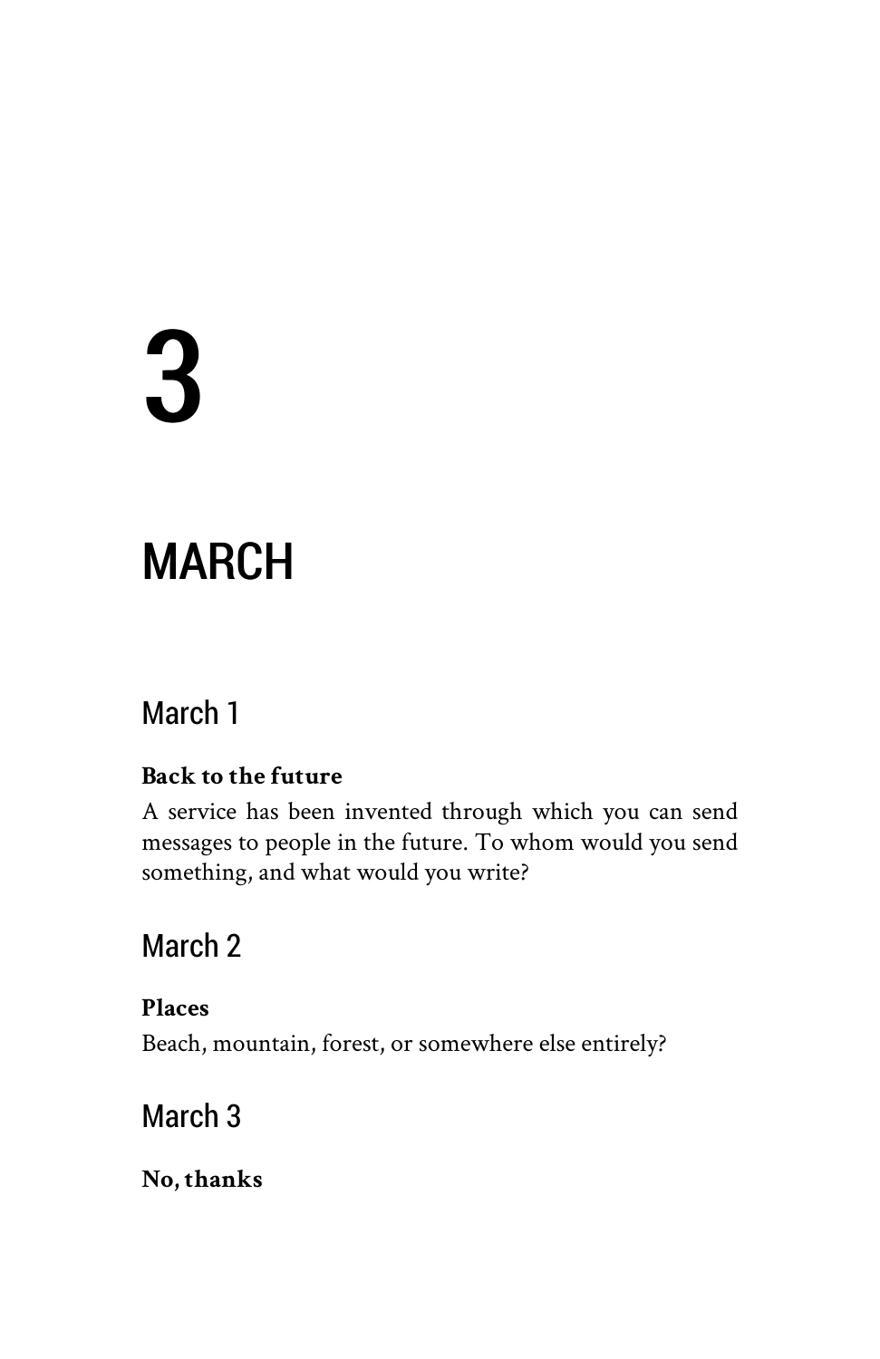# 3

# MARCH

## March 1

**Back to the future**

A service has been invented through which you can send messages to people in the future. To whom would you send something, and what would you write?

## March 2

**Places**

Beach, mountain, forest, or somewhere else entirely?

## March 3

**No, thanks**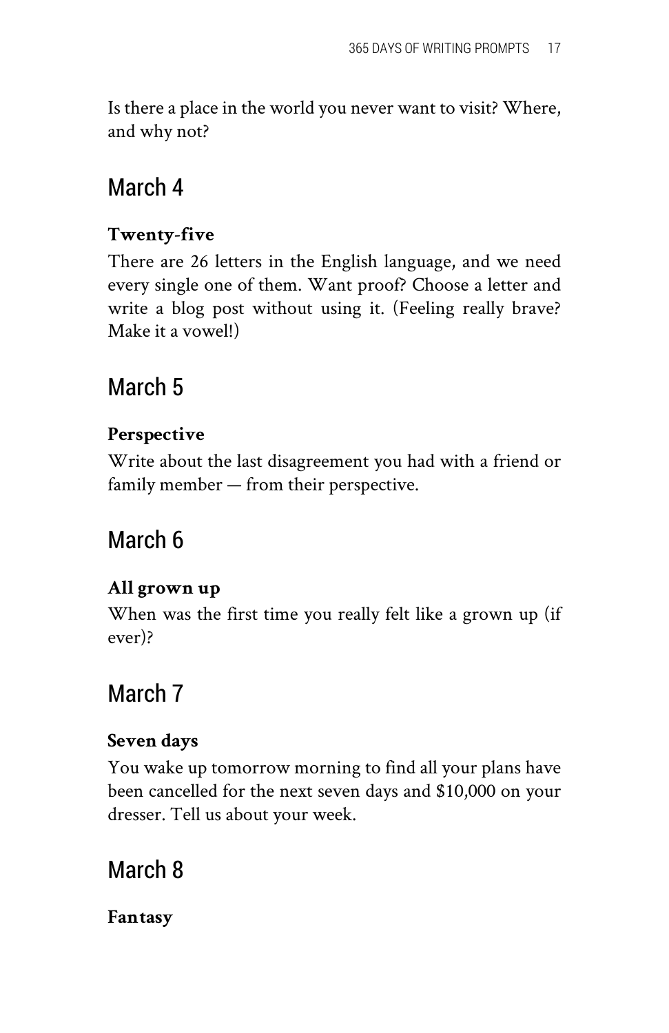Is there a place in the world you never want to visit? Where, and why not?

## March 4

**Twenty-five**

There are 26 letters in the English language, and we need every single one of them. Want proof? Choose a letter and write a blog post without using it. (Feeling really brave? Make it a vowel!)

## March 5

**Perspective**

Write about the last disagreement you had with a friend or family member — from their perspective.

## March 6

**All grown up**

When was the first time you really felt like a grown up (if ever)?

## March 7

**Seven days**

You wake up tomorrow morning to find all your plans have been cancelled for the next seven days and $10,000 on your dresser. Tell us about your week.

## March 8

**Fantasy**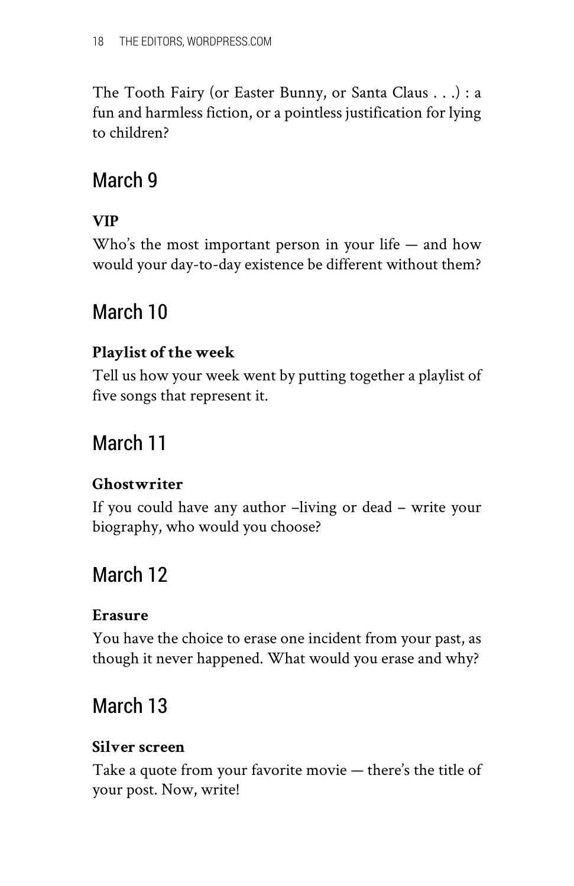The Tooth Fairy (or Easter Bunny, or Santa Claus . . .) : a fun and harmless fiction, or a pointless justification for lying to children?

## March 9

**VIP**

Who's the most important person in your life — and how would your day-to-day existence be different without them?

## March 10

**Playlist of the week**

Tell us how your week went by putting together a playlist of five songs that represent it.

## March 11

**Ghostwriter**

If you could have any author –living or dead – write your biography, who would you choose?

## March 12

**Erasure**

You have the choice to erase one incident from your past, as though it never happened. What would you erase and why?

## March 13

**Silver screen**

Take a quote from your favorite movie — there's the title of your post. Now, write!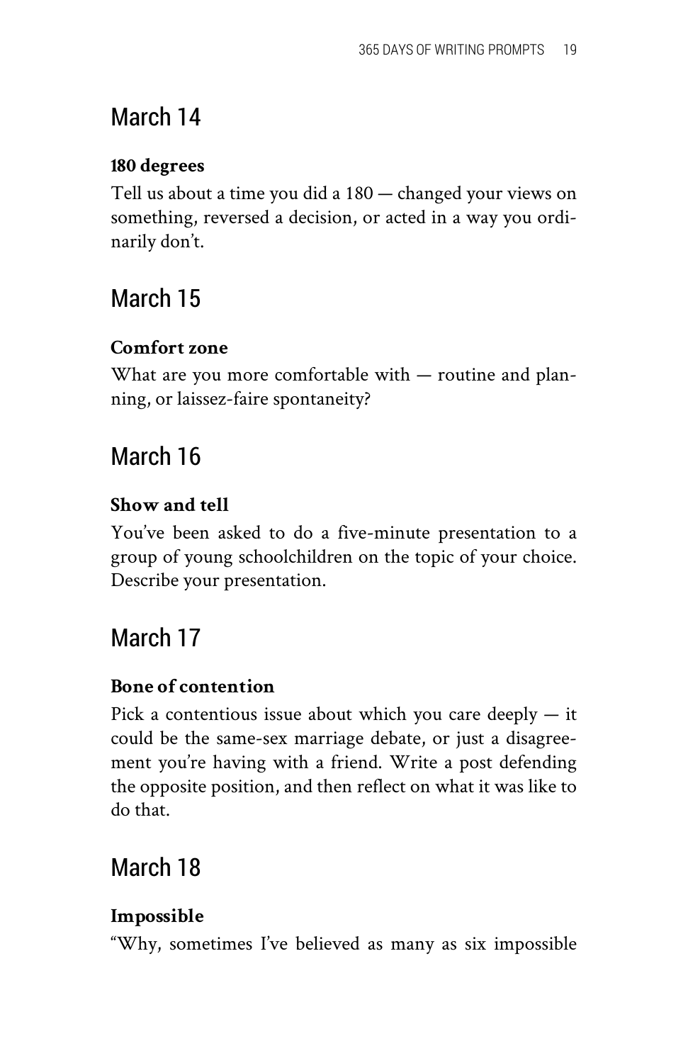## March 14

**180 degrees**

Tell us about a time you did a 180 — changed your views on something, reversed a decision, or acted in a way you ordinarily don't.

## March 15

**Comfort zone**

What are you more comfortable with — routine and planning, or laissez-faire spontaneity?

## March 16

**Show and tell**

You've been asked to do a five-minute presentation to a group of young schoolchildren on the topic of your choice. Describe your presentation.

## March 17

**Bone of contention**

Pick a contentious issue about which you care deeply — it could be the same-sex marriage debate, or just a disagreement you're having with a friend. Write a post defending the opposite position, and then reflect on what it was like to do that.

## March 18

**Impossible**

"Why, sometimes I've believed as many as six impossible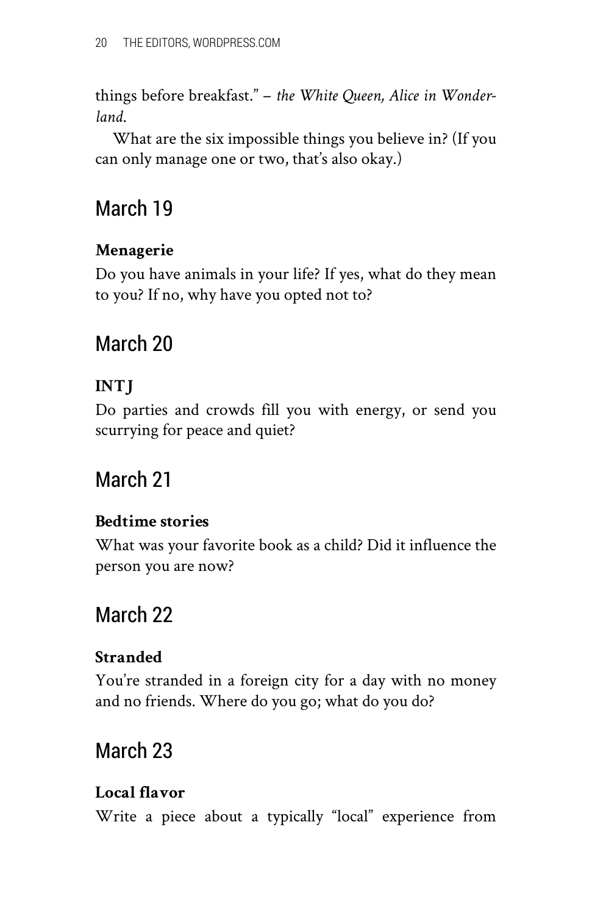things before breakfast." – *the White Queen, Alice in Wonderland.*

What are the six impossible things you believe in? (If you can only manage one or two, that's also okay.)

## March 19

**Menagerie**

Do you have animals in your life? If yes, what do they mean to you? If no, why have you opted not to?

## March 20

**INTJ**

Do parties and crowds fill you with energy, or send you scurrying for peace and quiet?

## March 21

**Bedtime stories**

What was your favorite book as a child? Did it influence the person you are now?

## March 22

**Stranded**

You're stranded in a foreign city for a day with no money and no friends. Where do you go; what do you do?

## March 23

**Local flavor**

Write a piece about a typically "local" experience from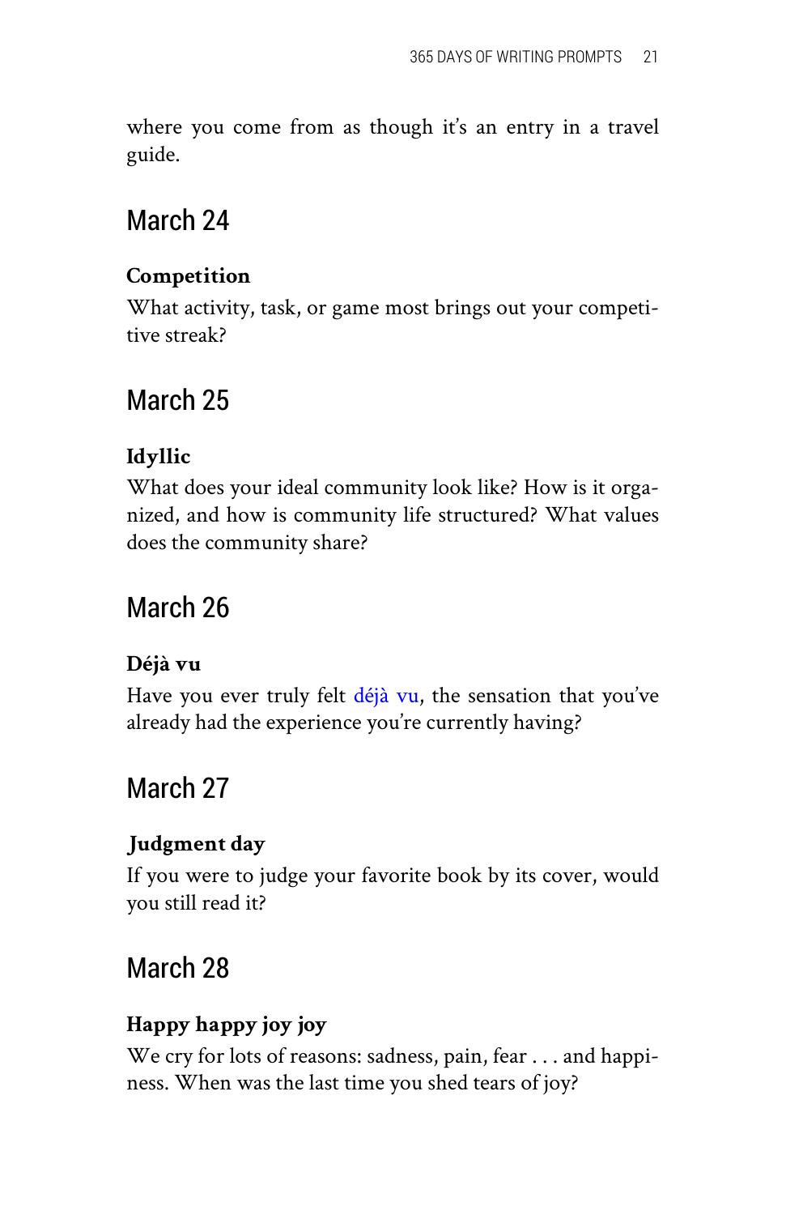where you come from as though it's an entry in a travel guide.

## March 24

**Competition**

What activity, task, or game most brings out your competitive streak?

## March 25

**Idyllic**

What does your ideal community look like? How is it organized, and how is community life structured? What values does the community share?

## March 26

**Déjà vu**

Have you ever truly felt déjà vu, the sensation that you've already had the experience you're currently having?

## March 27

**Judgment day**

If you were to judge your favorite book by its cover, would you still read it?

## March 28

**Happy happy joy joy**

We cry for lots of reasons: sadness, pain, fear . . . and happiness. When was the last time you shed tears of joy?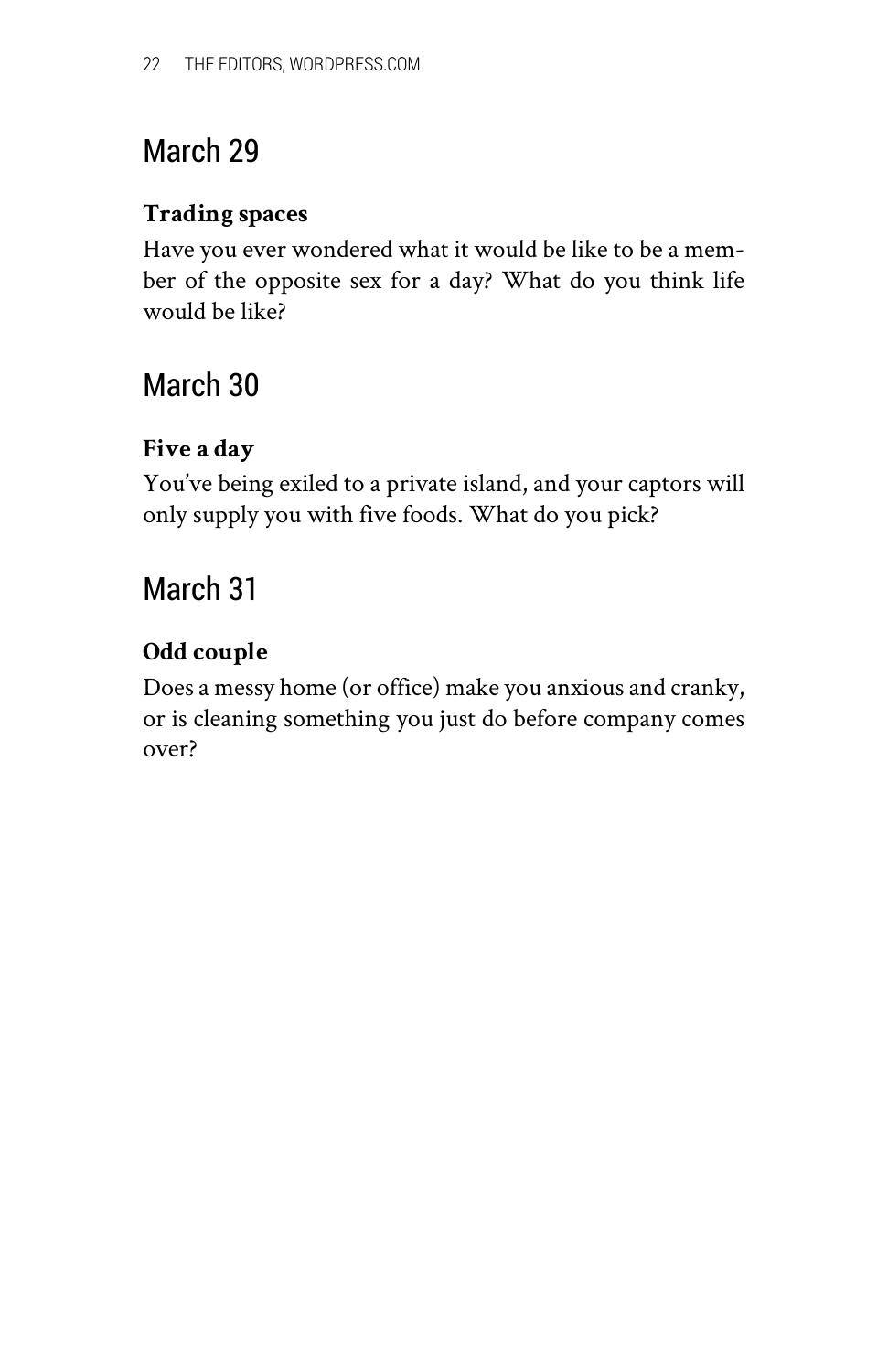## March 29

**Trading spaces**

Have you ever wondered what it would be like to be a member of the opposite sex for a day? What do you think life would be like?

## March 30

**Five a day**

You've being exiled to a private island, and your captors will only supply you with five foods. What do you pick?

## March 31

**Odd couple**

Does a messy home (or office) make you anxious and cranky, or is cleaning something you just do before company comes over?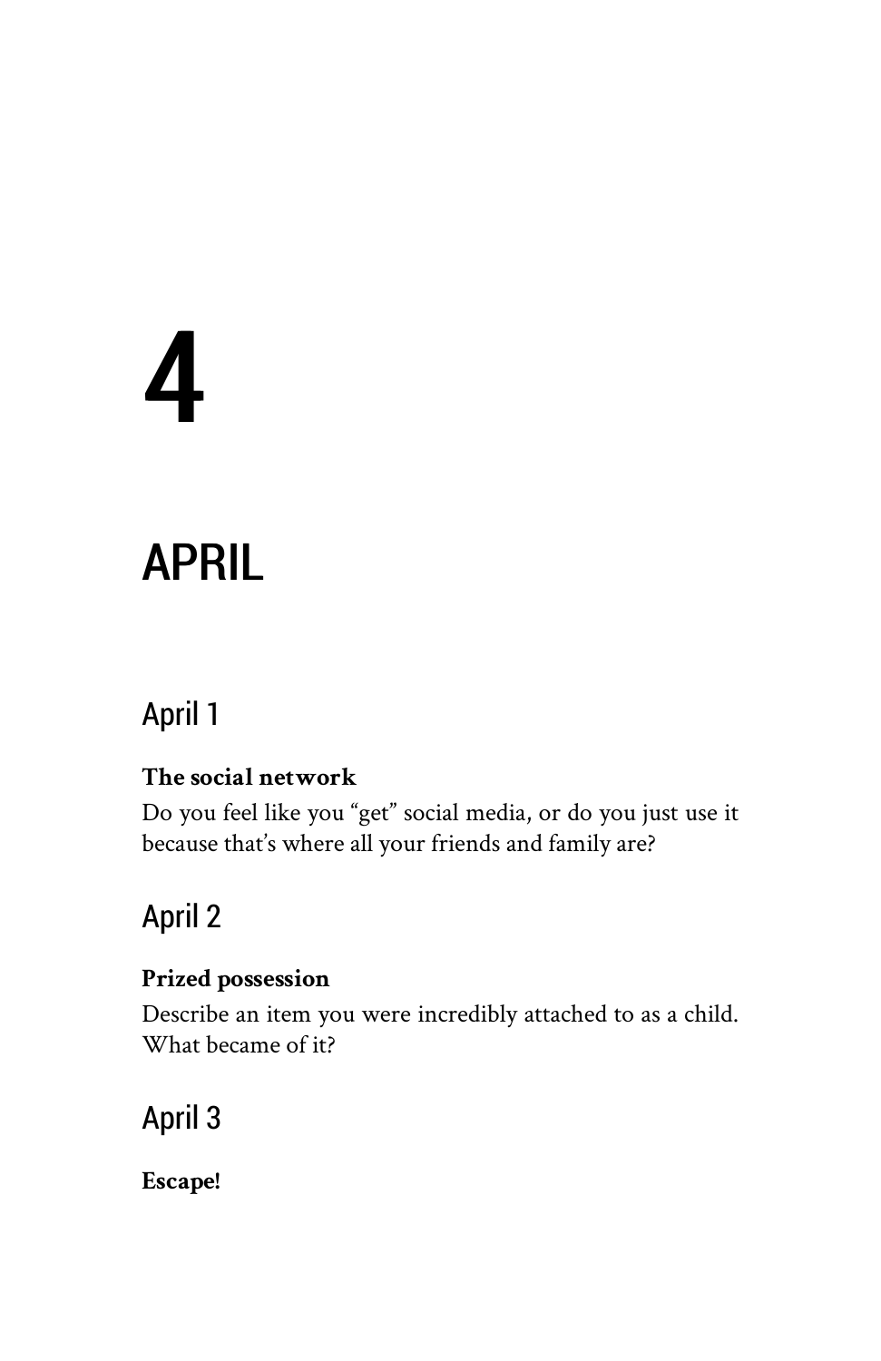# 4

# APRIL

## April 1

**The social network**
Do you feel like you "get" social media, or do you just use it because that's where all your friends and family are?

## April 2

**Prized possession**
Describe an item you were incredibly attached to as a child. What became of it?

## April 3

**Escape!**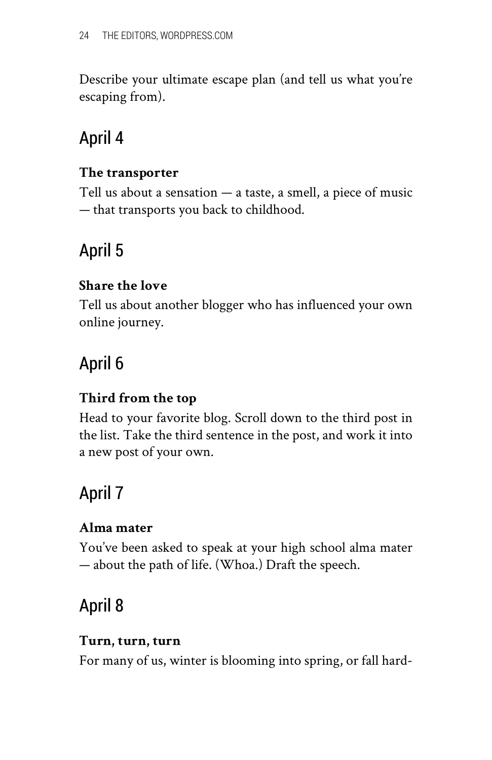Describe your ultimate escape plan (and tell us what you're escaping from).

## April 4

**The transporter**

Tell us about a sensation — a taste, a smell, a piece of music — that transports you back to childhood.

## April 5

**Share the love**

Tell us about another blogger who has influenced your own online journey.

## April 6

**Third from the top**

Head to your favorite blog. Scroll down to the third post in the list. Take the third sentence in the post, and work it into a new post of your own.

## April 7

**Alma mater**

You've been asked to speak at your high school alma mater — about the path of life. (Whoa.) Draft the speech.

## April 8

**Turn, turn, turn**

For many of us, winter is blooming into spring, or fall hard-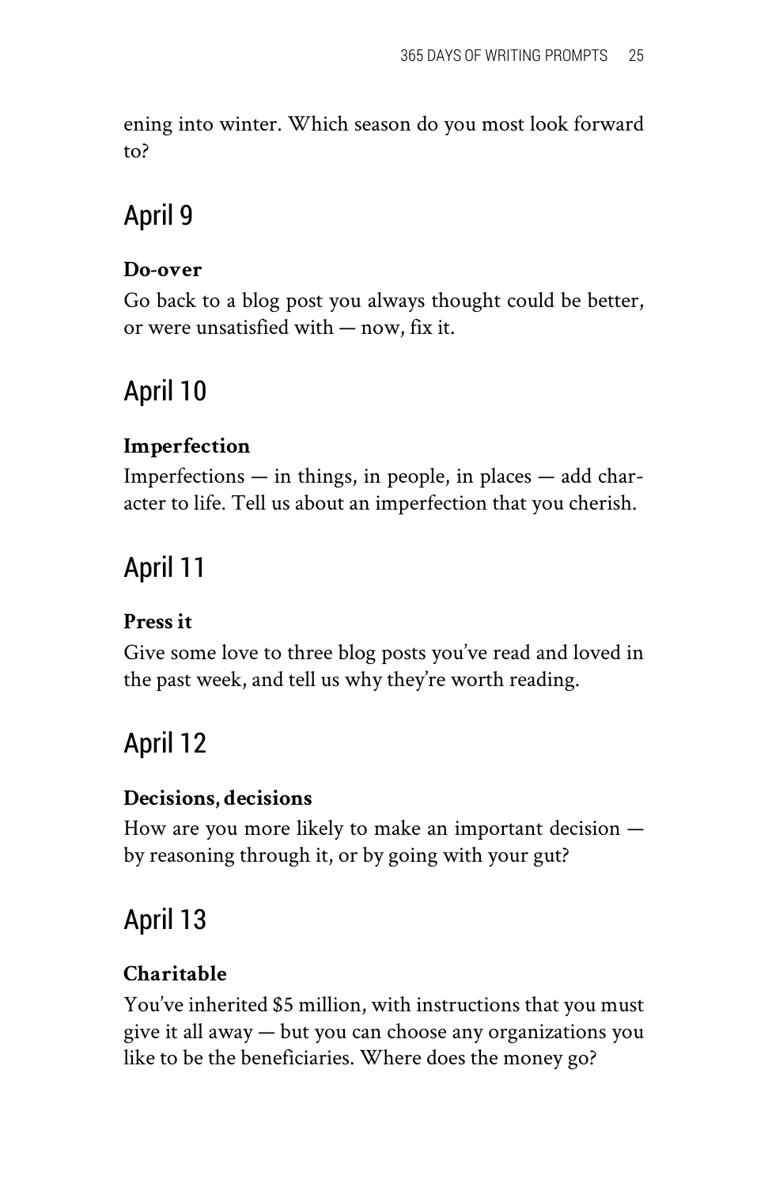ening into winter. Which season do you most look forward to?

## April 9

**Do-over**

Go back to a blog post you always thought could be better, or were unsatisfied with — now, fix it.

## April 10

**Imperfection**

Imperfections — in things, in people, in places — add character to life. Tell us about an imperfection that you cherish.

## April 11

**Press it**

Give some love to three blog posts you've read and loved in the past week, and tell us why they're worth reading.

## April 12

**Decisions, decisions**

How are you more likely to make an important decision — by reasoning through it, or by going with your gut?

## April 13

**Charitable**

You've inherited $5 million, with instructions that you must give it all away — but you can choose any organizations you like to be the beneficiaries. Where does the money go?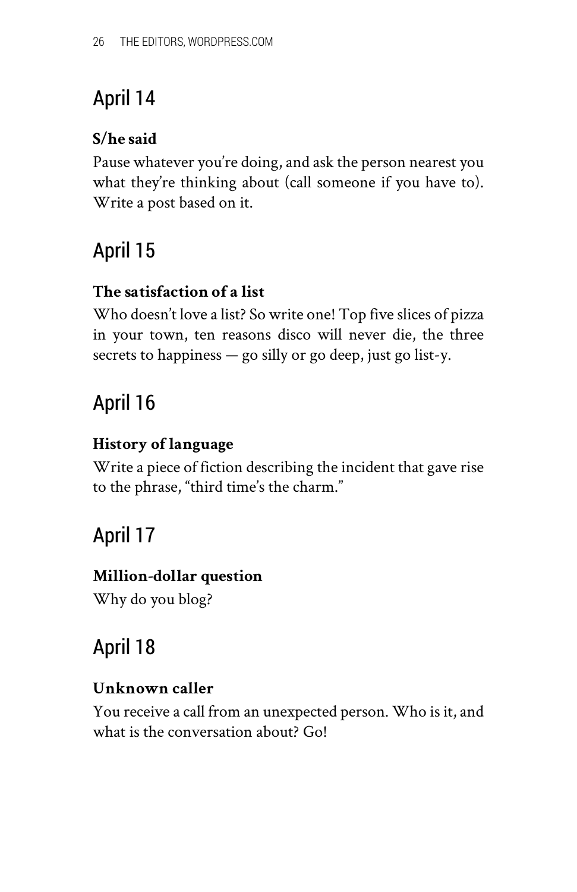## April 14

**S/he said**

Pause whatever you're doing, and ask the person nearest you what they're thinking about (call someone if you have to). Write a post based on it.

## April 15

**The satisfaction of a list**

Who doesn't love a list? So write one! Top five slices of pizza in your town, ten reasons disco will never die, the three secrets to happiness — go silly or go deep, just go list-y.

## April 16

**History of language**

Write a piece of fiction describing the incident that gave rise to the phrase, "third time's the charm."

## April 17

**Million-dollar question**

Why do you blog?

## April 18

**Unknown caller**

You receive a call from an unexpected person. Who is it, and what is the conversation about? Go!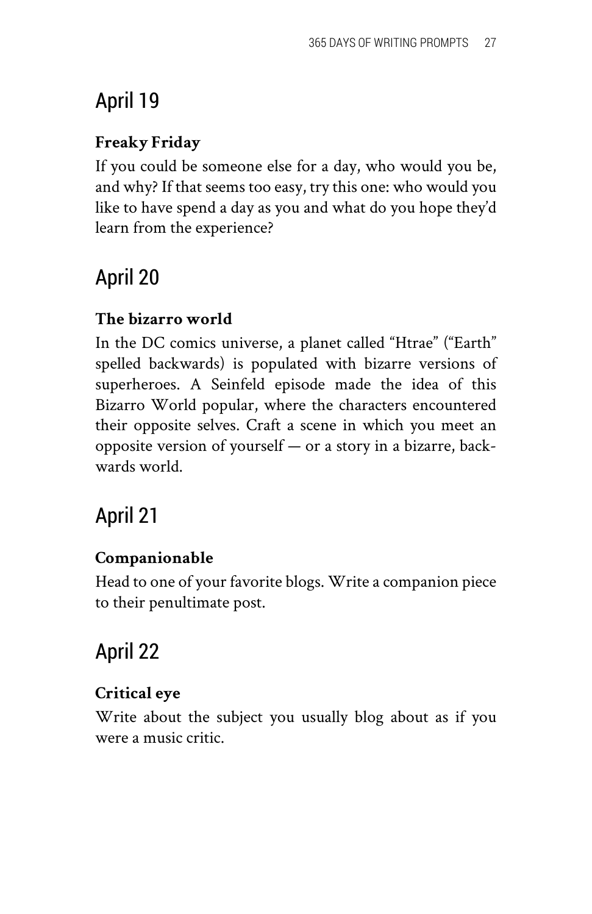## April 19

**Freaky Friday**

If you could be someone else for a day, who would you be, and why? If that seems too easy, try this one: who would you like to have spend a day as you and what do you hope they'd learn from the experience?

## April 20

**The bizarro world**

In the DC comics universe, a planet called "Htrae" ("Earth" spelled backwards) is populated with bizarre versions of superheroes. A Seinfeld episode made the idea of this Bizarro World popular, where the characters encountered their opposite selves. Craft a scene in which you meet an opposite version of yourself — or a story in a bizarre, backwards world.

## April 21

**Companionable**

Head to one of your favorite blogs. Write a companion piece to their penultimate post.

## April 22

**Critical eye**

Write about the subject you usually blog about as if you were a music critic.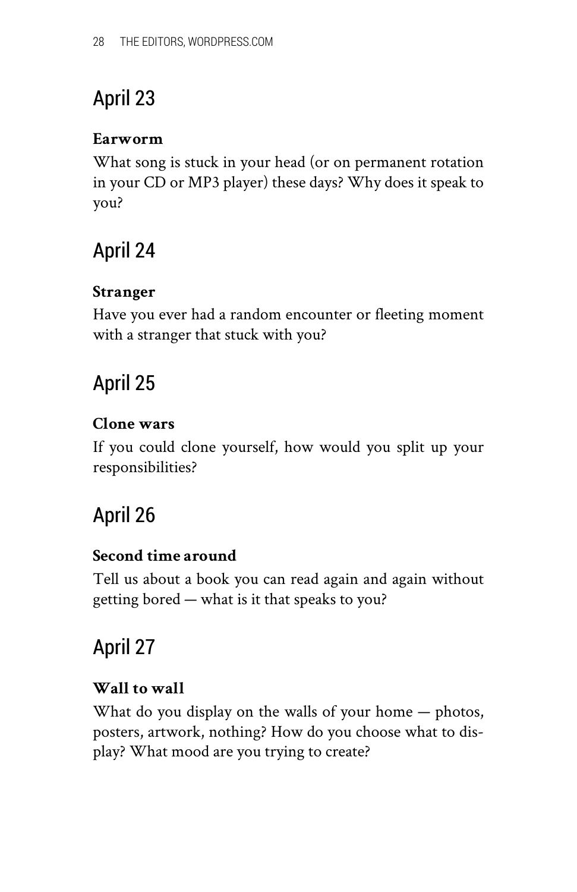## April 23

**Earworm**

What song is stuck in your head (or on permanent rotation in your CD or MP3 player) these days? Why does it speak to you?

## April 24

**Stranger**

Have you ever had a random encounter or fleeting moment with a stranger that stuck with you?

## April 25

**Clone wars**

If you could clone yourself, how would you split up your responsibilities?

## April 26

**Second time around**

Tell us about a book you can read again and again without getting bored — what is it that speaks to you?

## April 27

**Wall to wall**

What do you display on the walls of your home — photos, posters, artwork, nothing? How do you choose what to display? What mood are you trying to create?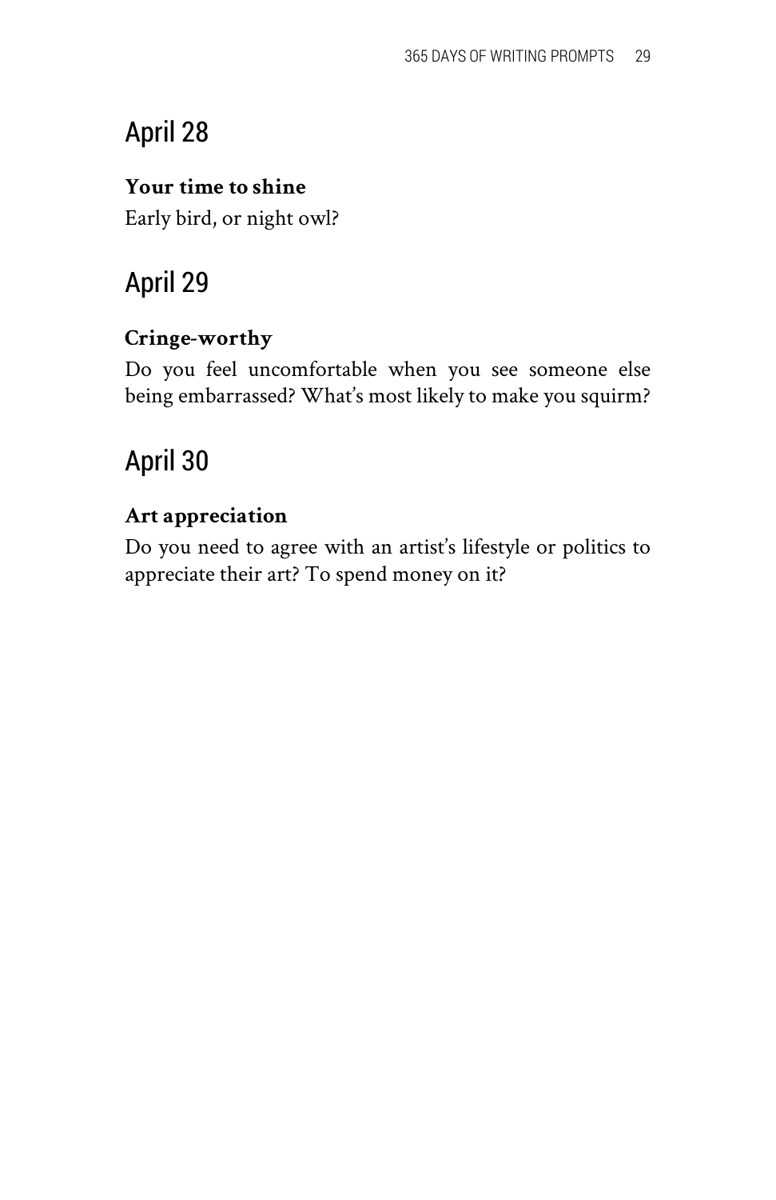## April 28

**Your time to shine**

Early bird, or night owl?

## April 29

**Cringe-worthy**

Do you feel uncomfortable when you see someone else being embarrassed? What's most likely to make you squirm?

## April 30

**Art appreciation**

Do you need to agree with an artist's lifestyle or politics to appreciate their art? To spend money on it?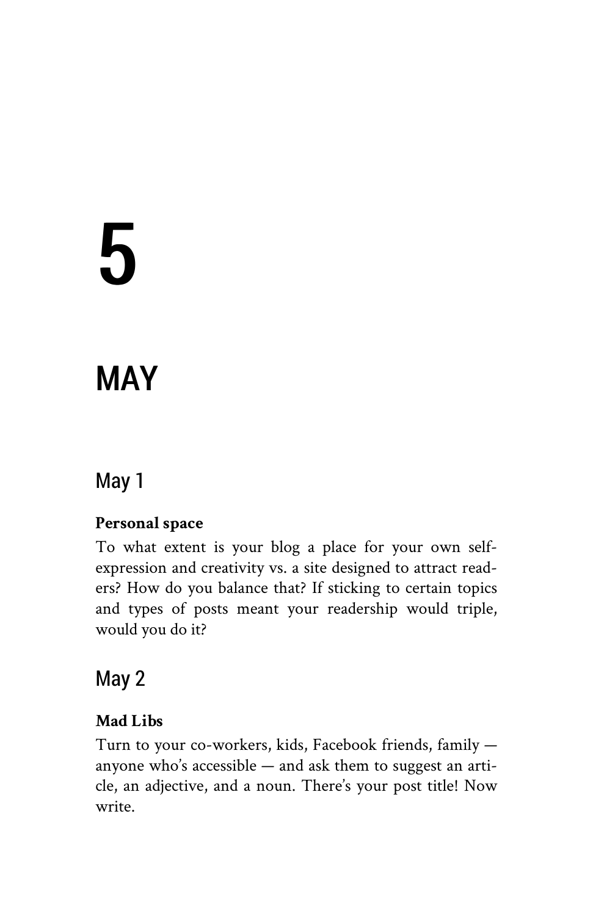# 5

# MAY

## May 1

**Personal space**

To what extent is your blog a place for your own self-expression and creativity vs. a site designed to attract readers? How do you balance that? If sticking to certain topics and types of posts meant your readership would triple, would you do it?

## May 2

**Mad Libs**

Turn to your co-workers, kids, Facebook friends, family — anyone who's accessible — and ask them to suggest an article, an adjective, and a noun. There's your post title! Now write.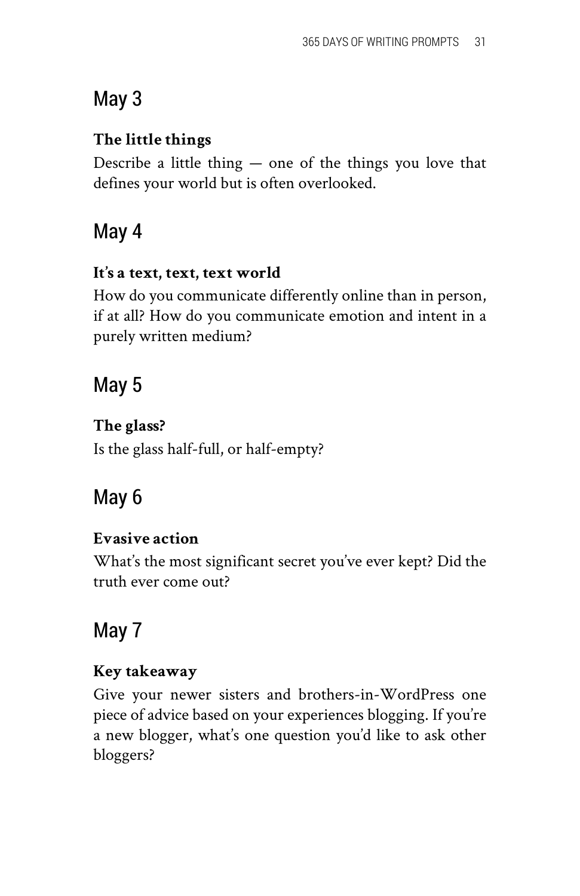## May 3

**The little things**

Describe a little thing — one of the things you love that defines your world but is often overlooked.

## May 4

**It's a text, text, text world**

How do you communicate differently online than in person, if at all? How do you communicate emotion and intent in a purely written medium?

## May 5

**The glass?**

Is the glass half-full, or half-empty?

## May 6

**Evasive action**

What's the most significant secret you've ever kept? Did the truth ever come out?

## May 7

**Key takeaway**

Give your newer sisters and brothers-in-WordPress one piece of advice based on your experiences blogging. If you're a new blogger, what's one question you'd like to ask other bloggers?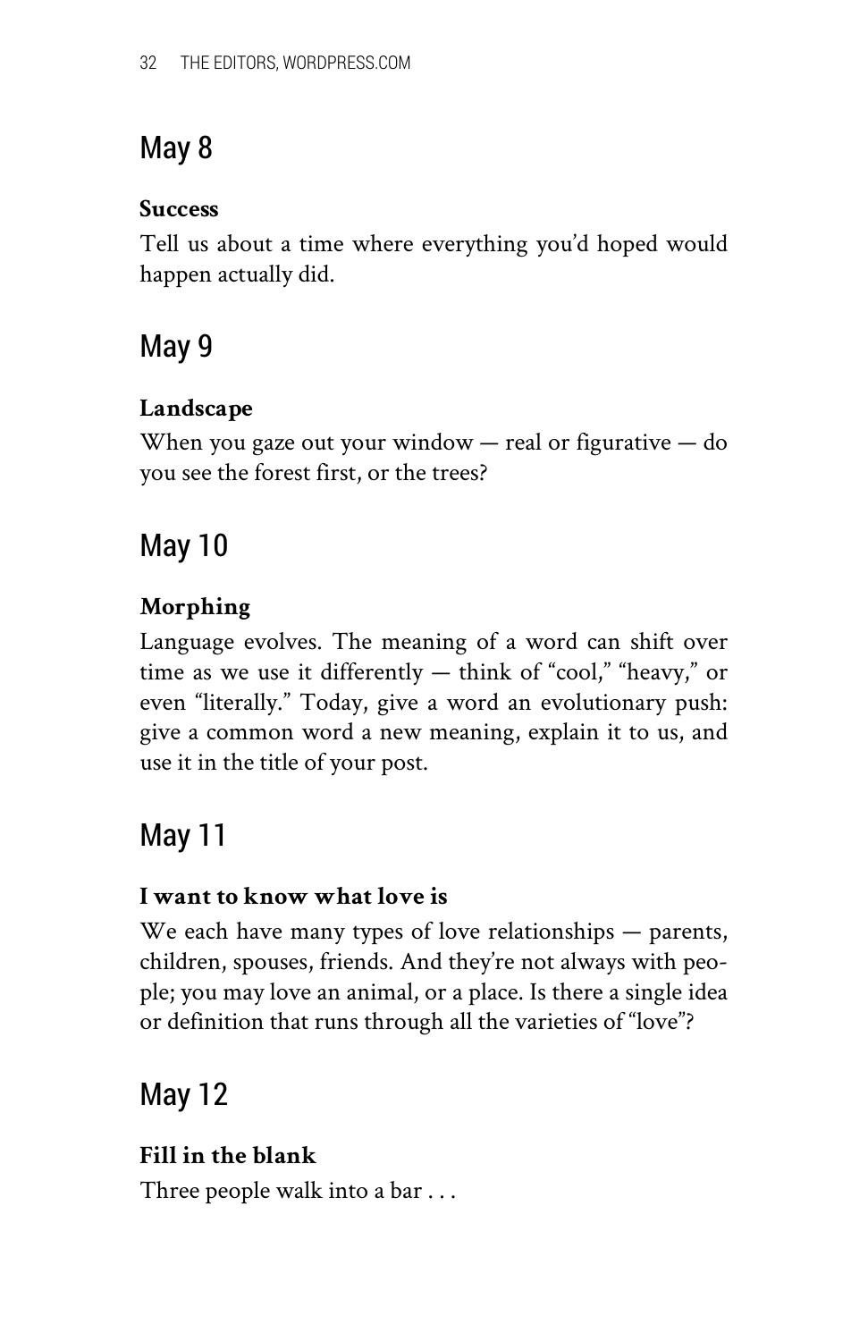## May 8

**Success**

Tell us about a time where everything you'd hoped would happen actually did.

## May 9

**Landscape**

When you gaze out your window — real or figurative — do you see the forest first, or the trees?

## May 10

**Morphing**

Language evolves. The meaning of a word can shift over time as we use it differently — think of "cool," "heavy," or even "literally." Today, give a word an evolutionary push: give a common word a new meaning, explain it to us, and use it in the title of your post.

## May 11

**I want to know what love is**

We each have many types of love relationships — parents, children, spouses, friends. And they're not always with people; you may love an animal, or a place. Is there a single idea or definition that runs through all the varieties of "love"?

## May 12

**Fill in the blank**

Three people walk into a bar . . .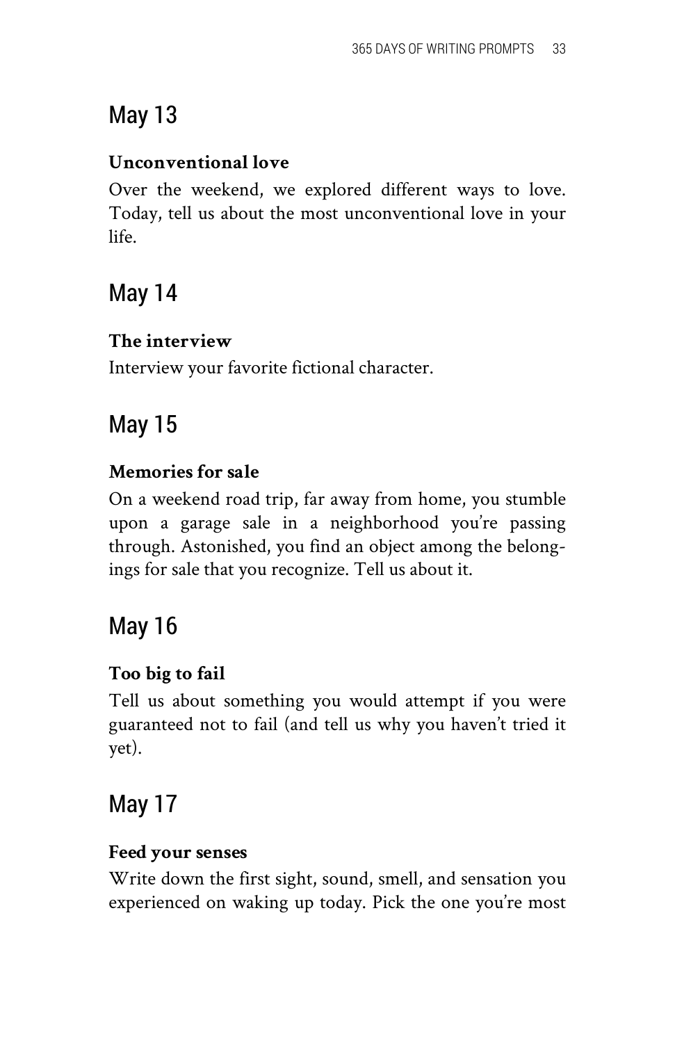## May 13

**Unconventional love**

Over the weekend, we explored different ways to love. Today, tell us about the most unconventional love in your life.

## May 14

**The interview**

Interview your favorite fictional character.

## May 15

**Memories for sale**

On a weekend road trip, far away from home, you stumble upon a garage sale in a neighborhood you're passing through. Astonished, you find an object among the belongings for sale that you recognize. Tell us about it.

## May 16

**Too big to fail**

Tell us about something you would attempt if you were guaranteed not to fail (and tell us why you haven't tried it yet).

## May 17

**Feed your senses**

Write down the first sight, sound, smell, and sensation you experienced on waking up today. Pick the one you're most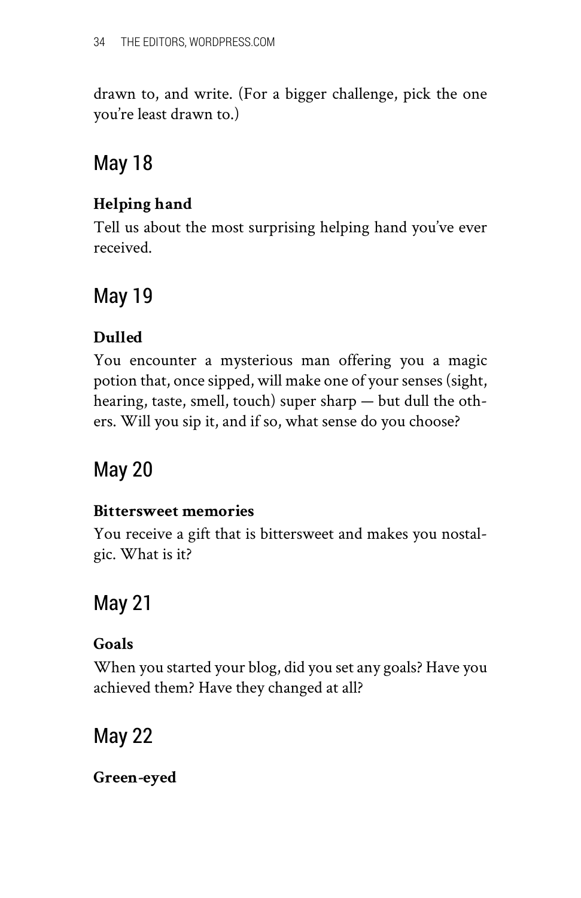drawn to, and write. (For a bigger challenge, pick the one you're least drawn to.)

## May 18

**Helping hand**

Tell us about the most surprising helping hand you've ever received.

## May 19

**Dulled**

You encounter a mysterious man offering you a magic potion that, once sipped, will make one of your senses (sight, hearing, taste, smell, touch) super sharp — but dull the others. Will you sip it, and if so, what sense do you choose?

## May 20

**Bittersweet memories**

You receive a gift that is bittersweet and makes you nostalgic. What is it?

## May 21

**Goals**

When you started your blog, did you set any goals? Have you achieved them? Have they changed at all?

## May 22

**Green-eyed**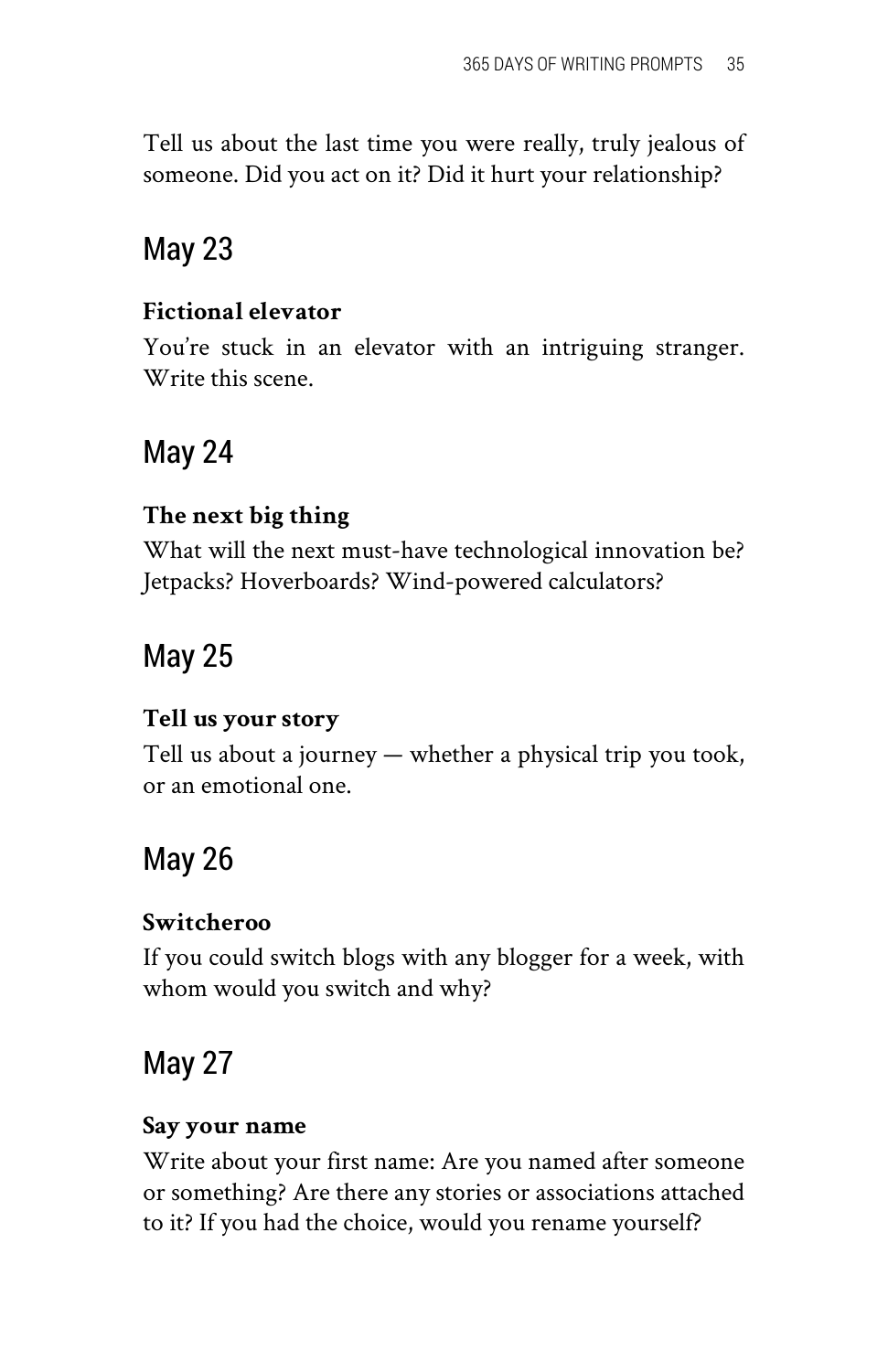Tell us about the last time you were really, truly jealous of someone. Did you act on it? Did it hurt your relationship?

## May 23

**Fictional elevator**

You're stuck in an elevator with an intriguing stranger. Write this scene.

## May 24

**The next big thing**

What will the next must-have technological innovation be? Jetpacks? Hoverboards? Wind-powered calculators?

## May 25

**Tell us your story**

Tell us about a journey — whether a physical trip you took, or an emotional one.

## May 26

**Switcheroo**

If you could switch blogs with any blogger for a week, with whom would you switch and why?

## May 27

**Say your name**

Write about your first name: Are you named after someone or something? Are there any stories or associations attached to it? If you had the choice, would you rename yourself?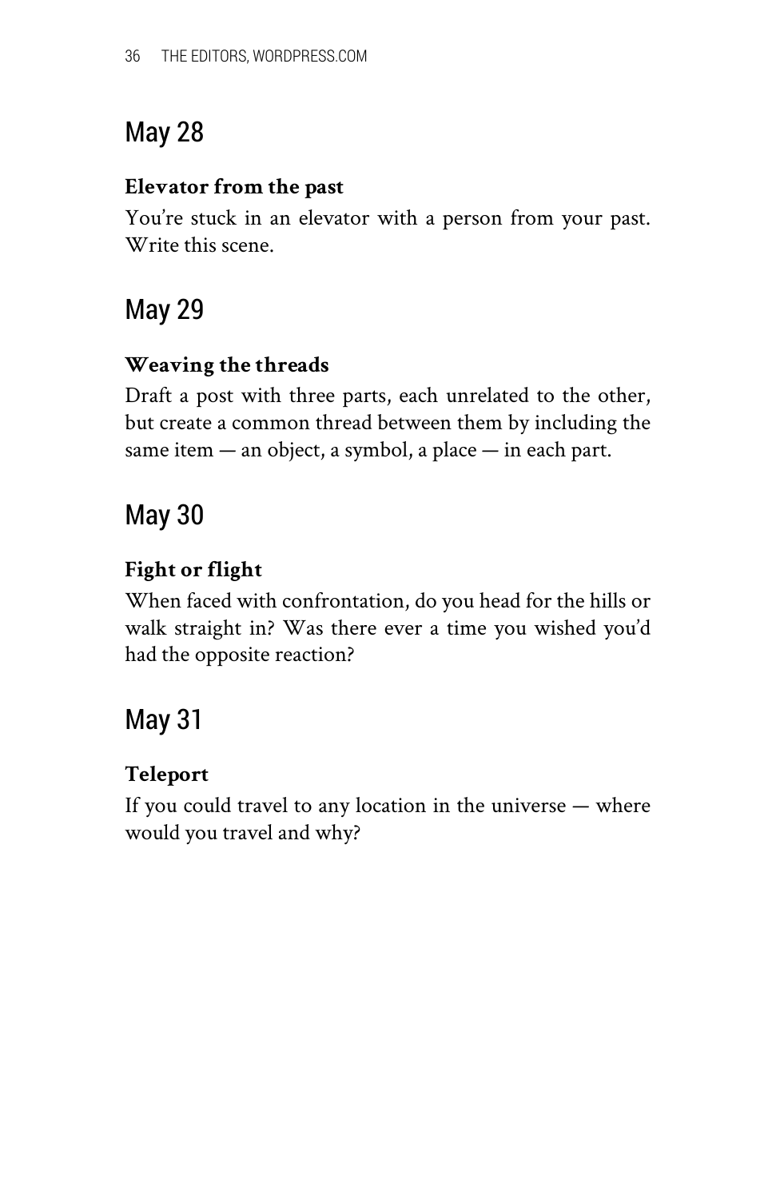## May 28

**Elevator from the past**

You're stuck in an elevator with a person from your past. Write this scene.

## May 29

**Weaving the threads**

Draft a post with three parts, each unrelated to the other, but create a common thread between them by including the same item — an object, a symbol, a place — in each part.

## May 30

**Fight or flight**

When faced with confrontation, do you head for the hills or walk straight in? Was there ever a time you wished you'd had the opposite reaction?

## May 31

**Teleport**

If you could travel to any location in the universe — where would you travel and why?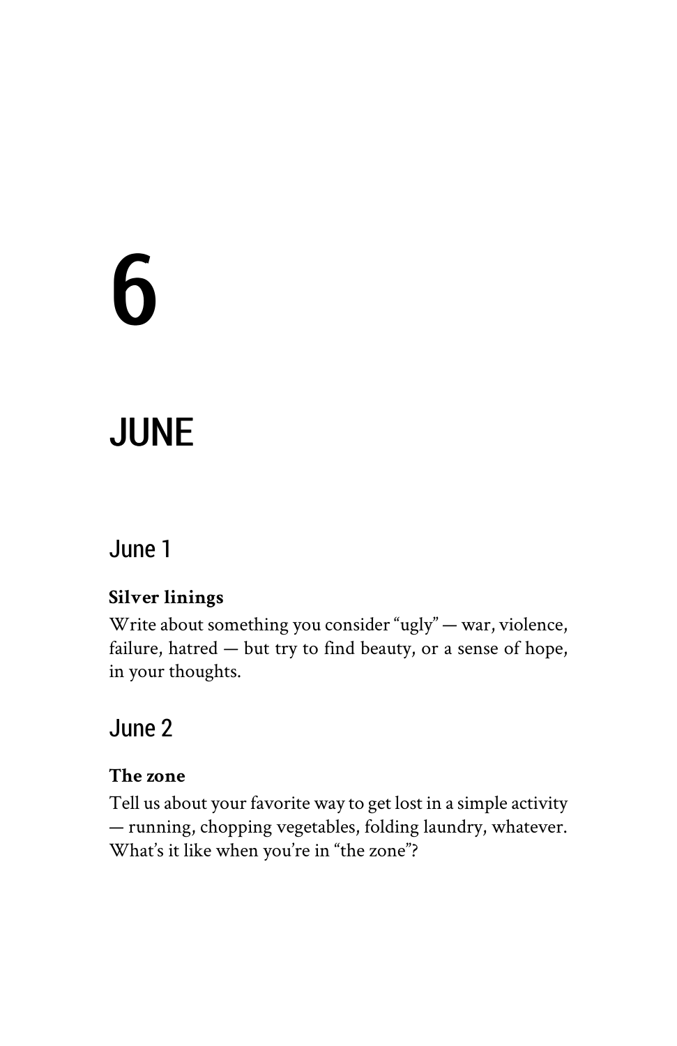# 6

# JUNE

## June 1

**Silver linings**

Write about something you consider "ugly" — war, violence, failure, hatred — but try to find beauty, or a sense of hope, in your thoughts.

## June 2

**The zone**

Tell us about your favorite way to get lost in a simple activity — running, chopping vegetables, folding laundry, whatever. What's it like when you're in "the zone"?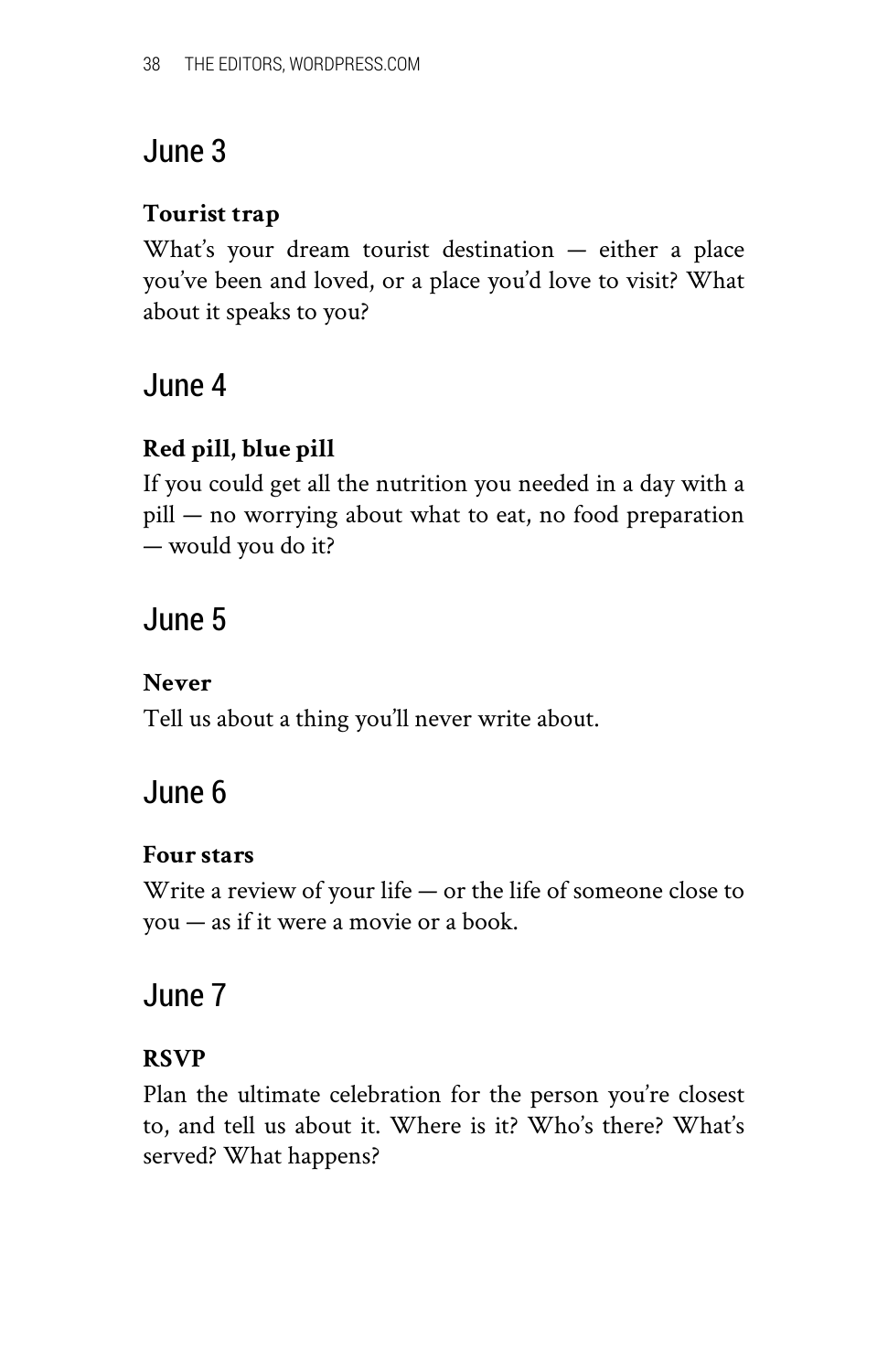## June 3

**Tourist trap**

What's your dream tourist destination — either a place you've been and loved, or a place you'd love to visit? What about it speaks to you?

## June 4

**Red pill, blue pill**

If you could get all the nutrition you needed in a day with a pill — no worrying about what to eat, no food preparation — would you do it?

## June 5

**Never**

Tell us about a thing you'll never write about.

## June 6

**Four stars**

Write a review of your life — or the life of someone close to you — as if it were a movie or a book.

## June 7

**RSVP**

Plan the ultimate celebration for the person you're closest to, and tell us about it. Where is it? Who's there? What's served? What happens?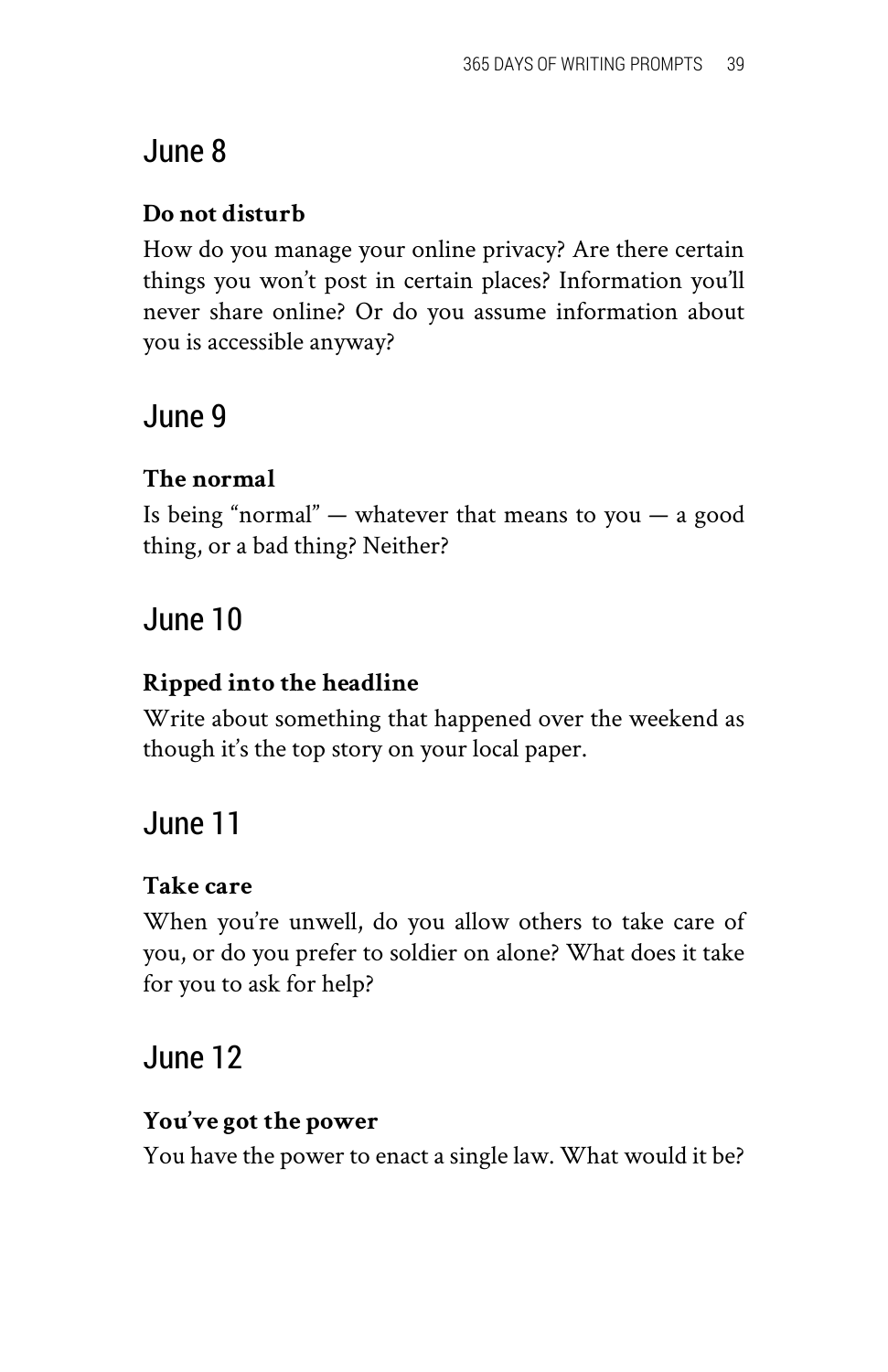## June 8

**Do not disturb**

How do you manage your online privacy? Are there certain things you won't post in certain places? Information you'll never share online? Or do you assume information about you is accessible anyway?

## June 9

**The normal**

Is being "normal" — whatever that means to you — a good thing, or a bad thing? Neither?

## June 10

**Ripped into the headline**

Write about something that happened over the weekend as though it's the top story on your local paper.

## June 11

**Take care**

When you're unwell, do you allow others to take care of you, or do you prefer to soldier on alone? What does it take for you to ask for help?

## June 12

**You've got the power**

You have the power to enact a single law. What would it be?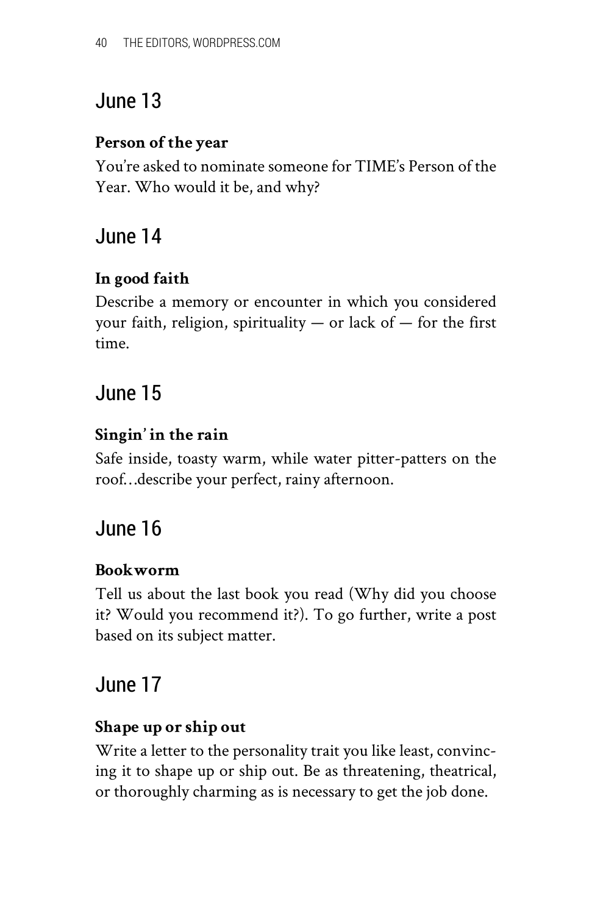## June 13

**Person of the year**

You're asked to nominate someone for TIME's Person of the Year. Who would it be, and why?

## June 14

**In good faith**

Describe a memory or encounter in which you considered your faith, religion, spirituality — or lack of — for the first time.

## June 15

**Singin' in the rain**

Safe inside, toasty warm, while water pitter-patters on the roof…describe your perfect, rainy afternoon.

## June 16

**Bookworm**

Tell us about the last book you read (Why did you choose it? Would you recommend it?). To go further, write a post based on its subject matter.

## June 17

**Shape up or ship out**

Write a letter to the personality trait you like least, convincing it to shape up or ship out. Be as threatening, theatrical, or thoroughly charming as is necessary to get the job done.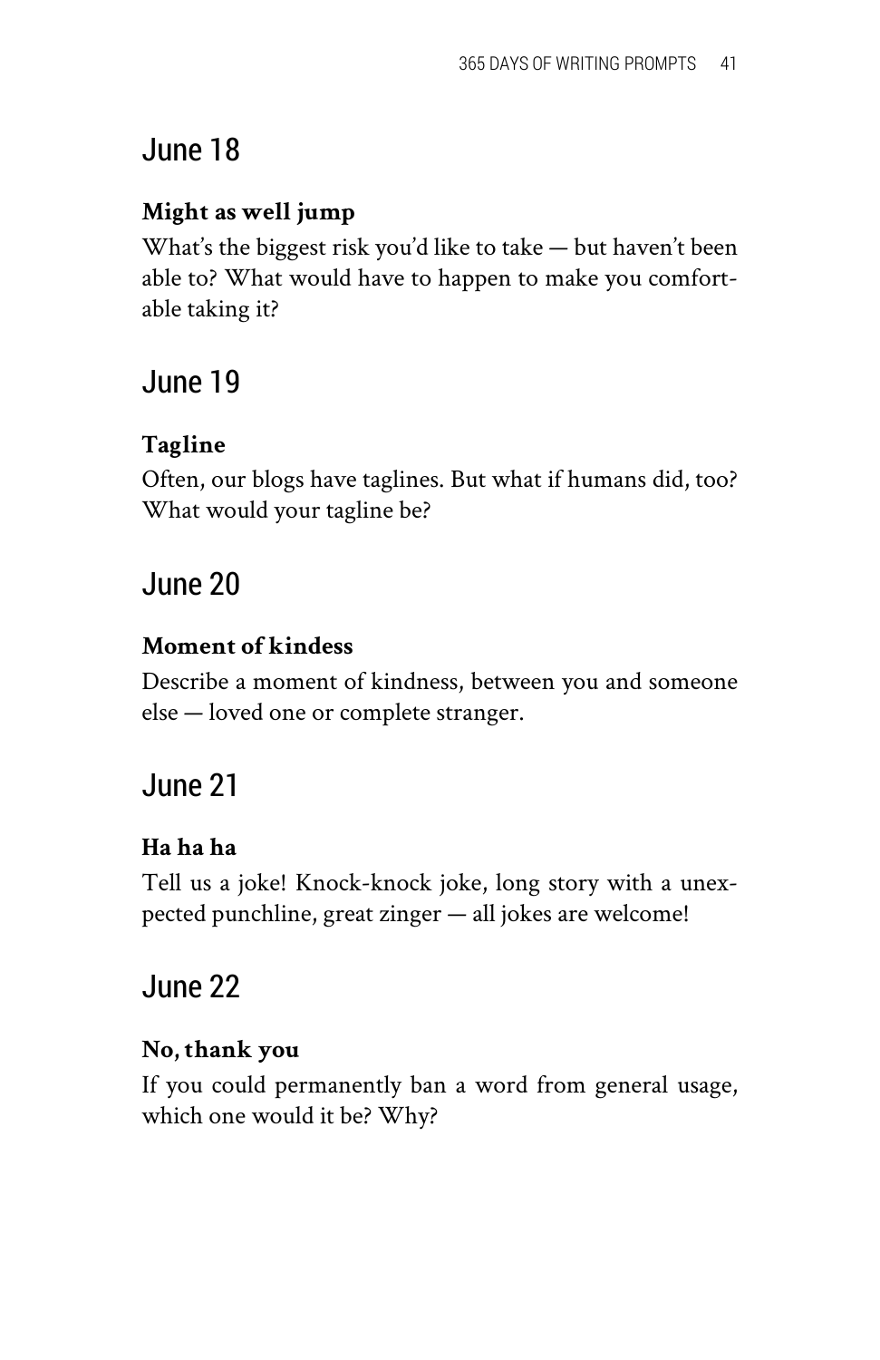## June 18

**Might as well jump**

What's the biggest risk you'd like to take — but haven't been able to? What would have to happen to make you comfortable taking it?

## June 19

**Tagline**

Often, our blogs have taglines. But what if humans did, too? What would your tagline be?

## June 20

**Moment of kindess**

Describe a moment of kindness, between you and someone else — loved one or complete stranger.

## June 21

**Ha ha ha**

Tell us a joke! Knock-knock joke, long story with a unexpected punchline, great zinger — all jokes are welcome!

## June 22

**No, thank you**

If you could permanently ban a word from general usage, which one would it be? Why?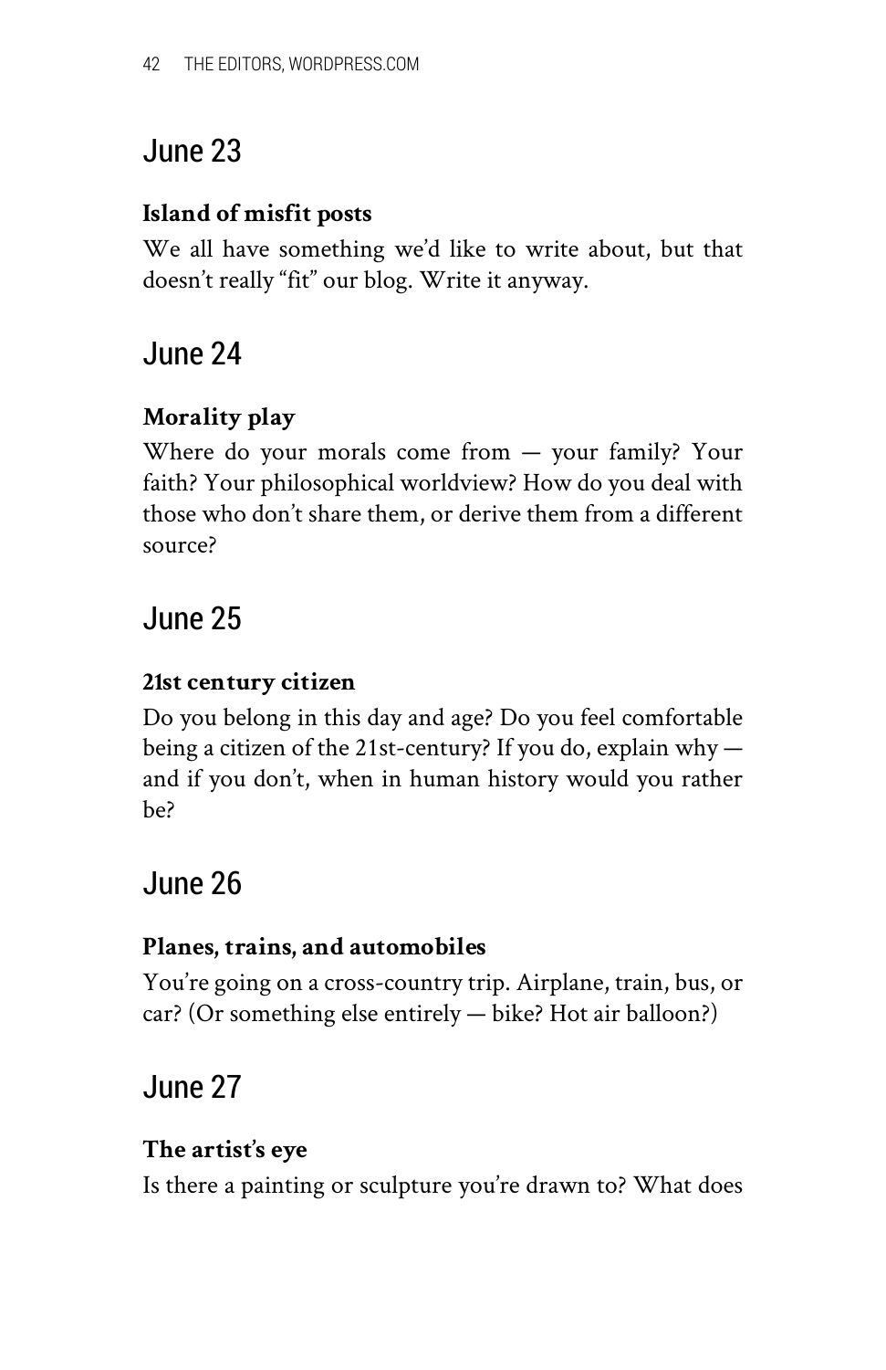## June 23

**Island of misfit posts**

We all have something we'd like to write about, but that doesn't really "fit" our blog. Write it anyway.

## June 24

**Morality play**

Where do your morals come from — your family? Your faith? Your philosophical worldview? How do you deal with those who don't share them, or derive them from a different source?

## June 25

**21st century citizen**

Do you belong in this day and age? Do you feel comfortable being a citizen of the 21st-century? If you do, explain why — and if you don't, when in human history would you rather be?

## June 26

**Planes, trains, and automobiles**

You're going on a cross-country trip. Airplane, train, bus, or car? (Or something else entirely — bike? Hot air balloon?)

## June 27

**The artist's eye**

Is there a painting or sculpture you're drawn to? What does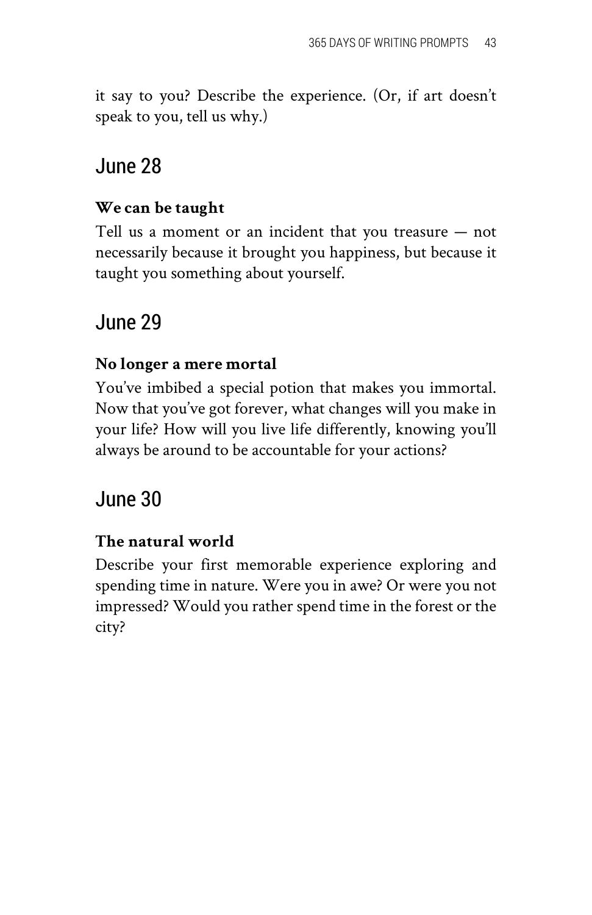it say to you? Describe the experience. (Or, if art doesn't speak to you, tell us why.)

## June 28

**We can be taught**

Tell us a moment or an incident that you treasure — not necessarily because it brought you happiness, but because it taught you something about yourself.

## June 29

**No longer a mere mortal**

You've imbibed a special potion that makes you immortal. Now that you've got forever, what changes will you make in your life? How will you live life differently, knowing you'll always be around to be accountable for your actions?

## June 30

**The natural world**

Describe your first memorable experience exploring and spending time in nature. Were you in awe? Or were you not impressed? Would you rather spend time in the forest or the city?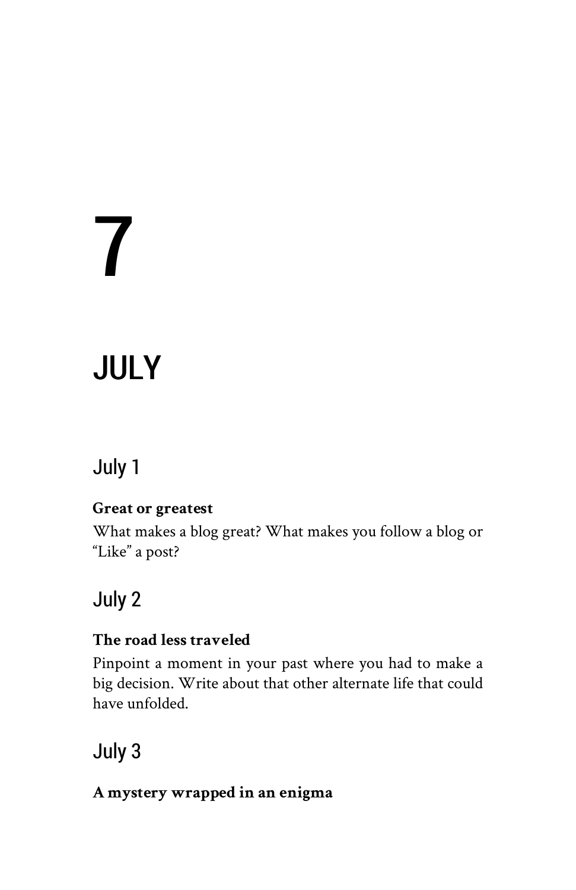# 7

# JULY

## July 1

**Great or greatest**

What makes a blog great? What makes you follow a blog or “Like” a post?

## July 2

**The road less traveled**

Pinpoint a moment in your past where you had to make a big decision. Write about that other alternate life that could have unfolded.

## July 3

**A mystery wrapped in an enigma**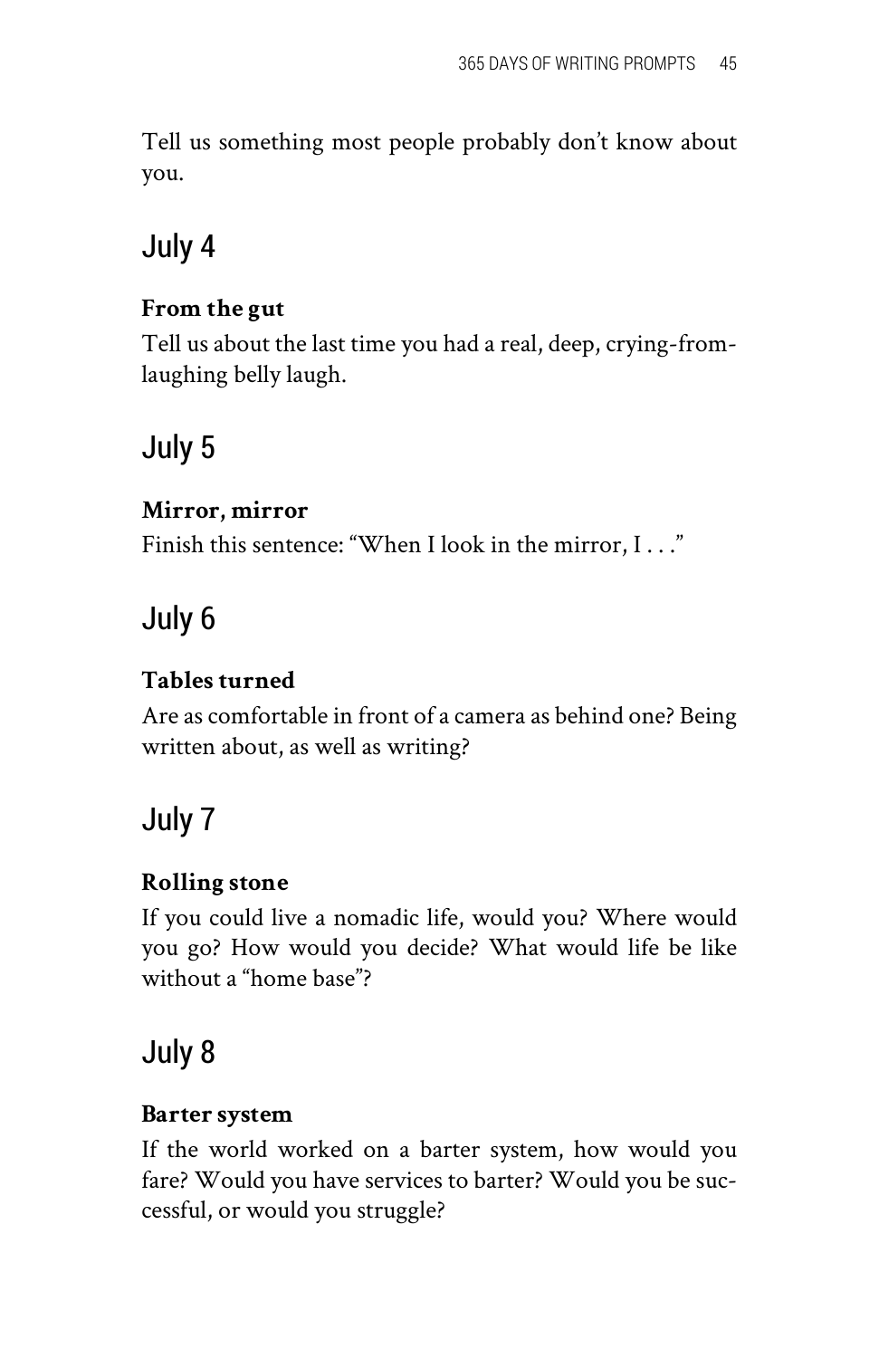Tell us something most people probably don't know about you.

## July 4

**From the gut**

Tell us about the last time you had a real, deep, crying-from-laughing belly laugh.

## July 5

**Mirror, mirror**

Finish this sentence: "When I look in the mirror, I . . ."

## July 6

**Tables turned**

Are as comfortable in front of a camera as behind one? Being written about, as well as writing?

## July 7

**Rolling stone**

If you could live a nomadic life, would you? Where would you go? How would you decide? What would life be like without a "home base"?

## July 8

**Barter system**

If the world worked on a barter system, how would you fare? Would you have services to barter? Would you be successful, or would you struggle?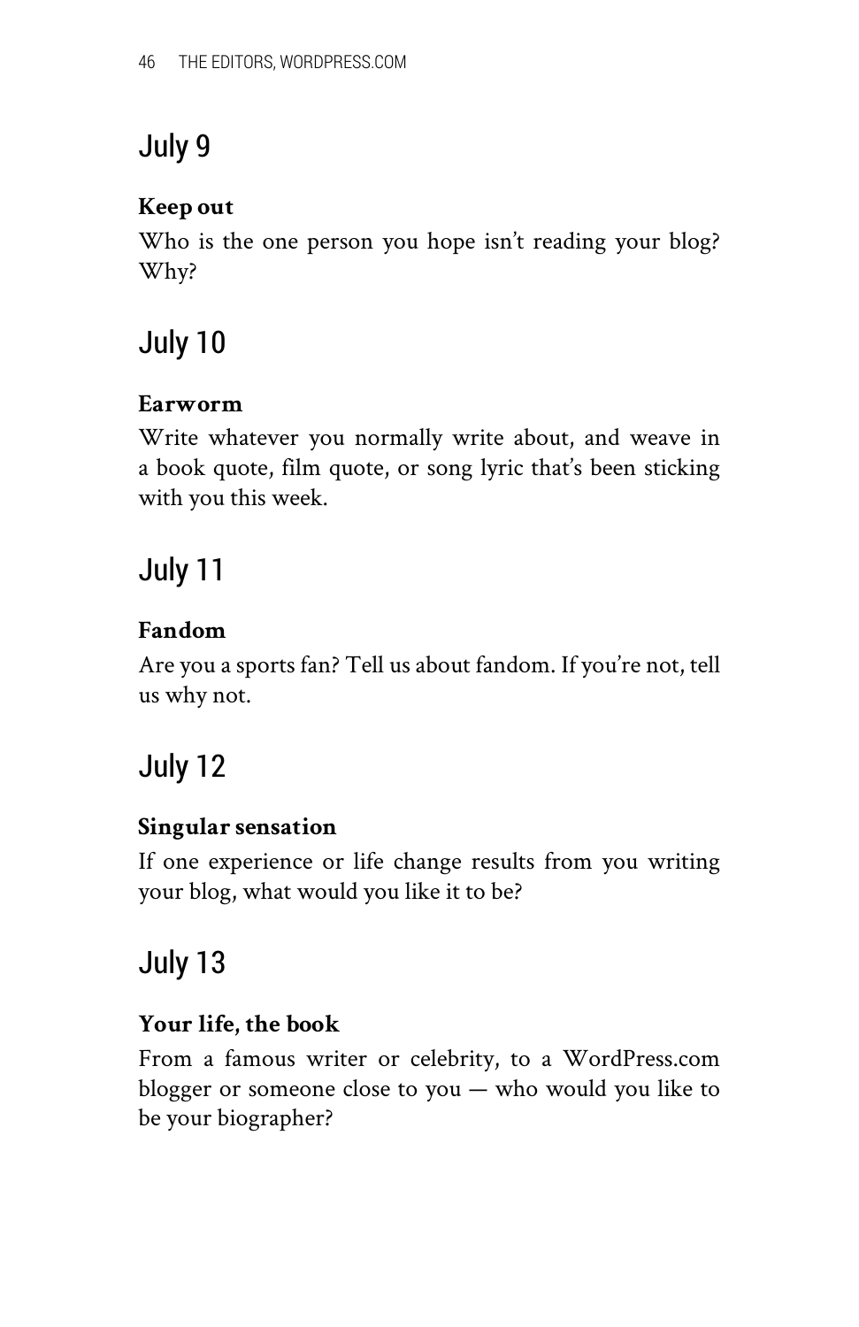## July 9

**Keep out**

Who is the one person you hope isn't reading your blog? Why?

## July 10

**Earworm**

Write whatever you normally write about, and weave in a book quote, film quote, or song lyric that's been sticking with you this week.

## July 11

**Fandom**

Are you a sports fan? Tell us about fandom. If you're not, tell us why not.

## July 12

**Singular sensation**

If one experience or life change results from you writing your blog, what would you like it to be?

## July 13

**Your life, the book**

From a famous writer or celebrity, to a WordPress.com blogger or someone close to you — who would you like to be your biographer?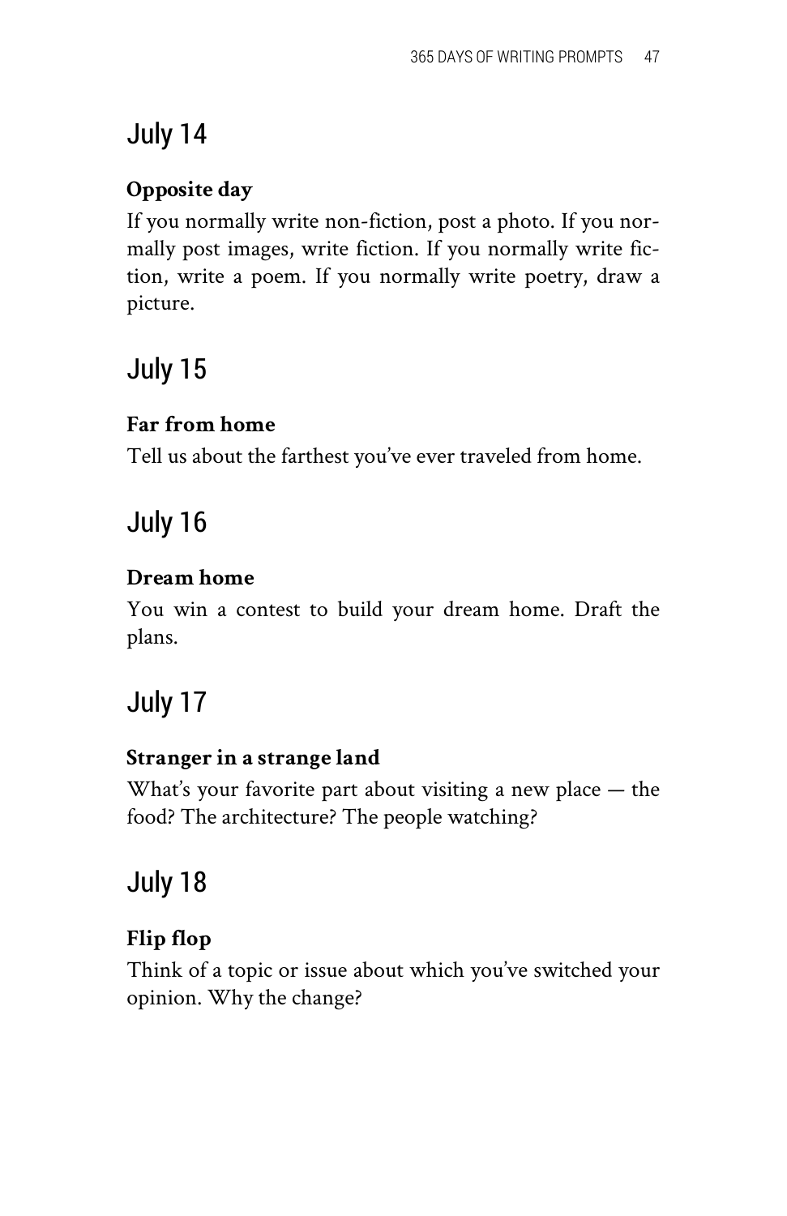## July 14

**Opposite day**

If you normally write non-fiction, post a photo. If you normally post images, write fiction. If you normally write fiction, write a poem. If you normally write poetry, draw a picture.

## July 15

**Far from home**

Tell us about the farthest you've ever traveled from home.

## July 16

**Dream home**

You win a contest to build your dream home. Draft the plans.

## July 17

**Stranger in a strange land**

What's your favorite part about visiting a new place — the food? The architecture? The people watching?

## July 18

**Flip flop**

Think of a topic or issue about which you've switched your opinion. Why the change?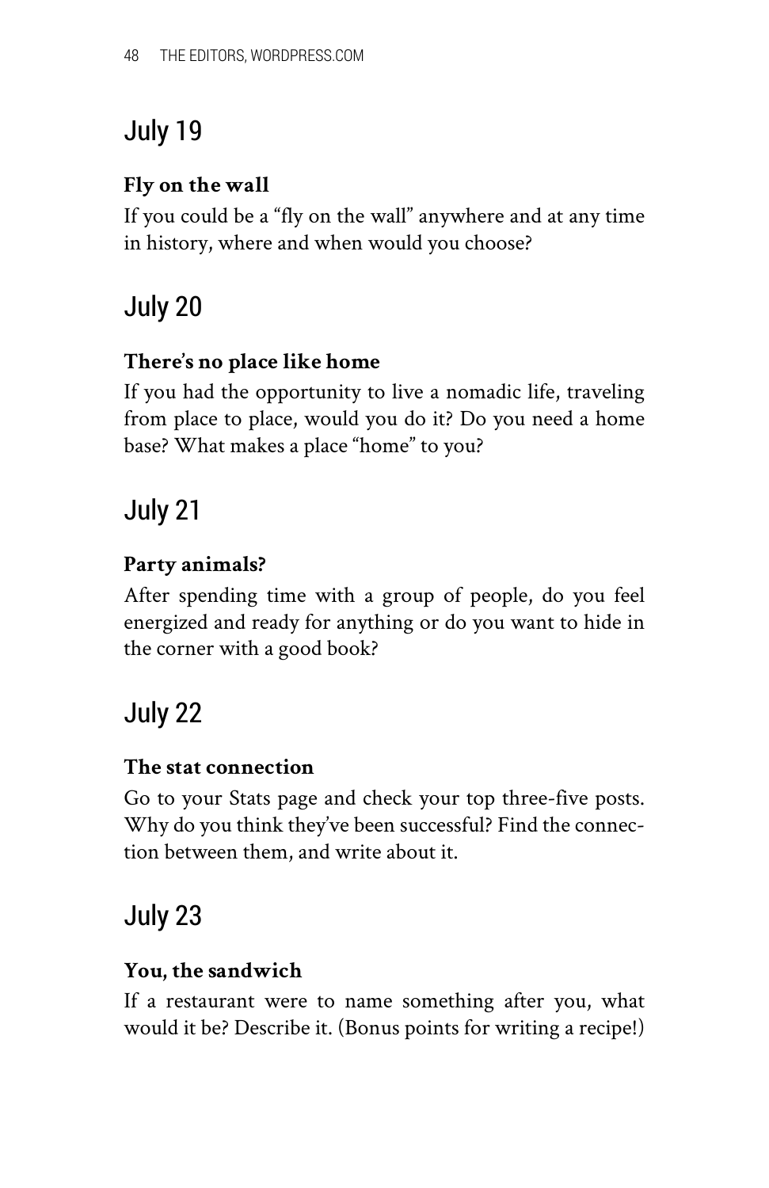## July 19

**Fly on the wall**

If you could be a "fly on the wall" anywhere and at any time in history, where and when would you choose?

## July 20

**There's no place like home**

If you had the opportunity to live a nomadic life, traveling from place to place, would you do it? Do you need a home base? What makes a place "home" to you?

## July 21

**Party animals?**

After spending time with a group of people, do you feel energized and ready for anything or do you want to hide in the corner with a good book?

## July 22

**The stat connection**

Go to your Stats page and check your top three-five posts. Why do you think they've been successful? Find the connection between them, and write about it.

## July 23

**You, the sandwich**

If a restaurant were to name something after you, what would it be? Describe it. (Bonus points for writing a recipe!)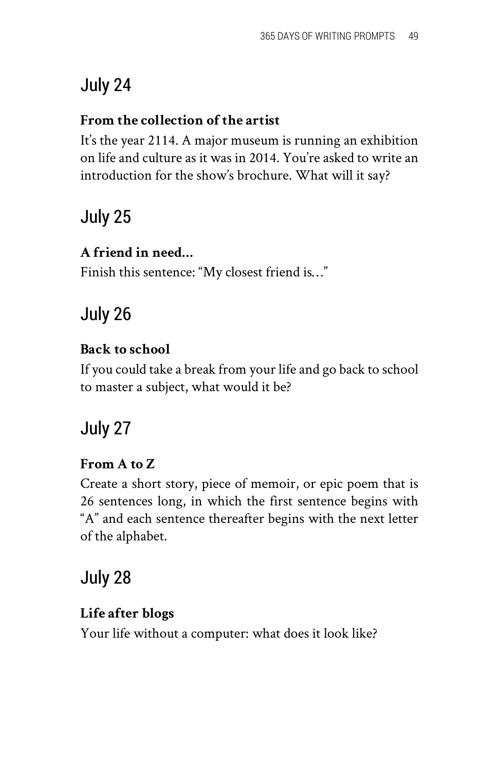## July 24

**From the collection of the artist**

It's the year 2114. A major museum is running an exhibition on life and culture as it was in 2014. You're asked to write an introduction for the show's brochure. What will it say?

## July 25

**A friend in need...**

Finish this sentence: "My closest friend is…"

## July 26

**Back to school**

If you could take a break from your life and go back to school to master a subject, what would it be?

## July 27

**From A to Z**

Create a short story, piece of memoir, or epic poem that is 26 sentences long, in which the first sentence begins with "A" and each sentence thereafter begins with the next letter of the alphabet.

## July 28

**Life after blogs**

Your life without a computer: what does it look like?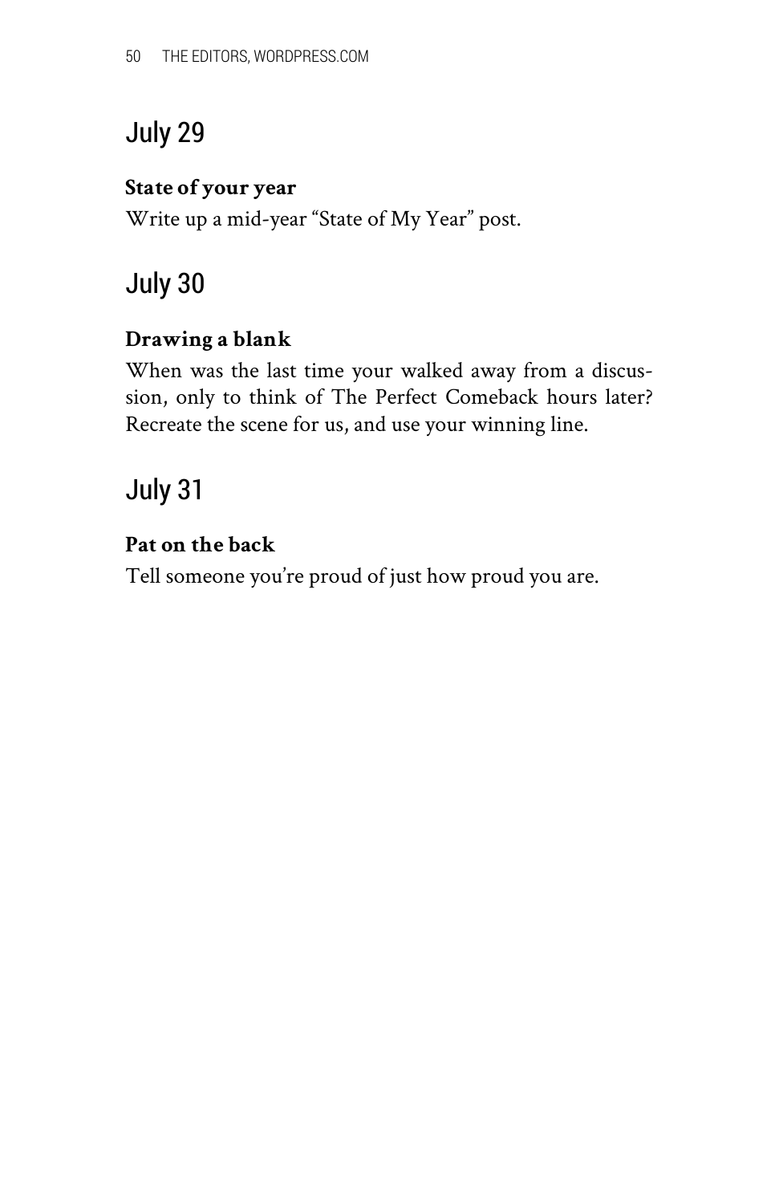## July 29

**State of your year**

Write up a mid-year "State of My Year" post.

## July 30

**Drawing a blank**

When was the last time your walked away from a discussion, only to think of The Perfect Comeback hours later? Recreate the scene for us, and use your winning line.

## July 31

**Pat on the back**

Tell someone you're proud of just how proud you are.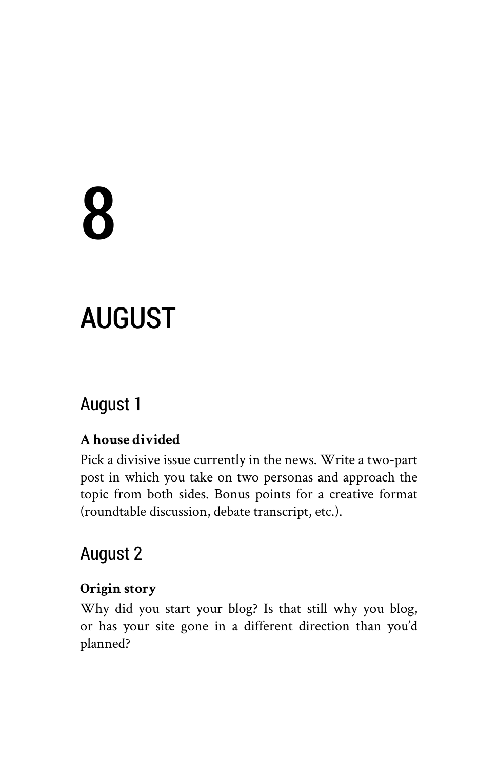# 8

# AUGUST

## August 1

**A house divided**

Pick a divisive issue currently in the news. Write a two-part post in which you take on two personas and approach the topic from both sides. Bonus points for a creative format (roundtable discussion, debate transcript, etc.).

## August 2

**Origin story**

Why did you start your blog? Is that still why you blog, or has your site gone in a different direction than you'd planned?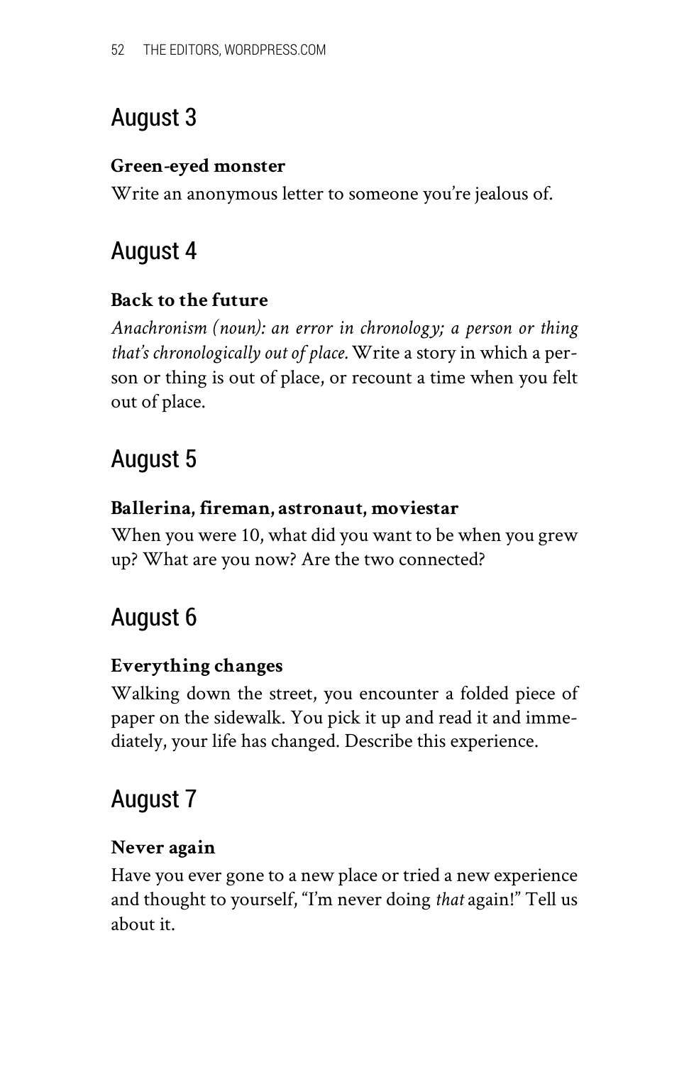## August 3

**Green-eyed monster**

Write an anonymous letter to someone you're jealous of.

## August 4

**Back to the future**

*Anachronism (noun): an error in chronology; a person or thing that's chronologically out of place.* Write a story in which a person or thing is out of place, or recount a time when you felt out of place.

## August 5

**Ballerina, fireman, astronaut, moviestar**

When you were 10, what did you want to be when you grew up? What are you now? Are the two connected?

## August 6

**Everything changes**

Walking down the street, you encounter a folded piece of paper on the sidewalk. You pick it up and read it and immediately, your life has changed. Describe this experience.

## August 7

**Never again**

Have you ever gone to a new place or tried a new experience and thought to yourself, "I'm never doing *that* again!" Tell us about it.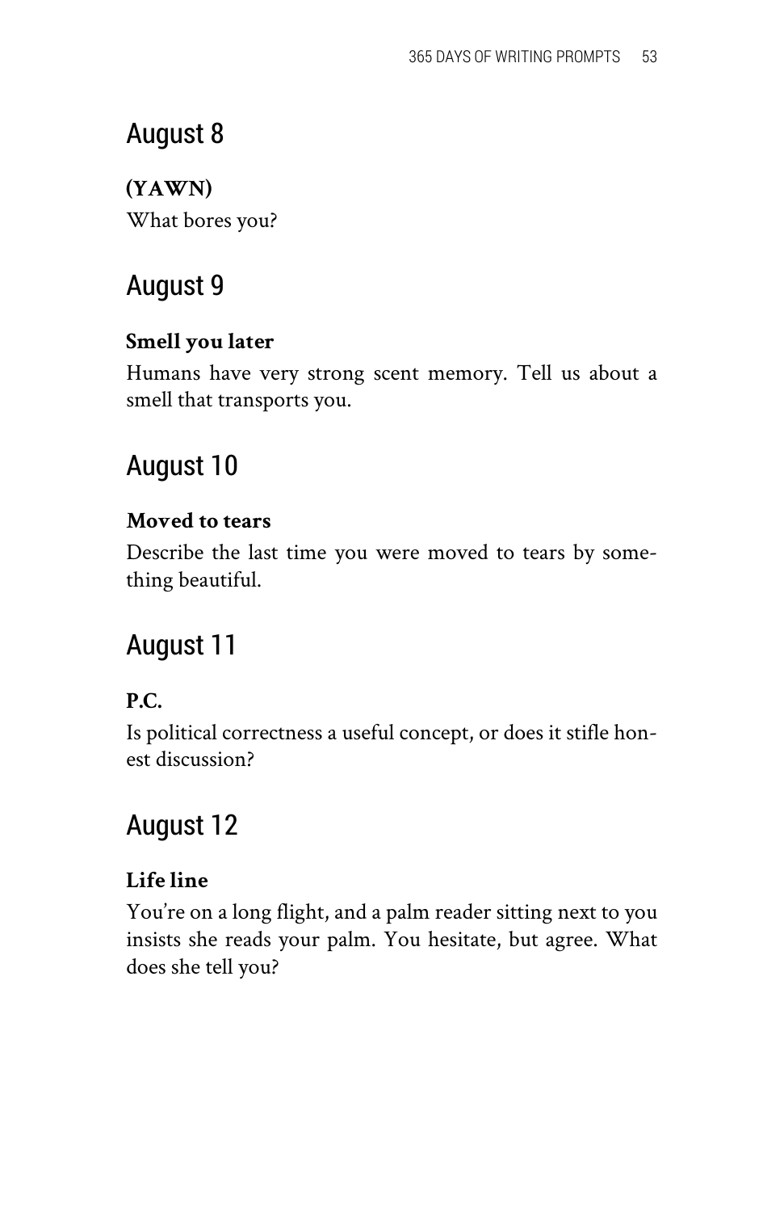## August 8

**(YAWN)**

What bores you?

## August 9

**Smell you later**

Humans have very strong scent memory. Tell us about a smell that transports you.

## August 10

**Moved to tears**

Describe the last time you were moved to tears by something beautiful.

## August 11

**P.C.**

Is political correctness a useful concept, or does it stifle honest discussion?

## August 12

**Life line**

You're on a long flight, and a palm reader sitting next to you insists she reads your palm. You hesitate, but agree. What does she tell you?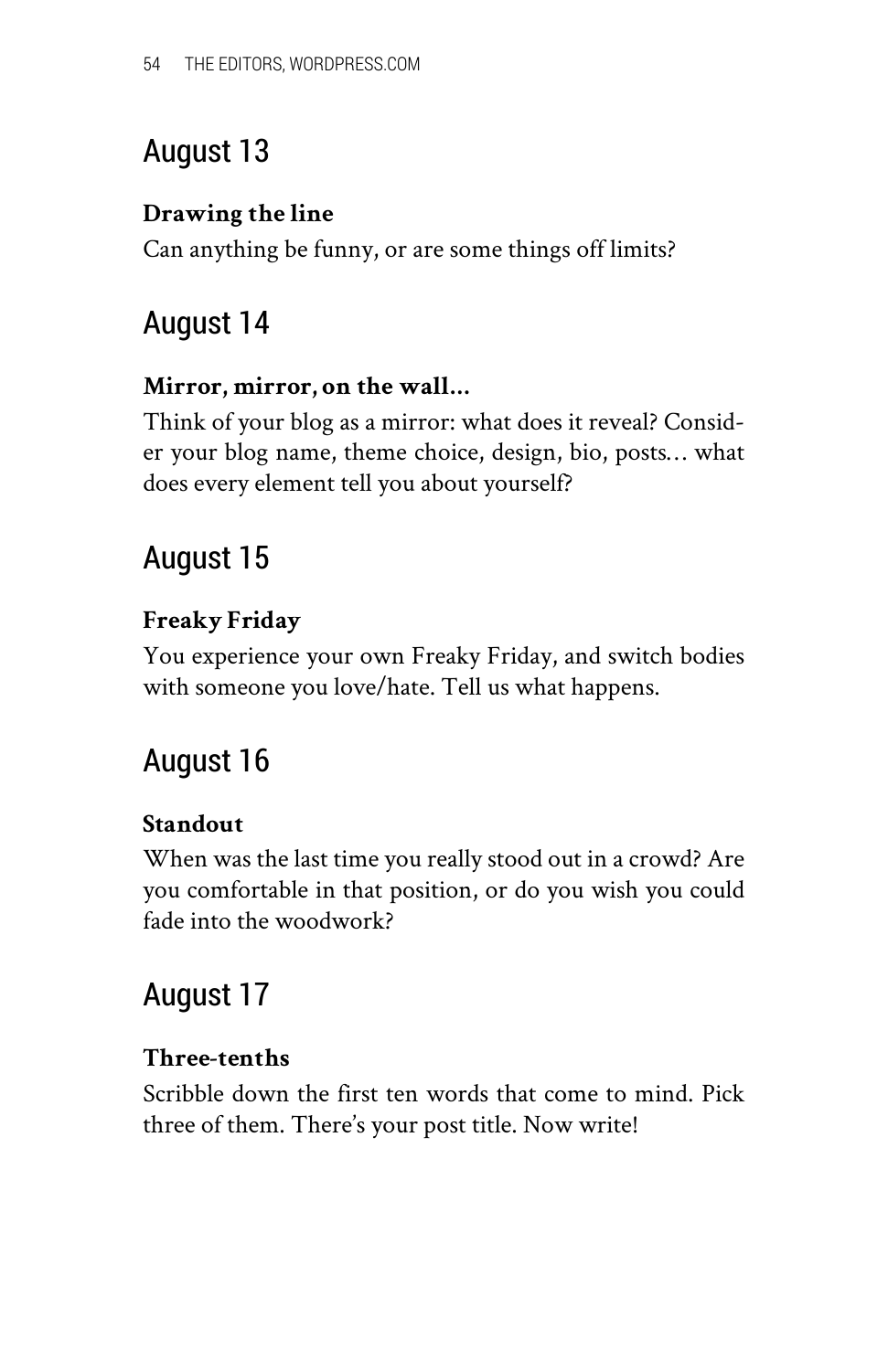## August 13

**Drawing the line**

Can anything be funny, or are some things off limits?

## August 14

**Mirror, mirror, on the wall…**

Think of your blog as a mirror: what does it reveal? Consider your blog name, theme choice, design, bio, posts… what does every element tell you about yourself?

## August 15

**Freaky Friday**

You experience your own Freaky Friday, and switch bodies with someone you love/hate. Tell us what happens.

## August 16

**Standout**

When was the last time you really stood out in a crowd? Are you comfortable in that position, or do you wish you could fade into the woodwork?

## August 17

**Three-tenths**

Scribble down the first ten words that come to mind. Pick three of them. There's your post title. Now write!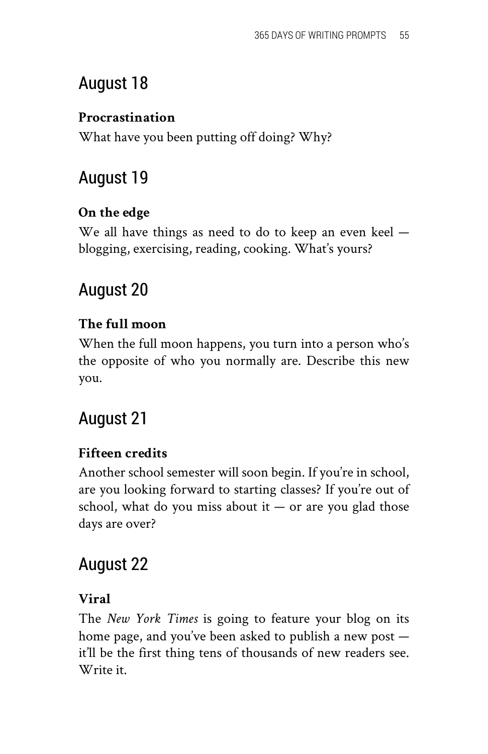## August 18

**Procrastination**

What have you been putting off doing? Why?

## August 19

**On the edge**

We all have things as need to do to keep an even keel — blogging, exercising, reading, cooking. What's yours?

## August 20

**The full moon**

When the full moon happens, you turn into a person who's the opposite of who you normally are. Describe this new you.

## August 21

**Fifteen credits**

Another school semester will soon begin. If you're in school, are you looking forward to starting classes? If you're out of school, what do you miss about it — or are you glad those days are over?

## August 22

**Viral**

The *New York Times* is going to feature your blog on its home page, and you've been asked to publish a new post — it'll be the first thing tens of thousands of new readers see. Write it.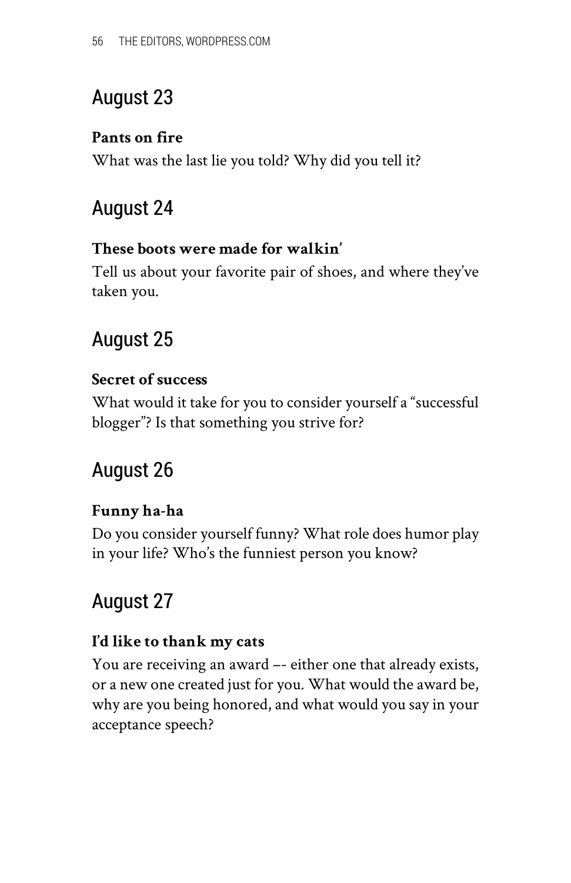## August 23

**Pants on fire**

What was the last lie you told? Why did you tell it?

## August 24

**These boots were made for walkin'**

Tell us about your favorite pair of shoes, and where they've taken you.

## August 25

**Secret of success**

What would it take for you to consider yourself a "successful blogger"? Is that something you strive for?

## August 26

**Funny ha-ha**

Do you consider yourself funny? What role does humor play in your life? Who's the funniest person you know?

## August 27

**I'd like to thank my cats**

You are receiving an award –- either one that already exists, or a new one created just for you. What would the award be, why are you being honored, and what would you say in your acceptance speech?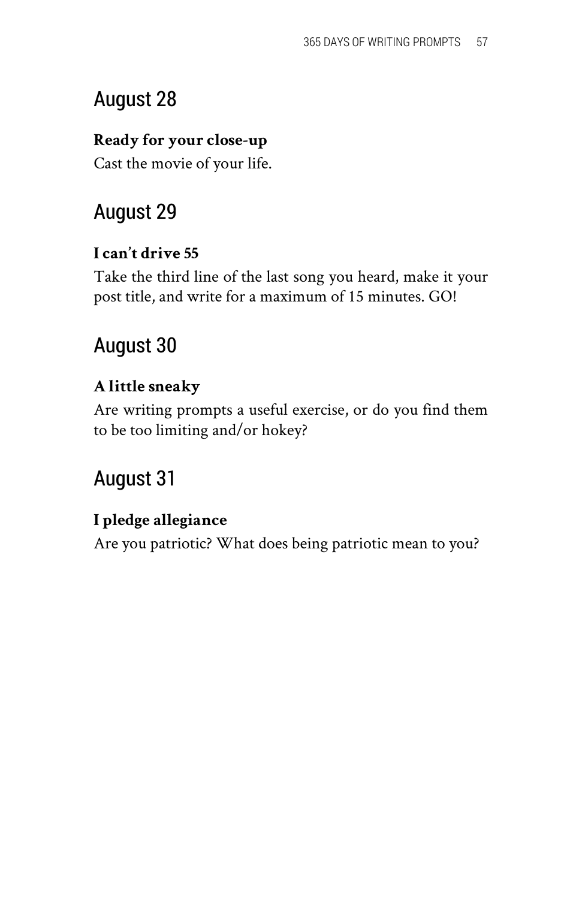## August 28

**Ready for your close-up**

Cast the movie of your life.

## August 29

**I can't drive 55**

Take the third line of the last song you heard, make it your post title, and write for a maximum of 15 minutes. GO!

## August 30

**A little sneaky**

Are writing prompts a useful exercise, or do you find them to be too limiting and/or hokey?

## August 31

**I pledge allegiance**

Are you patriotic? What does being patriotic mean to you?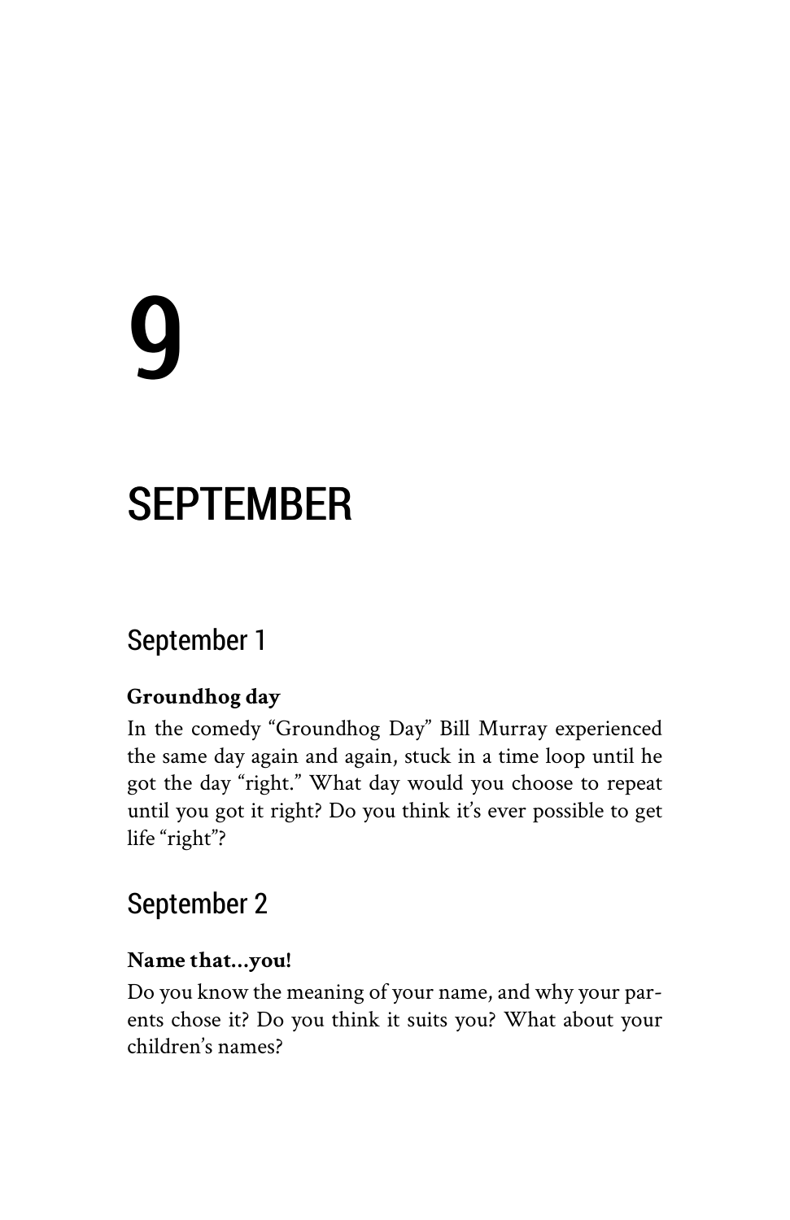# 9

# SEPTEMBER

## September 1

**Groundhog day**

In the comedy "Groundhog Day" Bill Murray experienced the same day again and again, stuck in a time loop until he got the day "right." What day would you choose to repeat until you got it right? Do you think it's ever possible to get life "right"?

## September 2

**Name that...you!**

Do you know the meaning of your name, and why your parents chose it? Do you think it suits you? What about your children's names?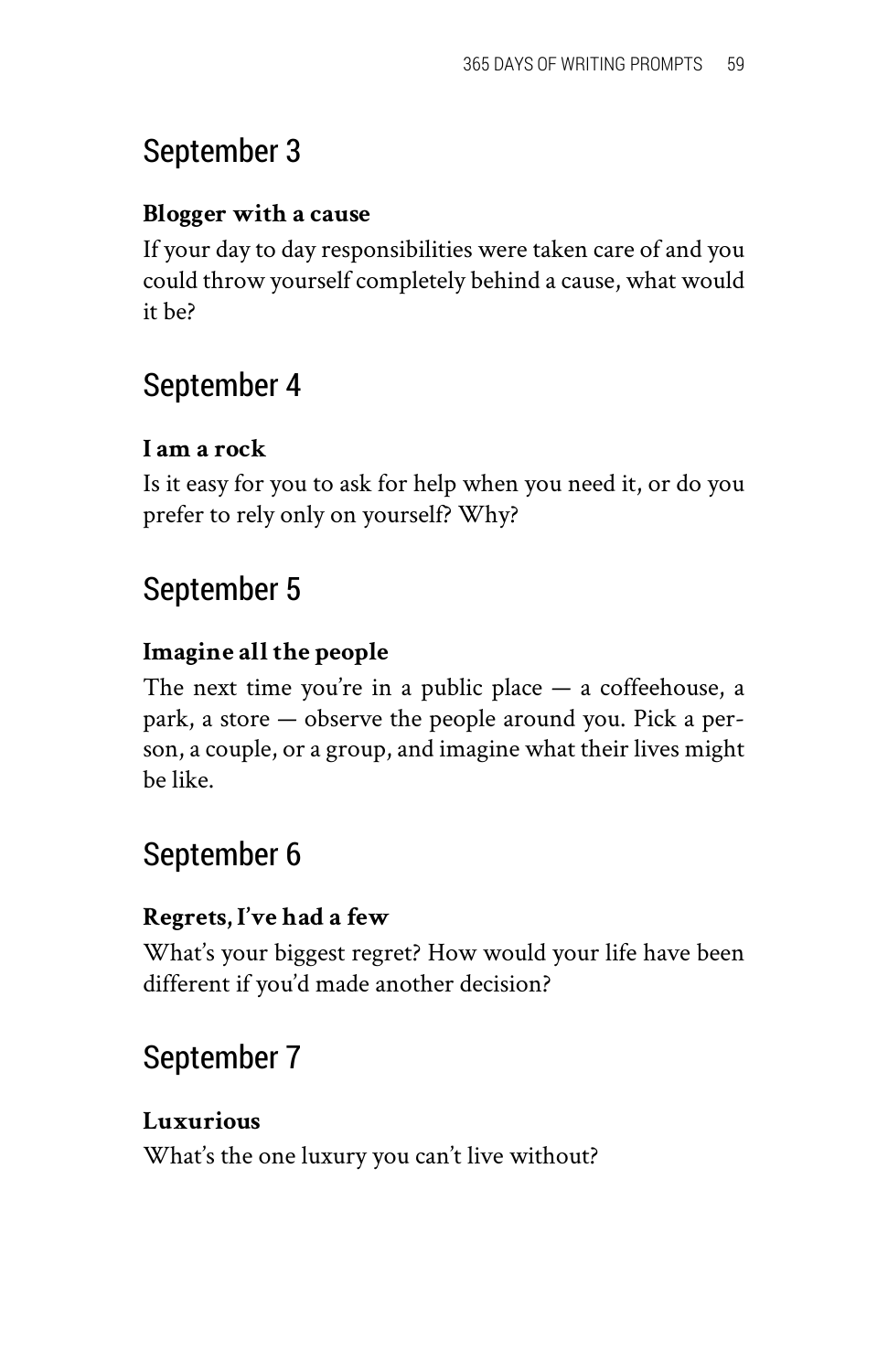## September 3

**Blogger with a cause**

If your day to day responsibilities were taken care of and you could throw yourself completely behind a cause, what would it be?

## September 4

**I am a rock**

Is it easy for you to ask for help when you need it, or do you prefer to rely only on yourself? Why?

## September 5

**Imagine all the people**

The next time you're in a public place — a coffeehouse, a park, a store — observe the people around you. Pick a person, a couple, or a group, and imagine what their lives might be like.

## September 6

**Regrets, I've had a few**

What's your biggest regret? How would your life have been different if you'd made another decision?

## September 7

**Luxurious**

What's the one luxury you can't live without?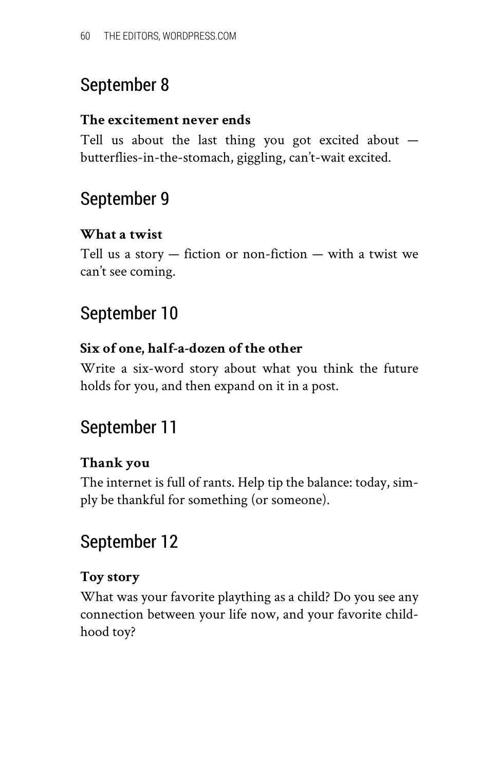## September 8

**The excitement never ends**

Tell us about the last thing you got excited about — butterflies-in-the-stomach, giggling, can't-wait excited.

## September 9

**What a twist**

Tell us a story — fiction or non-fiction — with a twist we can't see coming.

## September 10

**Six of one, half-a-dozen of the other**

Write a six-word story about what you think the future holds for you, and then expand on it in a post.

## September 11

**Thank you**

The internet is full of rants. Help tip the balance: today, simply be thankful for something (or someone).

## September 12

**Toy story**

What was your favorite plaything as a child? Do you see any connection between your life now, and your favorite childhood toy?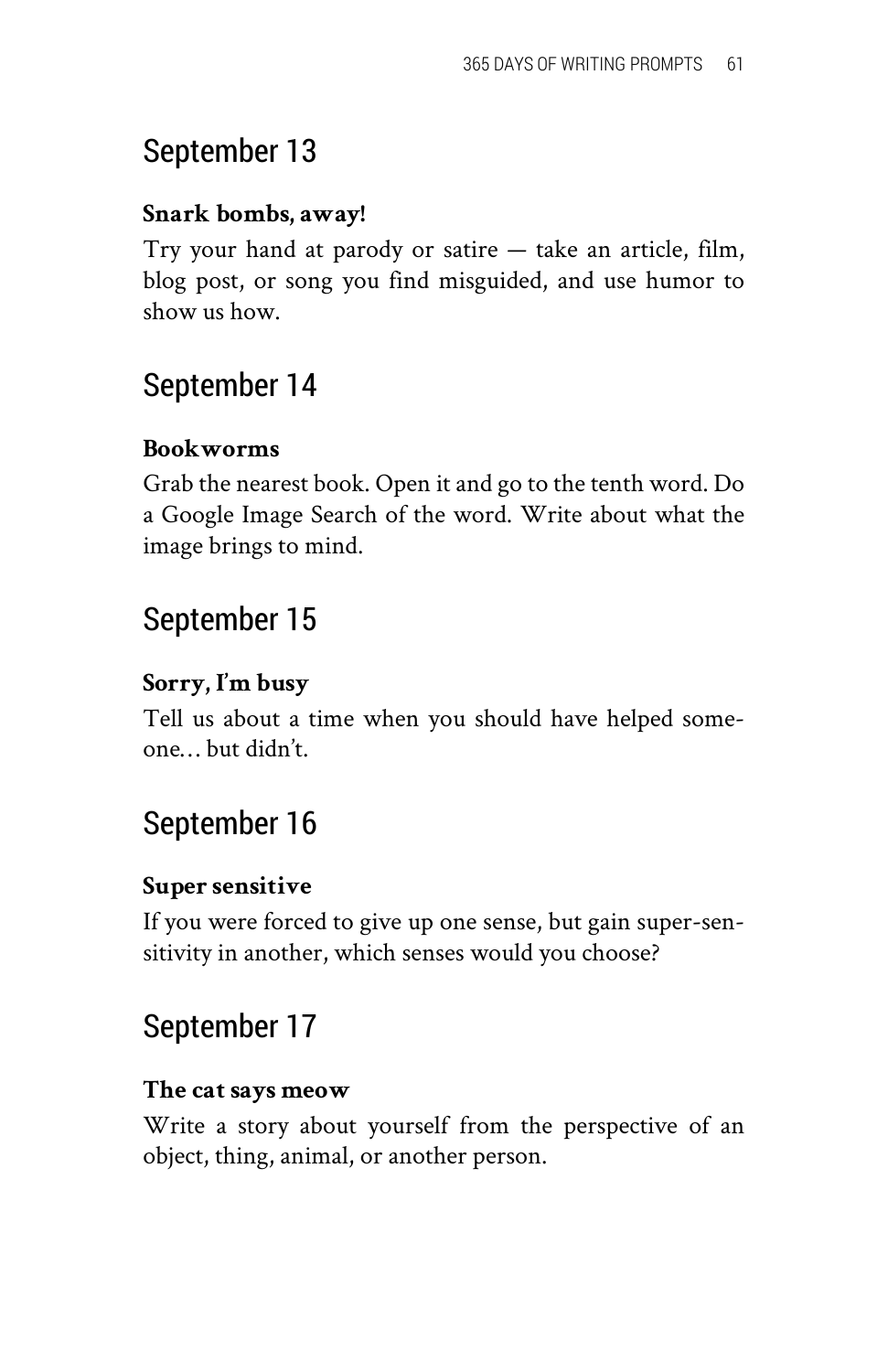## September 13

**Snark bombs, away!**

Try your hand at parody or satire — take an article, film, blog post, or song you find misguided, and use humor to show us how.

## September 14

**Bookworms**

Grab the nearest book. Open it and go to the tenth word. Do a Google Image Search of the word. Write about what the image brings to mind.

## September 15

**Sorry, I'm busy**

Tell us about a time when you should have helped someone… but didn't.

## September 16

**Super sensitive**

If you were forced to give up one sense, but gain super-sensitivity in another, which senses would you choose?

## September 17

**The cat says meow**

Write a story about yourself from the perspective of an object, thing, animal, or another person.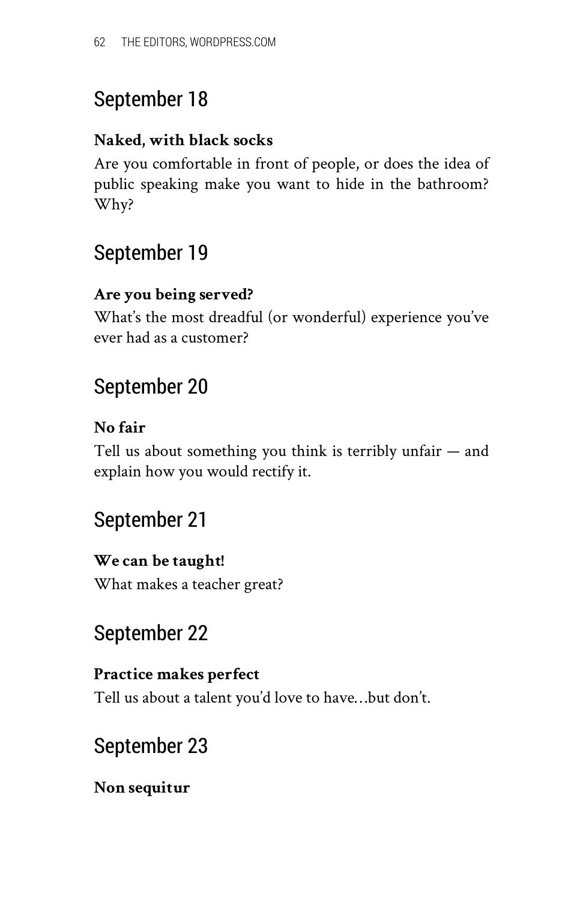## September 18

**Naked, with black socks**

Are you comfortable in front of people, or does the idea of public speaking make you want to hide in the bathroom? Why?

## September 19

**Are you being served?**

What's the most dreadful (or wonderful) experience you've ever had as a customer?

## September 20

**No fair**

Tell us about something you think is terribly unfair — and explain how you would rectify it.

## September 21

**We can be taught!**

What makes a teacher great?

## September 22

**Practice makes perfect**

Tell us about a talent you'd love to have…but don't.

## September 23

**Non sequitur**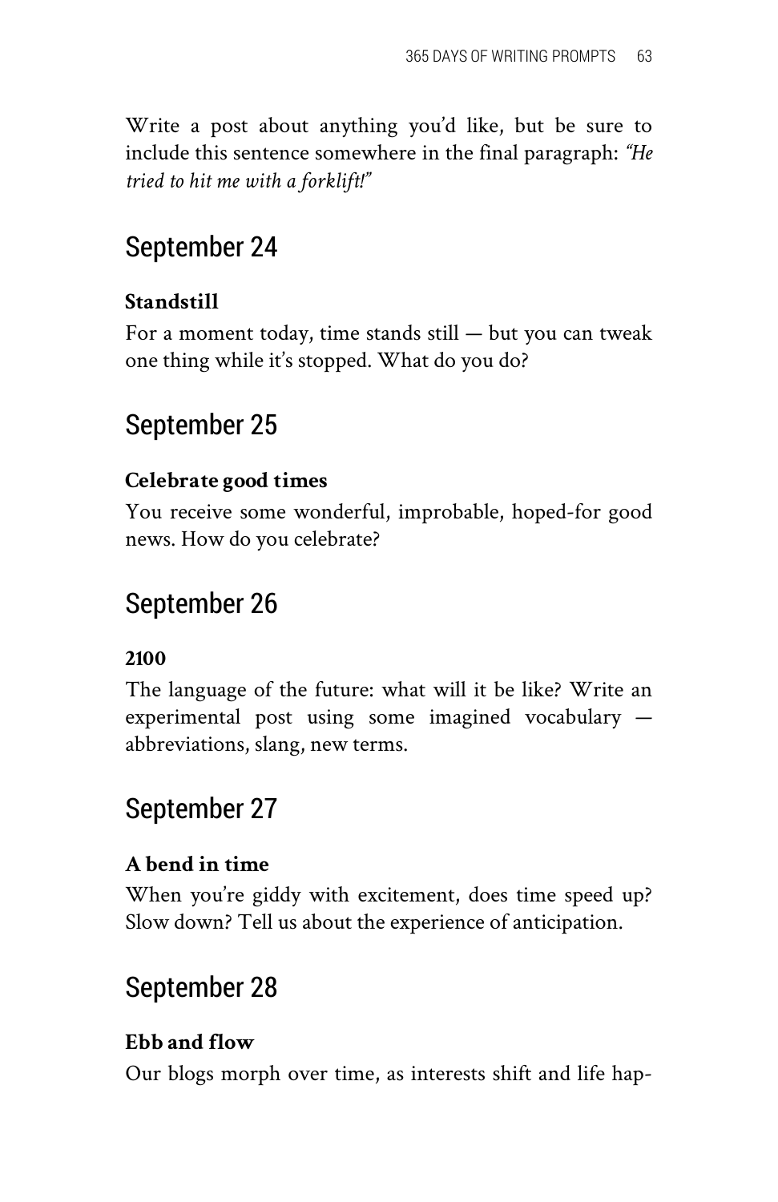Write a post about anything you'd like, but be sure to include this sentence somewhere in the final paragraph: *"He tried to hit me with a forklift!"*

## September 24

**Standstill**

For a moment today, time stands still — but you can tweak one thing while it's stopped. What do you do?

## September 25

**Celebrate good times**

You receive some wonderful, improbable, hoped-for good news. How do you celebrate?

## September 26

**2100**

The language of the future: what will it be like? Write an experimental post using some imagined vocabulary — abbreviations, slang, new terms.

## September 27

**A bend in time**

When you're giddy with excitement, does time speed up? Slow down? Tell us about the experience of anticipation.

## September 28

**Ebb and flow**

Our blogs morph over time, as interests shift and life hap-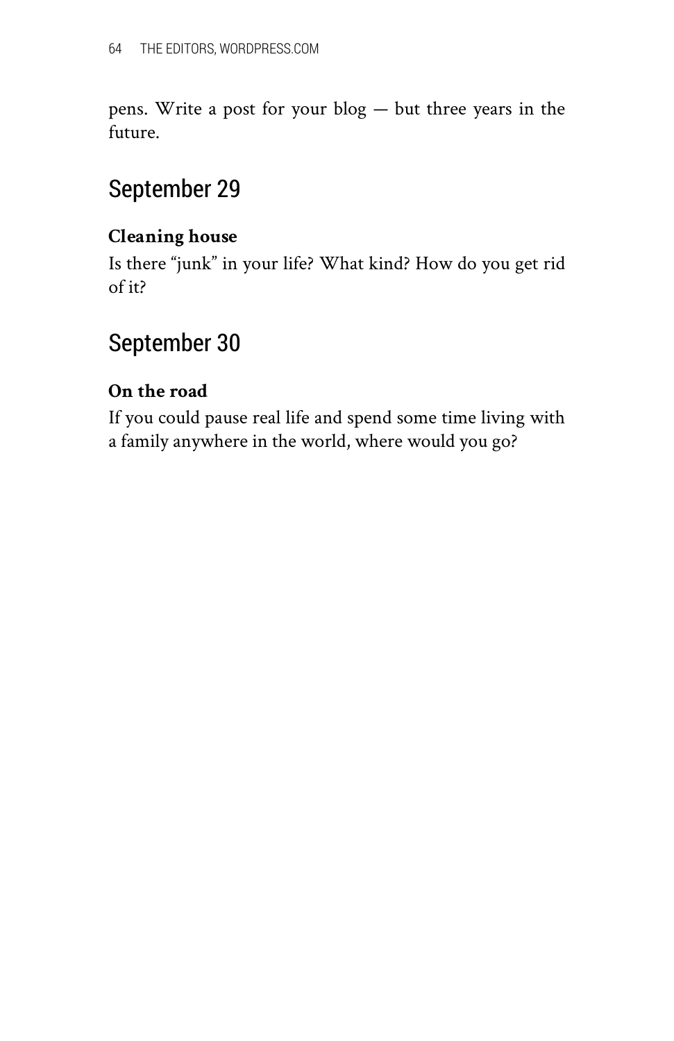pens. Write a post for your blog — but three years in the future.

## September 29

**Cleaning house**

Is there "junk" in your life? What kind? How do you get rid of it?

## September 30

**On the road**

If you could pause real life and spend some time living with a family anywhere in the world, where would you go?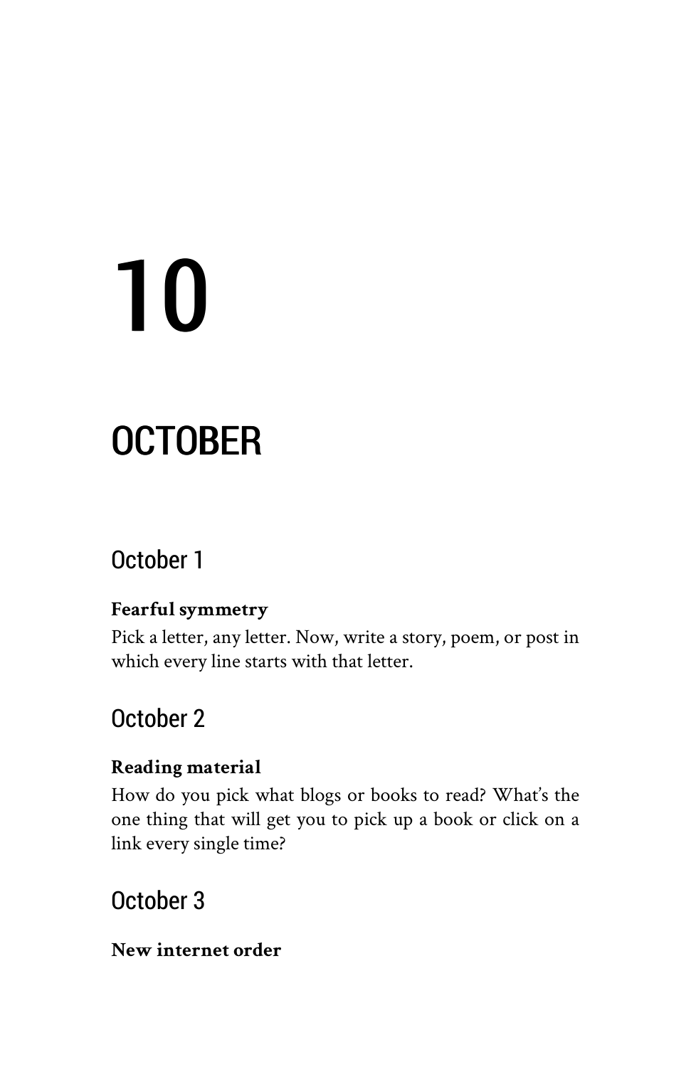# 10

# OCTOBER

## October 1

**Fearful symmetry**

Pick a letter, any letter. Now, write a story, poem, or post in which every line starts with that letter.

## October 2

**Reading material**

How do you pick what blogs or books to read? What's the one thing that will get you to pick up a book or click on a link every single time?

## October 3

**New internet order**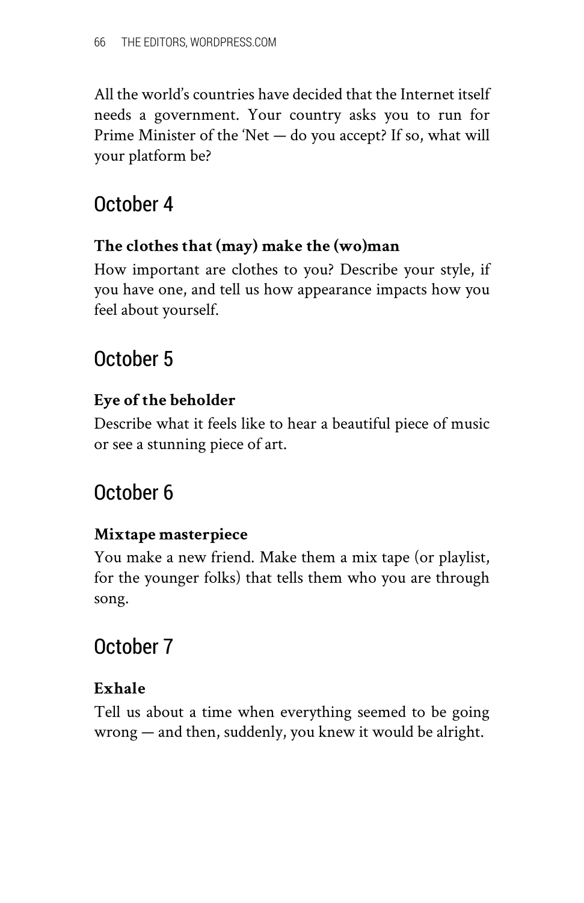All the world's countries have decided that the Internet itself needs a government. Your country asks you to run for Prime Minister of the 'Net — do you accept? If so, what will your platform be?

## October 4

**The clothes that (may) make the (wo)man**

How important are clothes to you? Describe your style, if you have one, and tell us how appearance impacts how you feel about yourself.

## October 5

**Eye of the beholder**

Describe what it feels like to hear a beautiful piece of music or see a stunning piece of art.

## October 6

**Mixtape masterpiece**

You make a new friend. Make them a mix tape (or playlist, for the younger folks) that tells them who you are through song.

## October 7

**Exhale**

Tell us about a time when everything seemed to be going wrong — and then, suddenly, you knew it would be alright.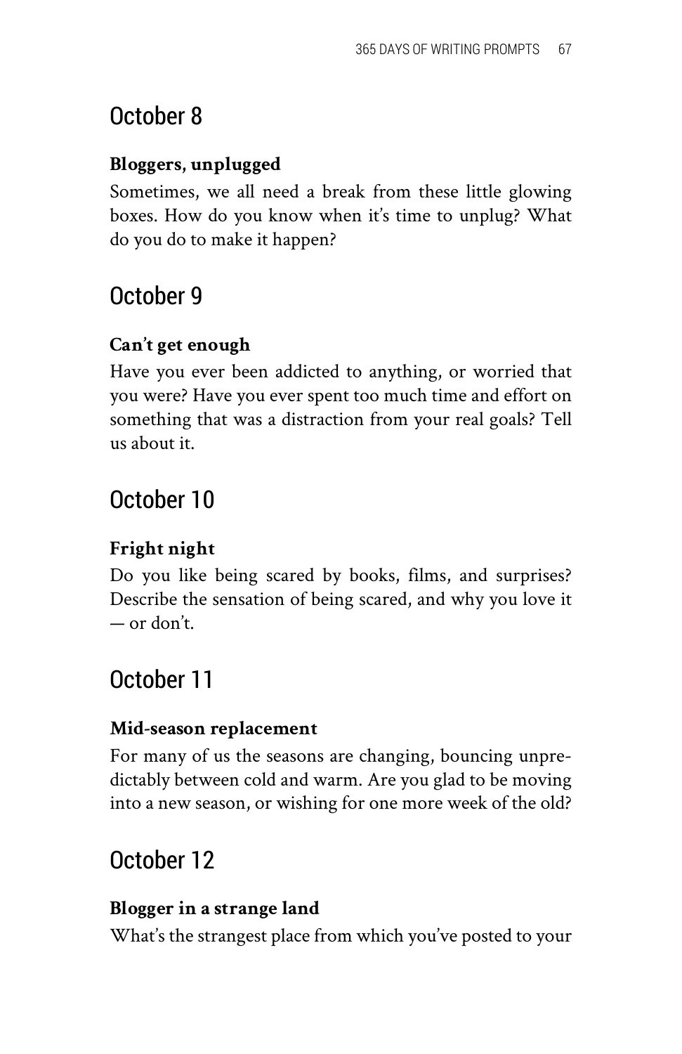## October 8

**Bloggers, unplugged**

Sometimes, we all need a break from these little glowing boxes. How do you know when it's time to unplug? What do you do to make it happen?

## October 9

**Can't get enough**

Have you ever been addicted to anything, or worried that you were? Have you ever spent too much time and effort on something that was a distraction from your real goals? Tell us about it.

## October 10

**Fright night**

Do you like being scared by books, films, and surprises? Describe the sensation of being scared, and why you love it — or don't.

## October 11

**Mid-season replacement**

For many of us the seasons are changing, bouncing unpredictably between cold and warm. Are you glad to be moving into a new season, or wishing for one more week of the old?

## October 12

**Blogger in a strange land**

What's the strangest place from which you've posted to your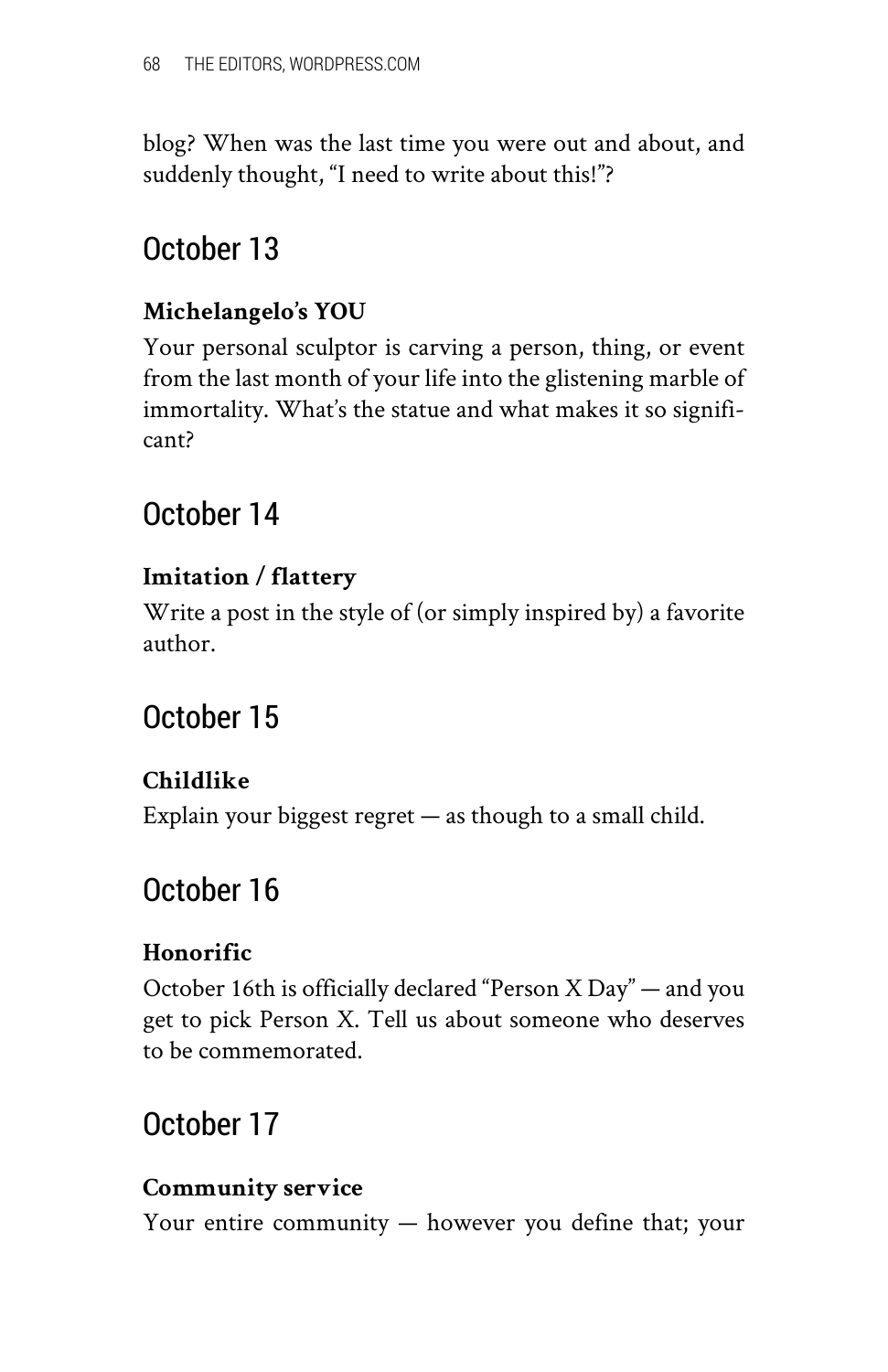blog? When was the last time you were out and about, and suddenly thought, "I need to write about this!"?

## October 13

**Michelangelo's YOU**

Your personal sculptor is carving a person, thing, or event from the last month of your life into the glistening marble of immortality. What's the statue and what makes it so significant?

## October 14

**Imitation / flattery**

Write a post in the style of (or simply inspired by) a favorite author.

## October 15

**Childlike**

Explain your biggest regret — as though to a small child.

## October 16

**Honorific**

October 16th is officially declared "Person X Day" — and you get to pick Person X. Tell us about someone who deserves to be commemorated.

## October 17

**Community service**

Your entire community — however you define that; your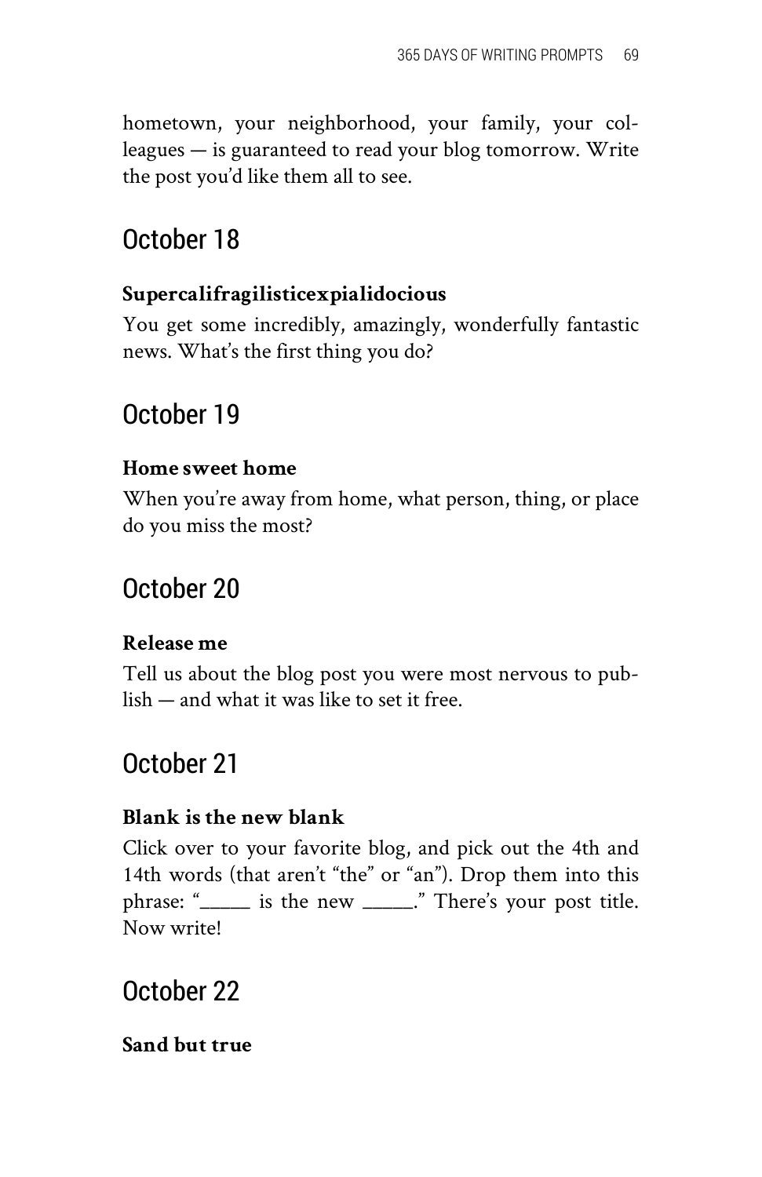hometown, your neighborhood, your family, your colleagues — is guaranteed to read your blog tomorrow. Write the post you'd like them all to see.

## October 18

**Supercalifragilisticexpialidocious**

You get some incredibly, amazingly, wonderfully fantastic news. What's the first thing you do?

## October 19

**Home sweet home**

When you're away from home, what person, thing, or place do you miss the most?

## October 20

**Release me**

Tell us about the blog post you were most nervous to publish — and what it was like to set it free.

## October 21

**Blank is the new blank**

Click over to your favorite blog, and pick out the 4th and 14th words (that aren't "the" or "an"). Drop them into this phrase: "_____ is the new _____." There's your post title. Now write!

## October 22

**Sand but true**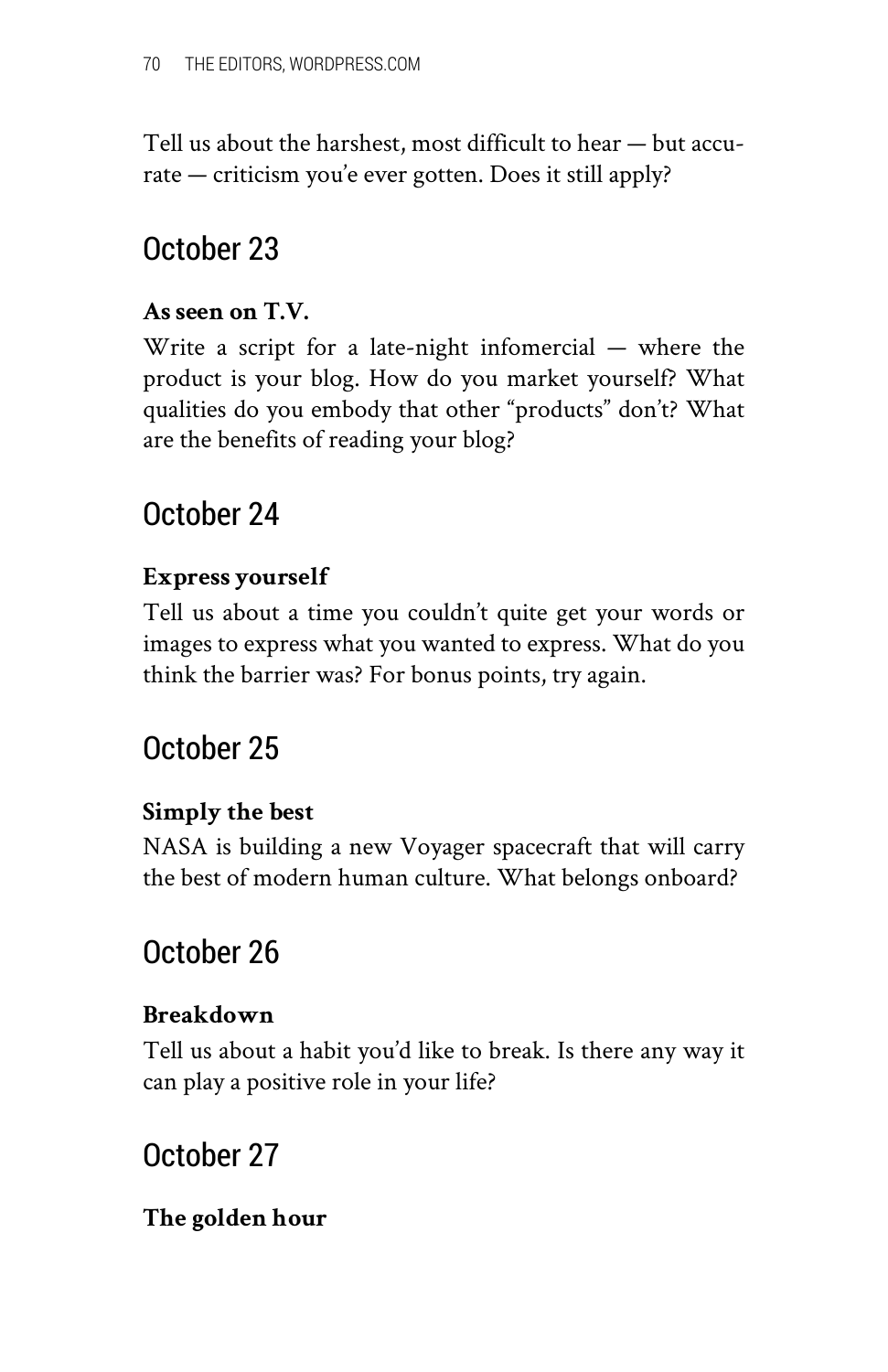Tell us about the harshest, most difficult to hear — but accurate — criticism you've ever gotten. Does it still apply?

## October 23

**As seen on T.V.**

Write a script for a late-night infomercial — where the product is your blog. How do you market yourself? What qualities do you embody that other "products" don't? What are the benefits of reading your blog?

## October 24

**Express yourself**

Tell us about a time you couldn't quite get your words or images to express what you wanted to express. What do you think the barrier was? For bonus points, try again.

## October 25

**Simply the best**

NASA is building a new Voyager spacecraft that will carry the best of modern human culture. What belongs onboard?

## October 26

**Breakdown**

Tell us about a habit you'd like to break. Is there any way it can play a positive role in your life?

## October 27

**The golden hour**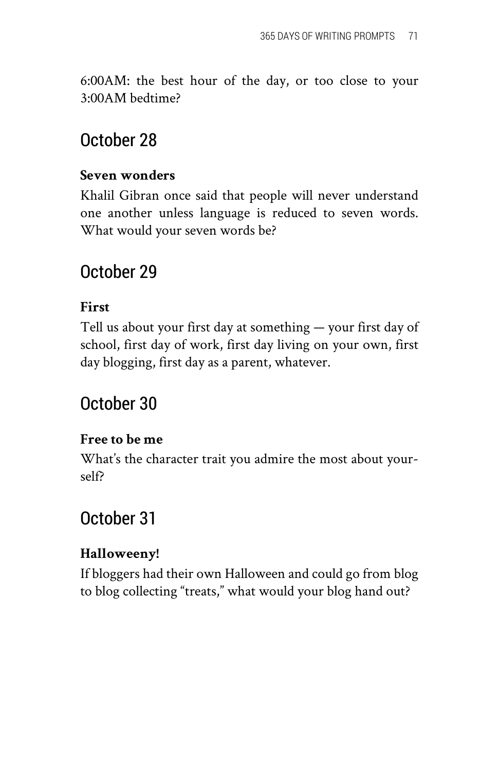6:00AM: the best hour of the day, or too close to your 3:00AM bedtime?

## October 28

**Seven wonders**

Khalil Gibran once said that people will never understand one another unless language is reduced to seven words. What would your seven words be?

## October 29

**First**

Tell us about your first day at something — your first day of school, first day of work, first day living on your own, first day blogging, first day as a parent, whatever.

## October 30

**Free to be me**

What's the character trait you admire the most about yourself?

## October 31

**Halloweeny!**

If bloggers had their own Halloween and could go from blog to blog collecting "treats," what would your blog hand out?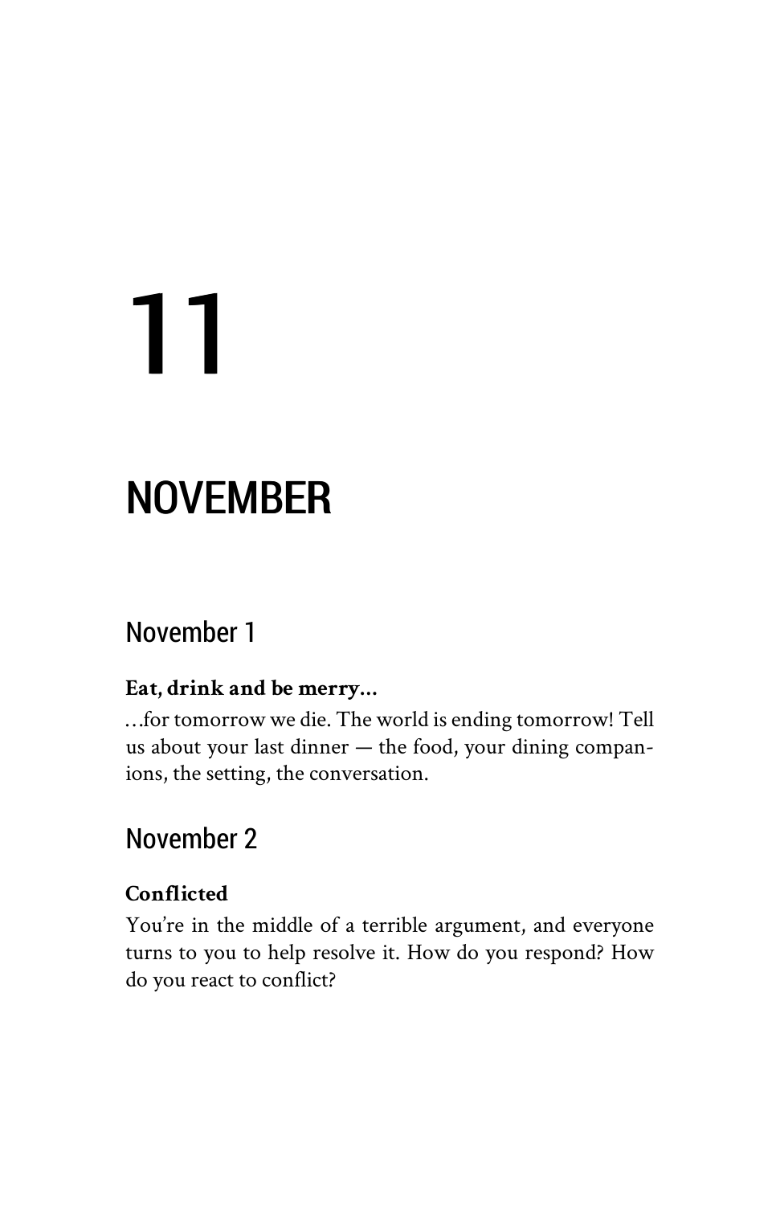# 11

# NOVEMBER

## November 1

**Eat, drink and be merry...**

...for tomorrow we die. The world is ending tomorrow! Tell us about your last dinner — the food, your dining companions, the setting, the conversation.

## November 2

**Conflicted**

You're in the middle of a terrible argument, and everyone turns to you to help resolve it. How do you respond? How do you react to conflict?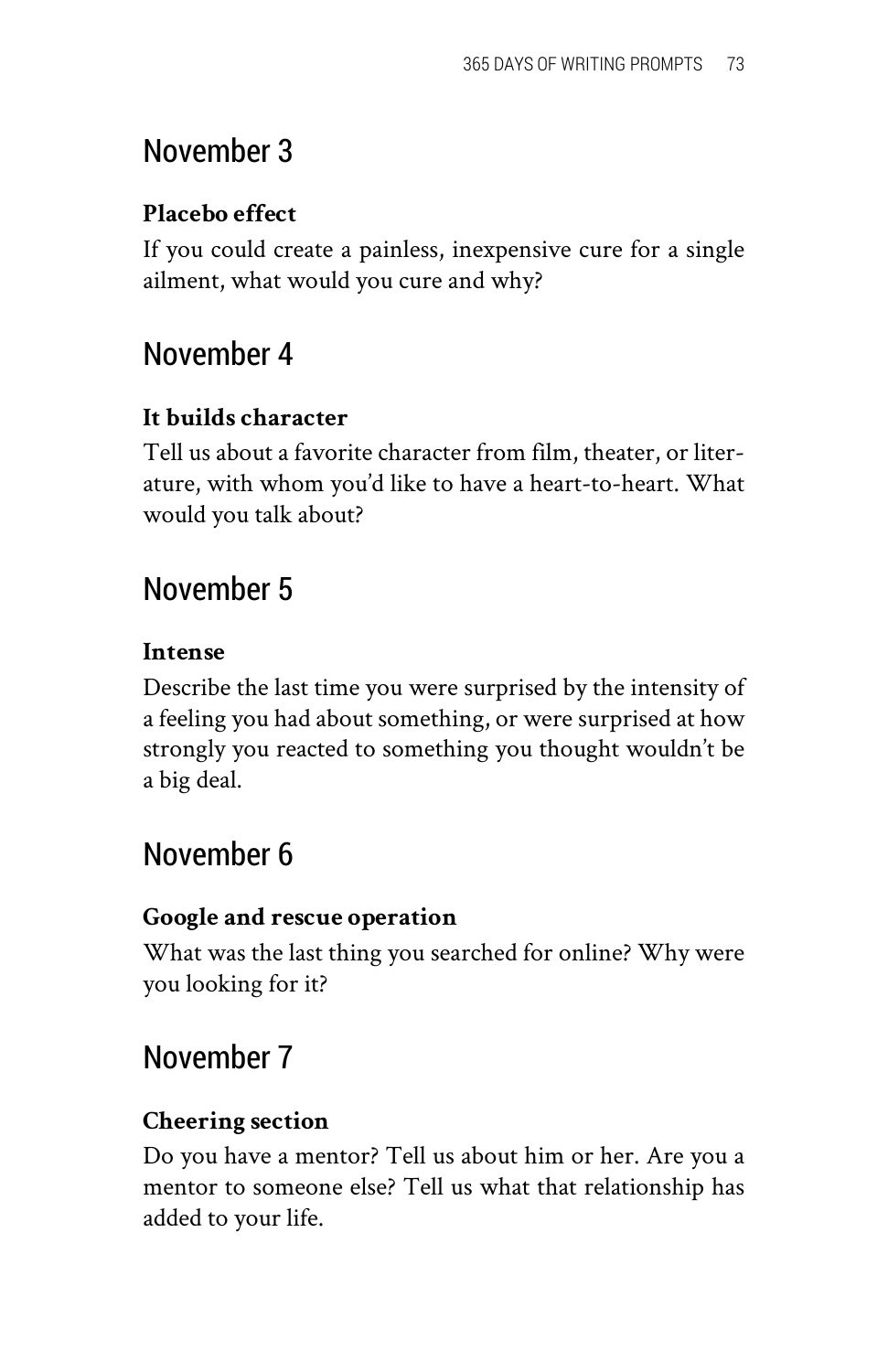## November 3

**Placebo effect**

If you could create a painless, inexpensive cure for a single ailment, what would you cure and why?

## November 4

**It builds character**

Tell us about a favorite character from film, theater, or literature, with whom you'd like to have a heart-to-heart. What would you talk about?

## November 5

**Intense**

Describe the last time you were surprised by the intensity of a feeling you had about something, or were surprised at how strongly you reacted to something you thought wouldn't be a big deal.

## November 6

**Google and rescue operation**

What was the last thing you searched for online? Why were you looking for it?

## November 7

**Cheering section**

Do you have a mentor? Tell us about him or her. Are you a mentor to someone else? Tell us what that relationship has added to your life.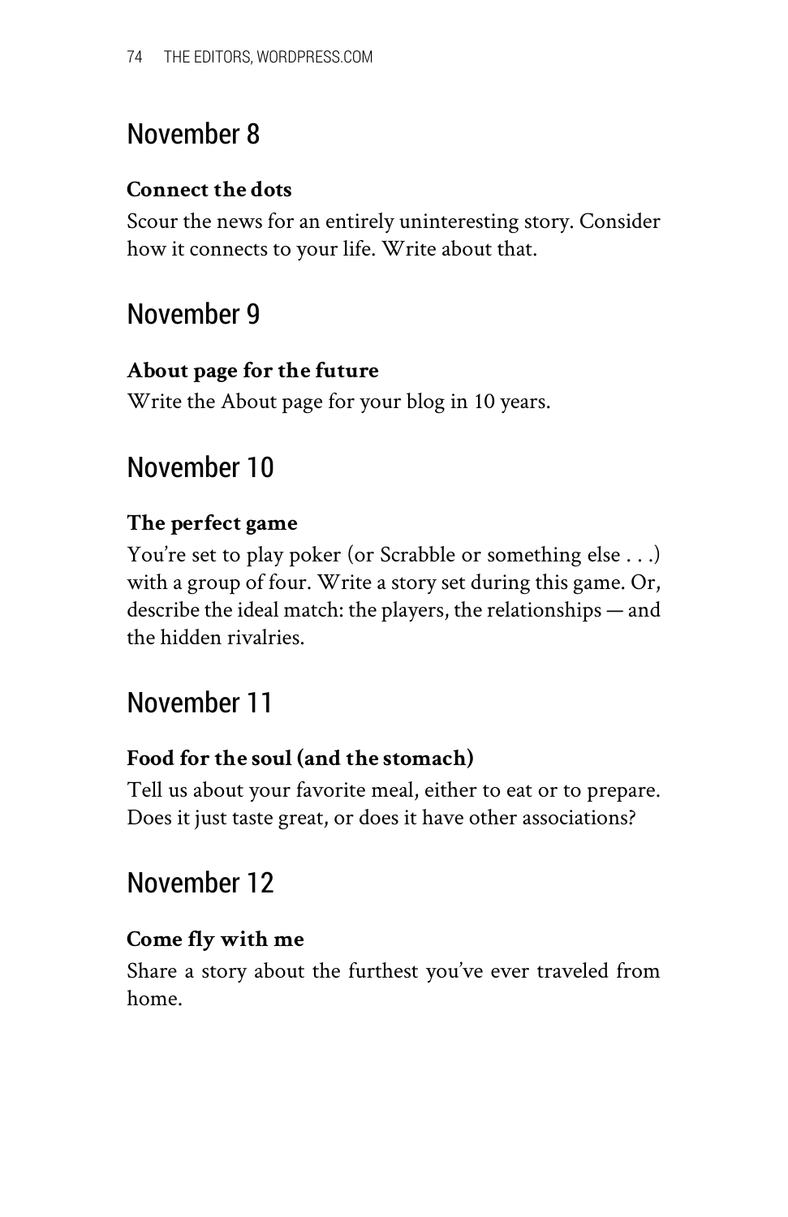## November 8

**Connect the dots**

Scour the news for an entirely uninteresting story. Consider how it connects to your life. Write about that.

## November 9

**About page for the future**

Write the About page for your blog in 10 years.

## November 10

**The perfect game**

You're set to play poker (or Scrabble or something else . . .) with a group of four. Write a story set during this game. Or, describe the ideal match: the players, the relationships — and the hidden rivalries.

## November 11

**Food for the soul (and the stomach)**

Tell us about your favorite meal, either to eat or to prepare. Does it just taste great, or does it have other associations?

## November 12

**Come fly with me**

Share a story about the furthest you've ever traveled from home.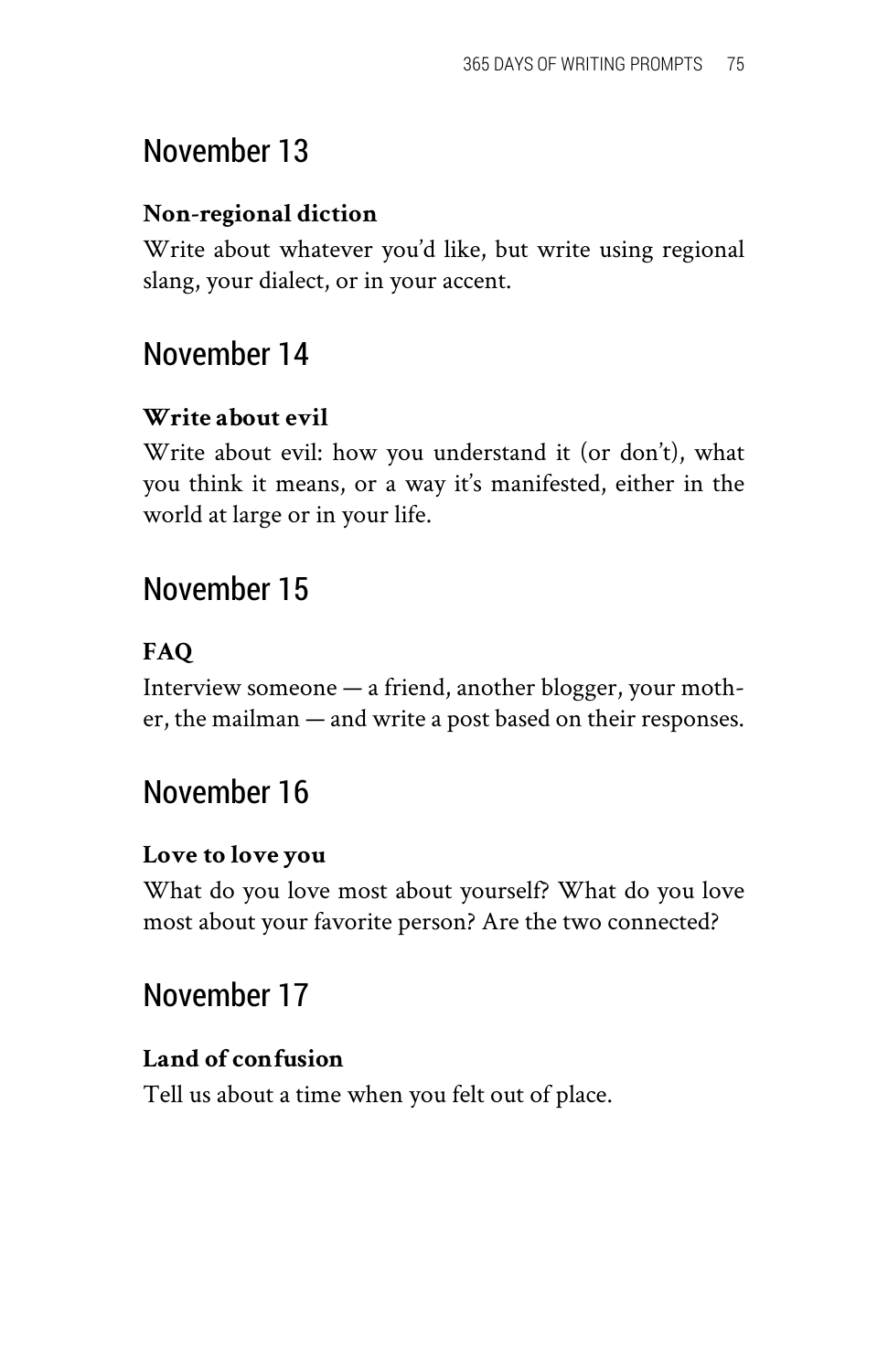## November 13

**Non-regional diction**

Write about whatever you'd like, but write using regional slang, your dialect, or in your accent.

## November 14

**Write about evil**

Write about evil: how you understand it (or don't), what you think it means, or a way it's manifested, either in the world at large or in your life.

## November 15

**FAQ**

Interview someone — a friend, another blogger, your mother, the mailman — and write a post based on their responses.

## November 16

**Love to love you**

What do you love most about yourself? What do you love most about your favorite person? Are the two connected?

## November 17

**Land of confusion**

Tell us about a time when you felt out of place.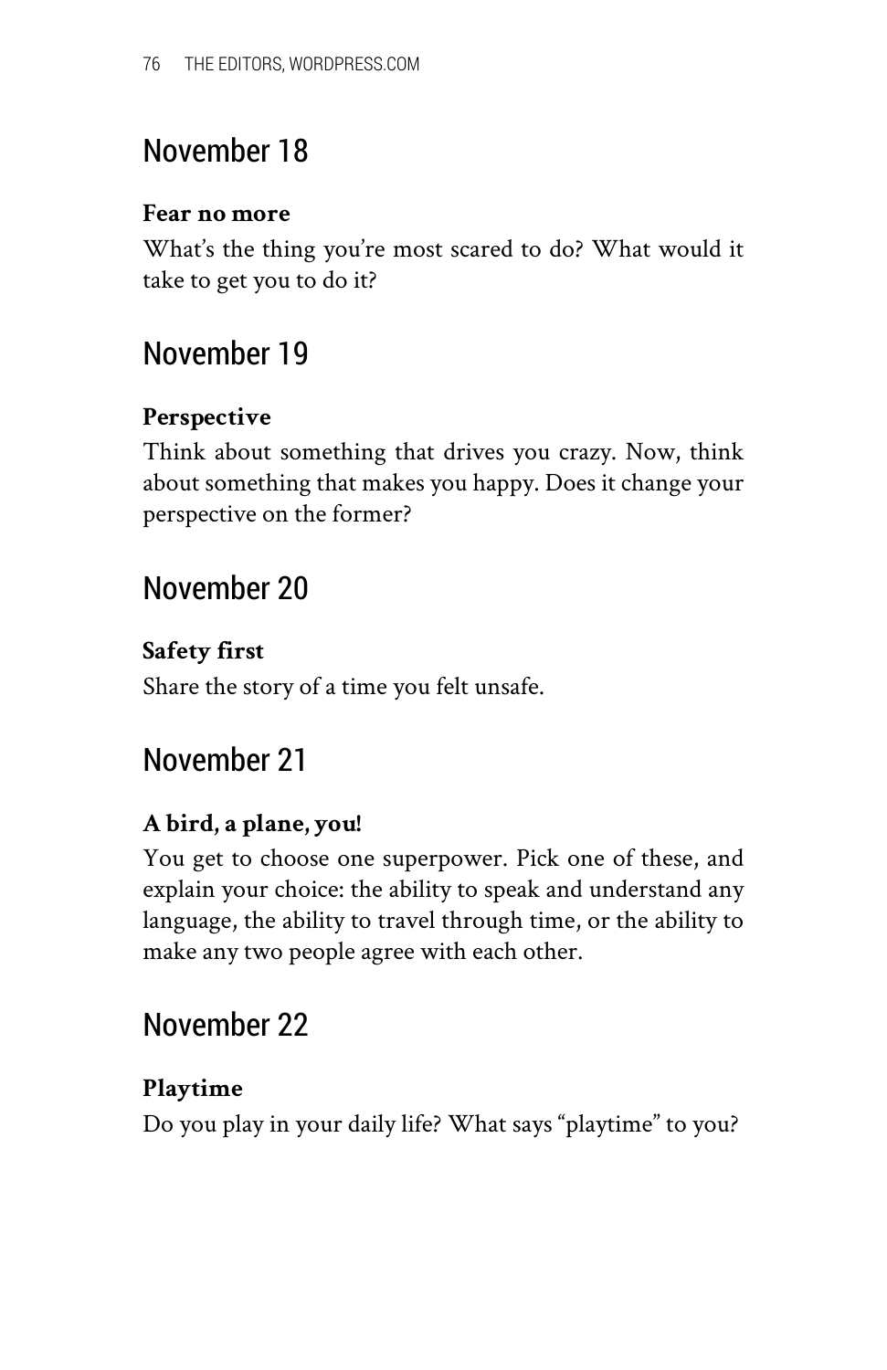## November 18

**Fear no more**

What's the thing you're most scared to do? What would it take to get you to do it?

## November 19

**Perspective**

Think about something that drives you crazy. Now, think about something that makes you happy. Does it change your perspective on the former?

## November 20

**Safety first**

Share the story of a time you felt unsafe.

## November 21

**A bird, a plane, you!**

You get to choose one superpower. Pick one of these, and explain your choice: the ability to speak and understand any language, the ability to travel through time, or the ability to make any two people agree with each other.

## November 22

**Playtime**

Do you play in your daily life? What says "playtime" to you?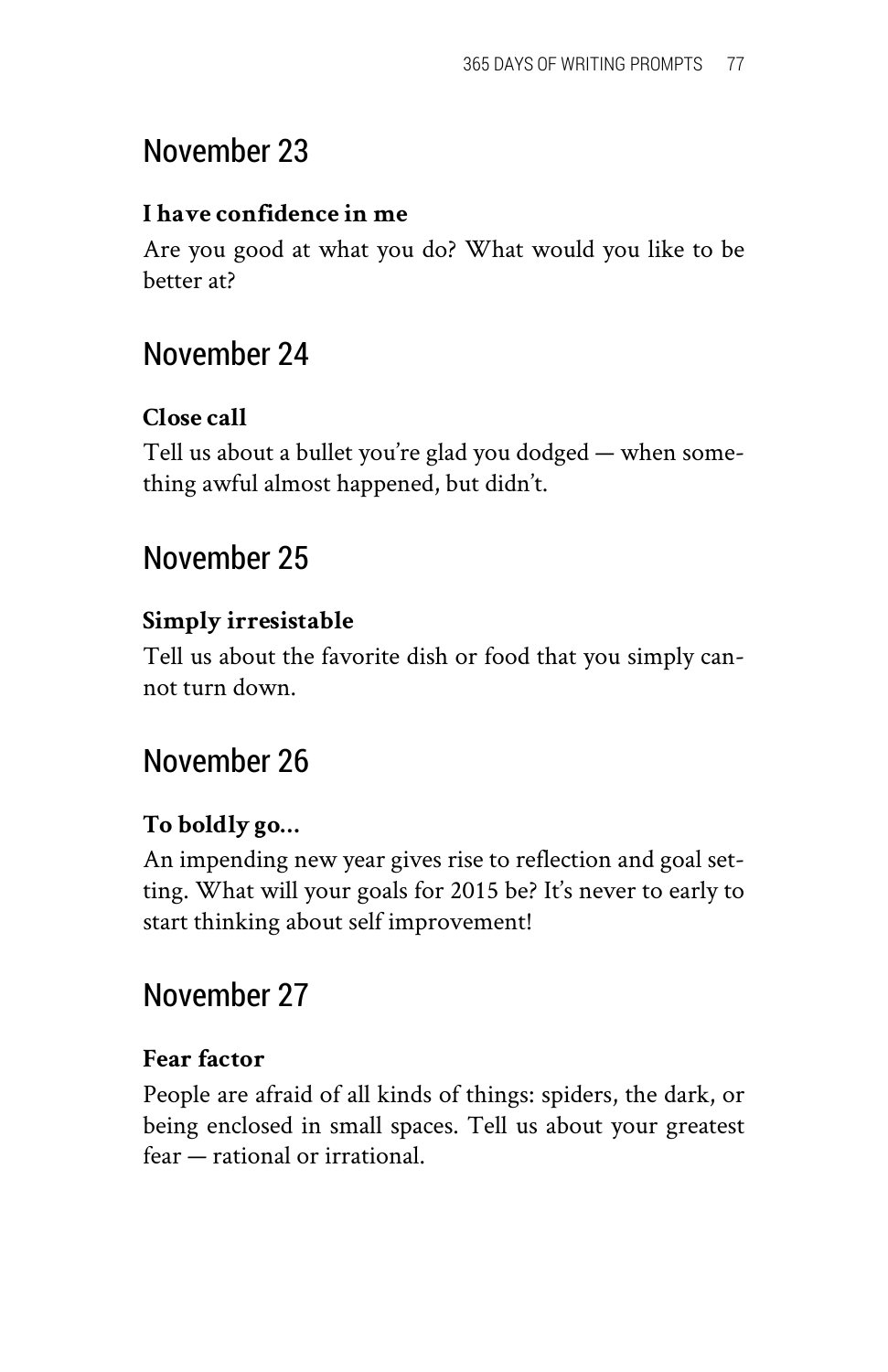## November 23

**I have confidence in me**

Are you good at what you do? What would you like to be better at?

## November 24

**Close call**

Tell us about a bullet you're glad you dodged — when something awful almost happened, but didn't.

## November 25

**Simply irresistable**

Tell us about the favorite dish or food that you simply cannot turn down.

## November 26

**To boldly go...**

An impending new year gives rise to reflection and goal setting. What will your goals for 2015 be? It's never to early to start thinking about self improvement!

## November 27

**Fear factor**

People are afraid of all kinds of things: spiders, the dark, or being enclosed in small spaces. Tell us about your greatest fear — rational or irrational.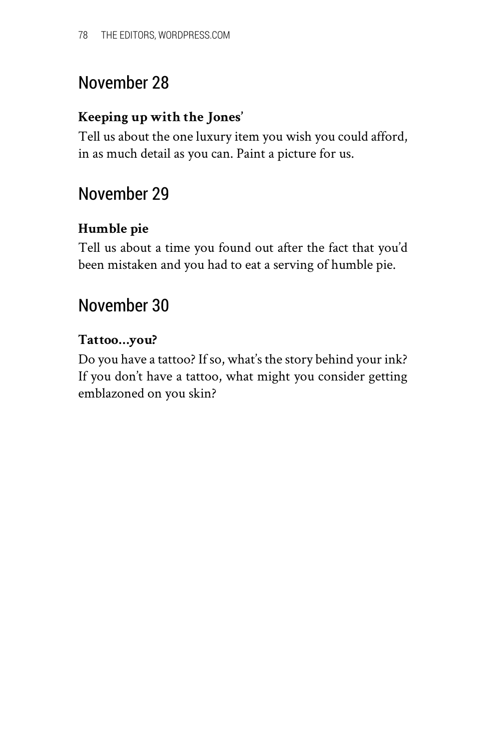## November 28

**Keeping up with the Jones'**

Tell us about the one luxury item you wish you could afford, in as much detail as you can. Paint a picture for us.

## November 29

**Humble pie**

Tell us about a time you found out after the fact that you'd been mistaken and you had to eat a serving of humble pie.

## November 30

**Tattoo...you?**

Do you have a tattoo? If so, what's the story behind your ink? If you don't have a tattoo, what might you consider getting emblazoned on you skin?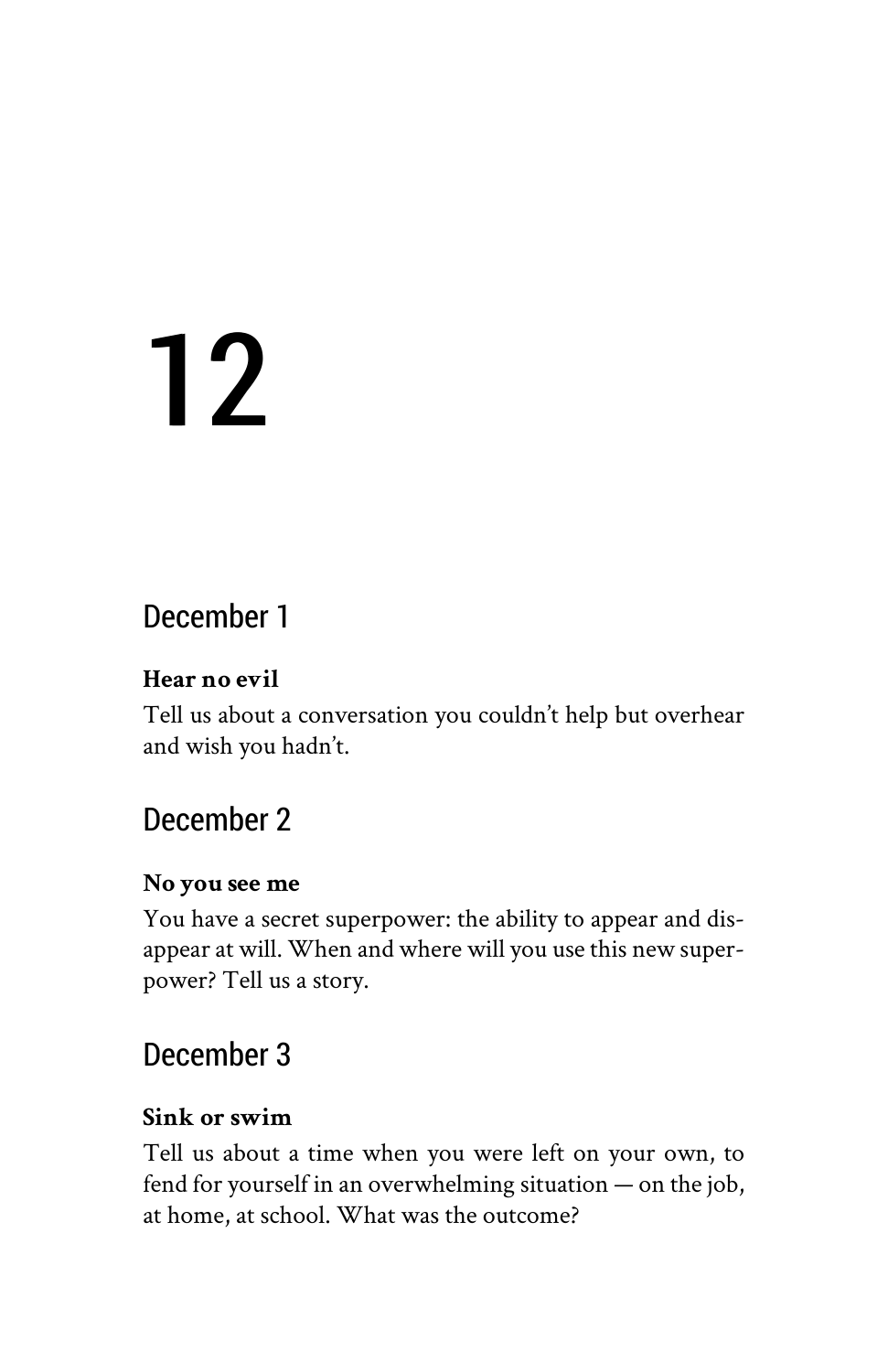# 12

## December 1

**Hear no evil**

Tell us about a conversation you couldn't help but overhear and wish you hadn't.

## December 2

**No you see me**

You have a secret superpower: the ability to appear and disappear at will. When and where will you use this new superpower? Tell us a story.

## December 3

**Sink or swim**

Tell us about a time when you were left on your own, to fend for yourself in an overwhelming situation — on the job, at home, at school. What was the outcome?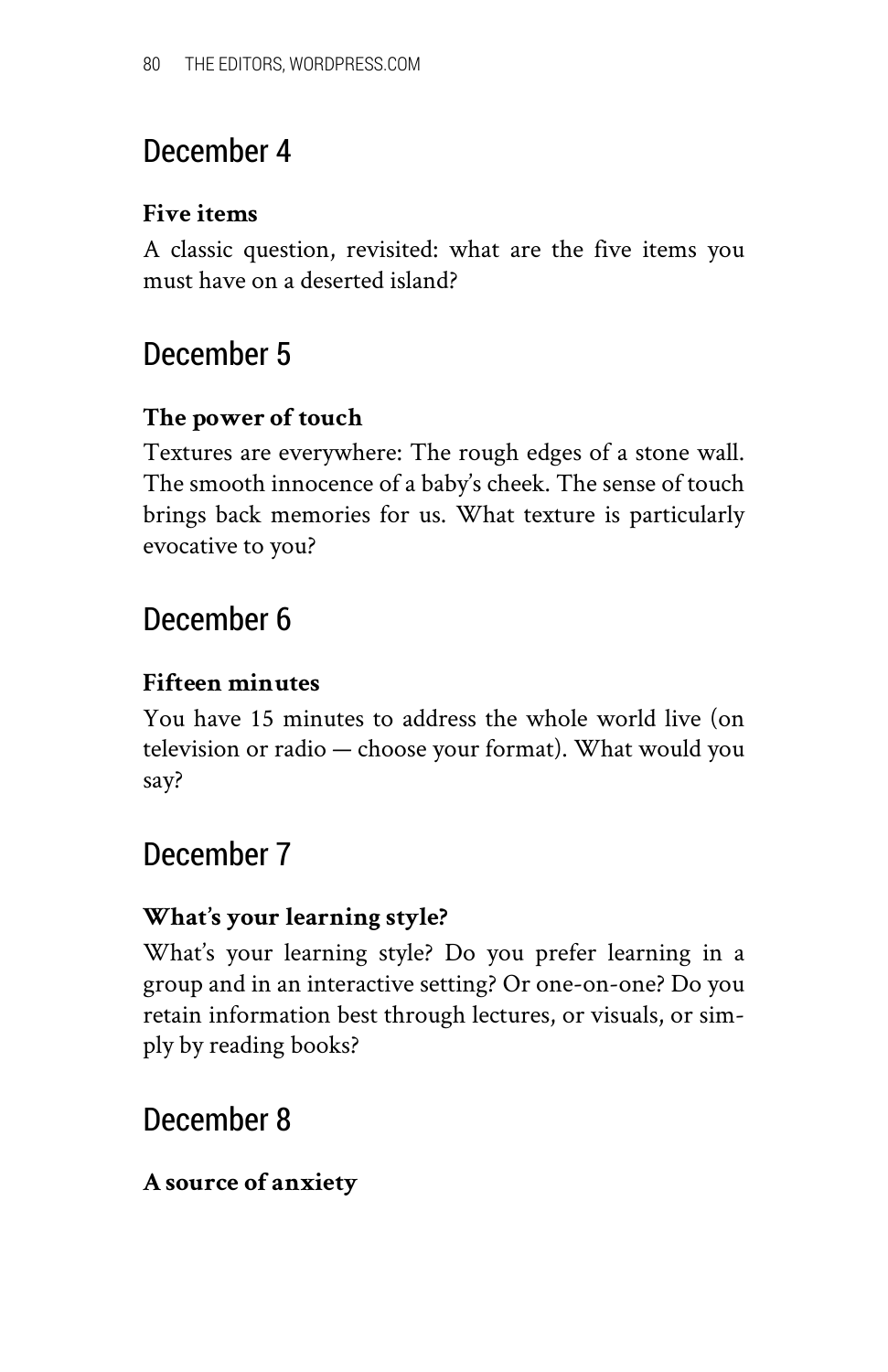## December 4

**Five items**

A classic question, revisited: what are the five items you must have on a deserted island?

## December 5

**The power of touch**

Textures are everywhere: The rough edges of a stone wall. The smooth innocence of a baby's cheek. The sense of touch brings back memories for us. What texture is particularly evocative to you?

## December 6

**Fifteen minutes**

You have 15 minutes to address the whole world live (on television or radio — choose your format). What would you say?

## December 7

**What's your learning style?**

What's your learning style? Do you prefer learning in a group and in an interactive setting? Or one-on-one? Do you retain information best through lectures, or visuals, or simply by reading books?

## December 8

**A source of anxiety**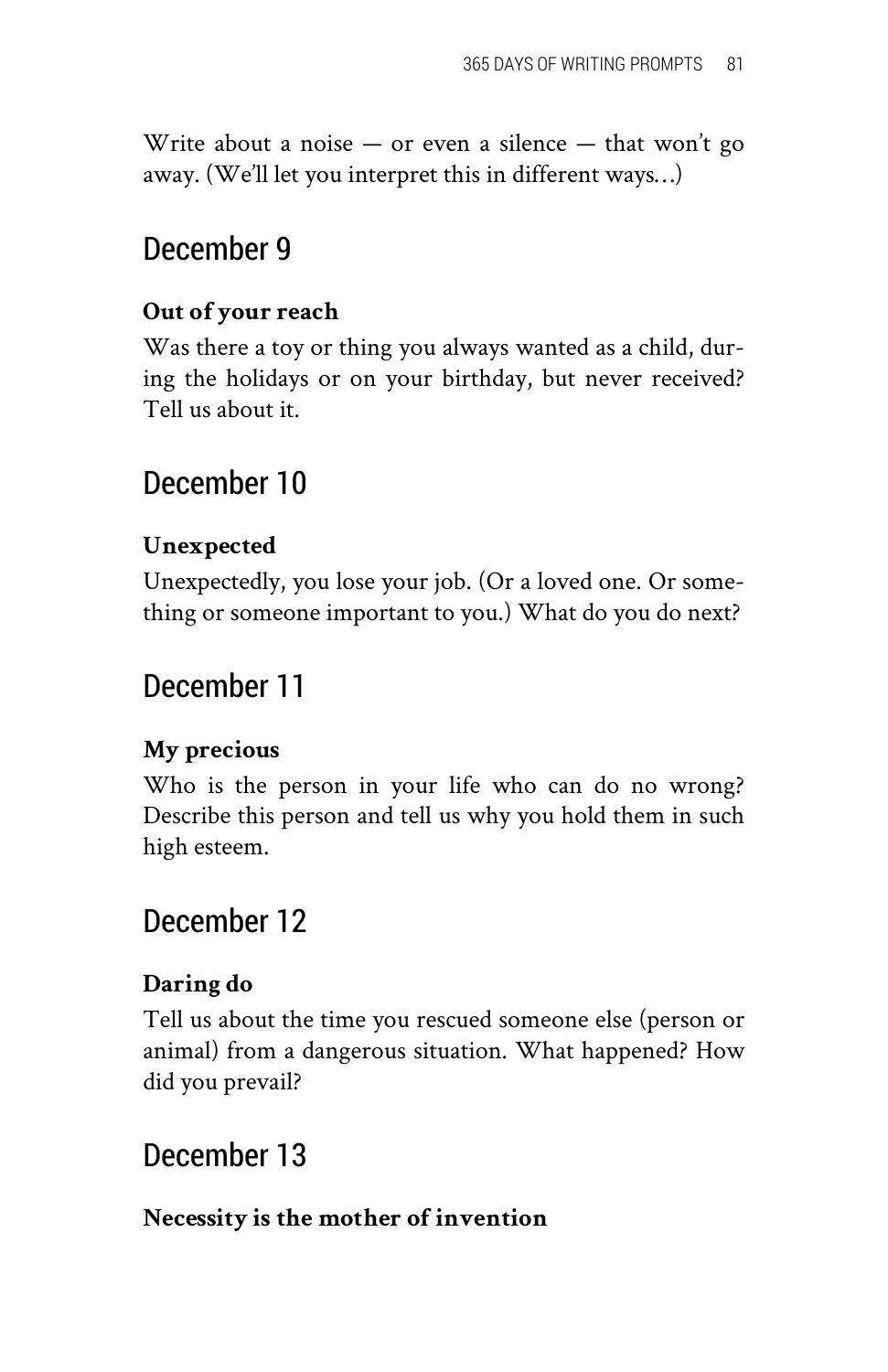Write about a noise — or even a silence — that won't go away. (We'll let you interpret this in different ways…)

## December 9

**Out of your reach**

Was there a toy or thing you always wanted as a child, during the holidays or on your birthday, but never received? Tell us about it.

## December 10

**Unexpected**

Unexpectedly, you lose your job. (Or a loved one. Or something or someone important to you.) What do you do next?

## December 11

**My precious**

Who is the person in your life who can do no wrong? Describe this person and tell us why you hold them in such high esteem.

## December 12

**Daring do**

Tell us about the time you rescued someone else (person or animal) from a dangerous situation. What happened? How did you prevail?

## December 13

**Necessity is the mother of invention**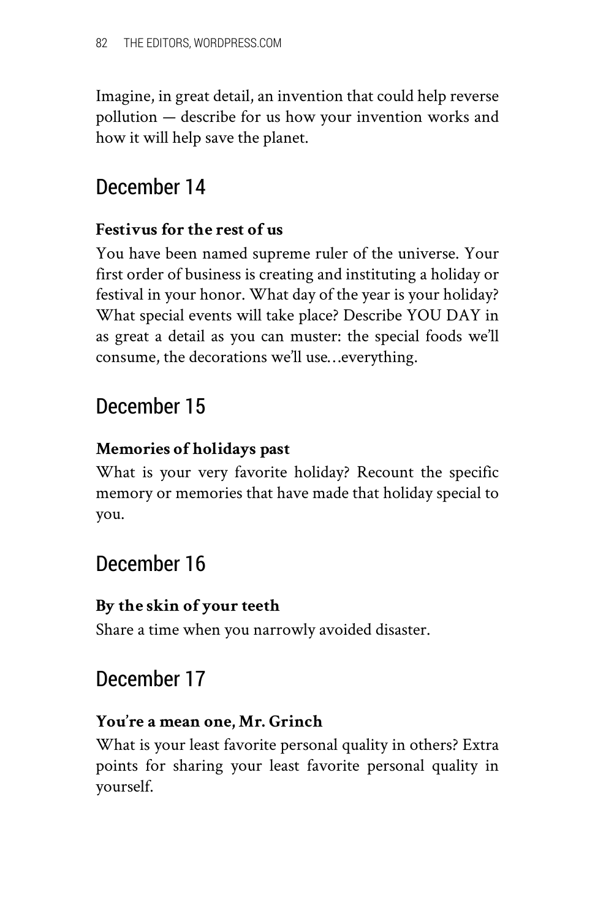Imagine, in great detail, an invention that could help reverse pollution — describe for us how your invention works and how it will help save the planet.

## December 14

**Festivus for the rest of us**

You have been named supreme ruler of the universe. Your first order of business is creating and instituting a holiday or festival in your honor. What day of the year is your holiday? What special events will take place? Describe YOU DAY in as great a detail as you can muster: the special foods we'll consume, the decorations we'll use…everything.

## December 15

**Memories of holidays past**

What is your very favorite holiday? Recount the specific memory or memories that have made that holiday special to you.

## December 16

**By the skin of your teeth**

Share a time when you narrowly avoided disaster.

## December 17

**You're a mean one, Mr. Grinch**

What is your least favorite personal quality in others? Extra points for sharing your least favorite personal quality in yourself.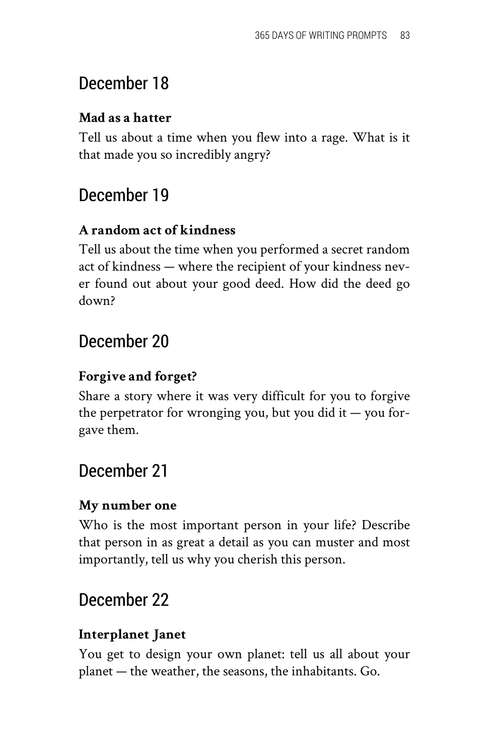## December 18

**Mad as a hatter**

Tell us about a time when you flew into a rage. What is it that made you so incredibly angry?

## December 19

**A random act of kindness**

Tell us about the time when you performed a secret random act of kindness — where the recipient of your kindness never found out about your good deed. How did the deed go down?

## December 20

**Forgive and forget?**

Share a story where it was very difficult for you to forgive the perpetrator for wronging you, but you did it — you forgave them.

## December 21

**My number one**

Who is the most important person in your life? Describe that person in as great a detail as you can muster and most importantly, tell us why you cherish this person.

## December 22

**Interplanet Janet**

You get to design your own planet: tell us all about your planet — the weather, the seasons, the inhabitants. Go.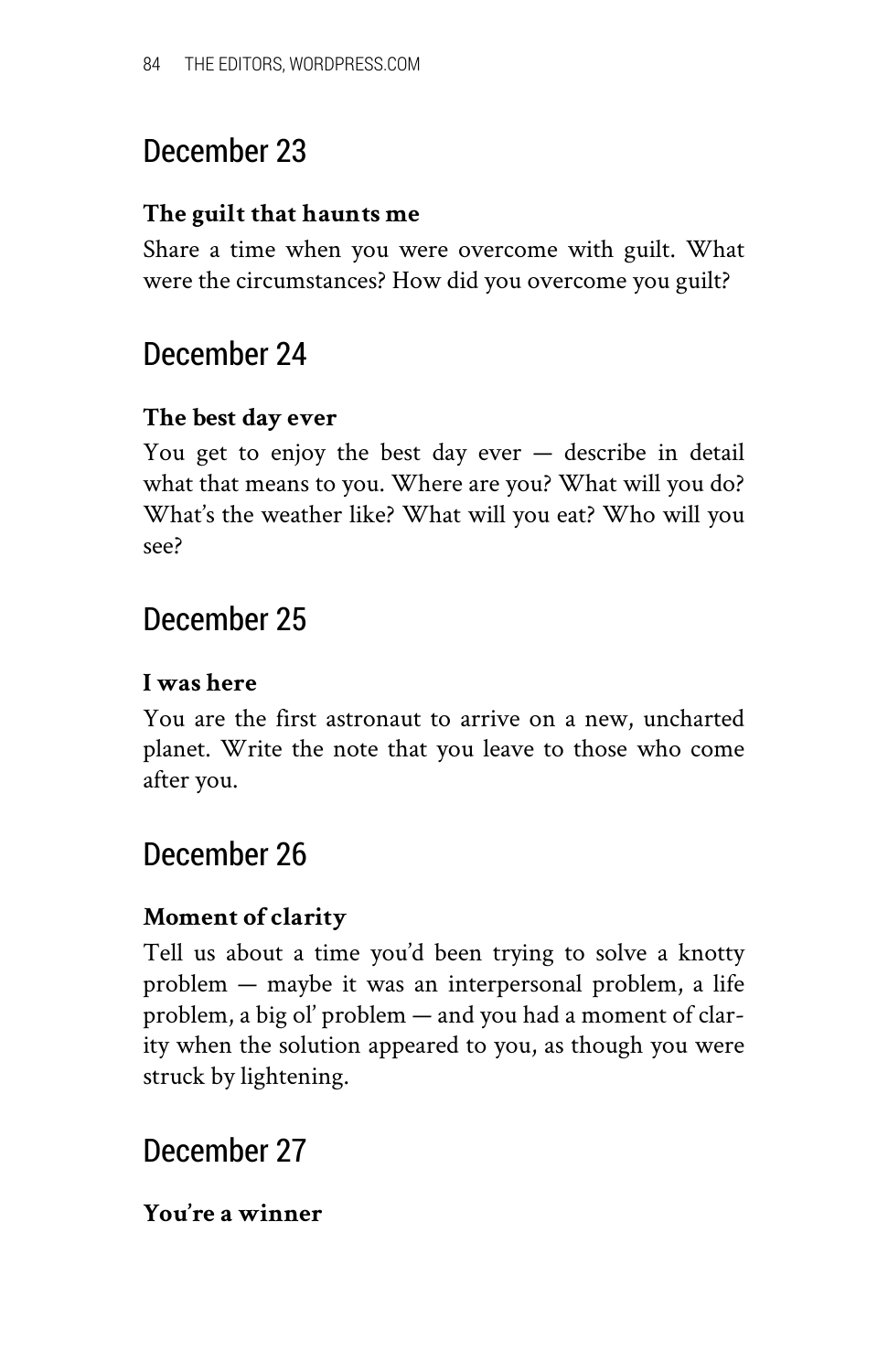## December 23

**The guilt that haunts me**

Share a time when you were overcome with guilt. What were the circumstances? How did you overcome you guilt?

## December 24

**The best day ever**

You get to enjoy the best day ever — describe in detail what that means to you. Where are you? What will you do? What's the weather like? What will you eat? Who will you see?

## December 25

**I was here**

You are the first astronaut to arrive on a new, uncharted planet. Write the note that you leave to those who come after you.

## December 26

**Moment of clarity**

Tell us about a time you'd been trying to solve a knotty problem — maybe it was an interpersonal problem, a life problem, a big ol' problem — and you had a moment of clarity when the solution appeared to you, as though you were struck by lightening.

## December 27

**You're a winner**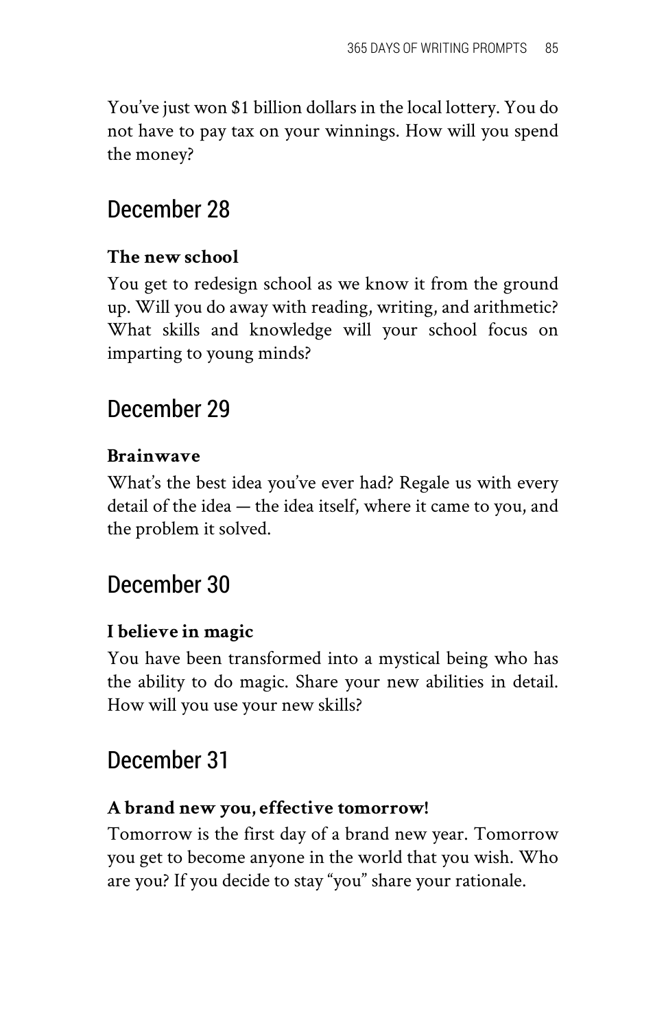You've just won $1 billion dollars in the local lottery. You do not have to pay tax on your winnings. How will you spend the money?

## December 28

**The new school**

You get to redesign school as we know it from the ground up. Will you do away with reading, writing, and arithmetic? What skills and knowledge will your school focus on imparting to young minds?

## December 29

**Brainwave**

What's the best idea you've ever had? Regale us with every detail of the idea — the idea itself, where it came to you, and the problem it solved.

## December 30

**I believe in magic**

You have been transformed into a mystical being who has the ability to do magic. Share your new abilities in detail. How will you use your new skills?

## December 31

**A brand new you, effective tomorrow!**

Tomorrow is the first day of a brand new year. Tomorrow you get to become anyone in the world that you wish. Who are you? If you decide to stay "you" share your rationale.